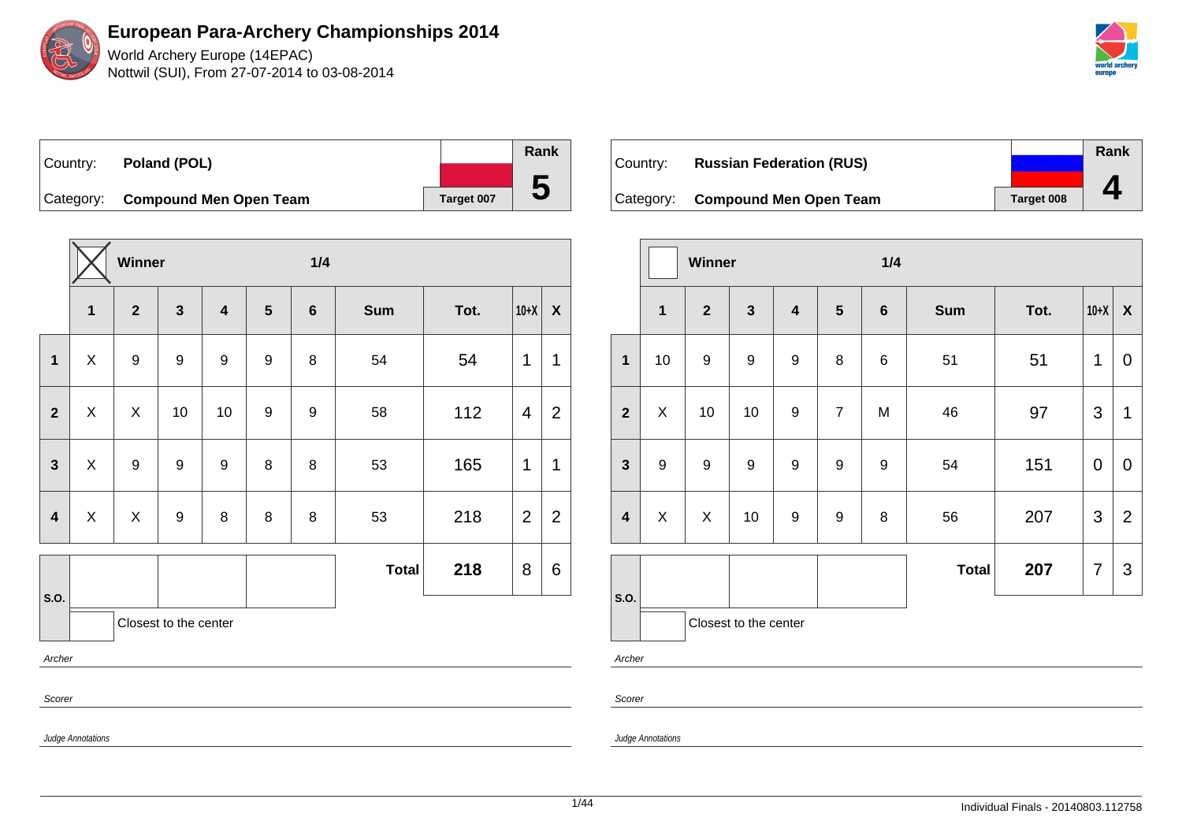# European Para-Archery Championships 2014

World Archery Europe (14EPAC)
Nottwil (SUI), From 27-07-2014 to 03-08-2014

| Country: | Poland (POL) | Rank |
|---|---|---|
| Category: | Compound Men Open Team | 5 |
| | Target 007 | |

| | X Winner | | | | | 1/4 | | | | |
|---|---|---|---|---|---|---|---|---|---|---|
| | 1 | 2 | 3 | 4 | 5 | 6 | Sum | Tot. | 10+X | X |
| 1 | X | 9 | 9 | 9 | 9 | 8 | 54 | 54 | 1 | 1 |
| 2 | X | X | 10 | 10 | 9 | 9 | 58 | 112 | 4 | 2 |
| 3 | X | 9 | 9 | 9 | 8 | 8 | 53 | 165 | 1 | 1 |
| 4 | X | X | 9 | 8 | 8 | 8 | 53 | 218 | 2 | 2 |
| S.O. | | | | | | | Total | 218 | 8 | 6 |

Closest to the center

*Archer*

*Scorer*

*Judge Annotations*

| Country: | Russian Federation (RUS) | Rank |
|---|---|---|
| Category: | Compound Men Open Team | 4 |
| | Target 008 | |

| | Winner | | | | | 1/4 | | | | |
|---|---|---|---|---|---|---|---|---|---|---|
| | 1 | 2 | 3 | 4 | 5 | 6 | Sum | Tot. | 10+X | X |
| 1 | 10 | 9 | 9 | 9 | 8 | 6 | 51 | 51 | 1 | 0 |
| 2 | X | 10 | 10 | 9 | 7 | M | 46 | 97 | 3 | 1 |
| 3 | 9 | 9 | 9 | 9 | 9 | 9 | 54 | 151 | 0 | 0 |
| 4 | X | X | 10 | 9 | 9 | 8 | 56 | 207 | 3 | 2 |
| S.O. | | | | | | | Total | 207 | 7 | 3 |

Closest to the center

*Archer*

*Scorer*

*Judge Annotations*

Individual Finals - 20140803.112758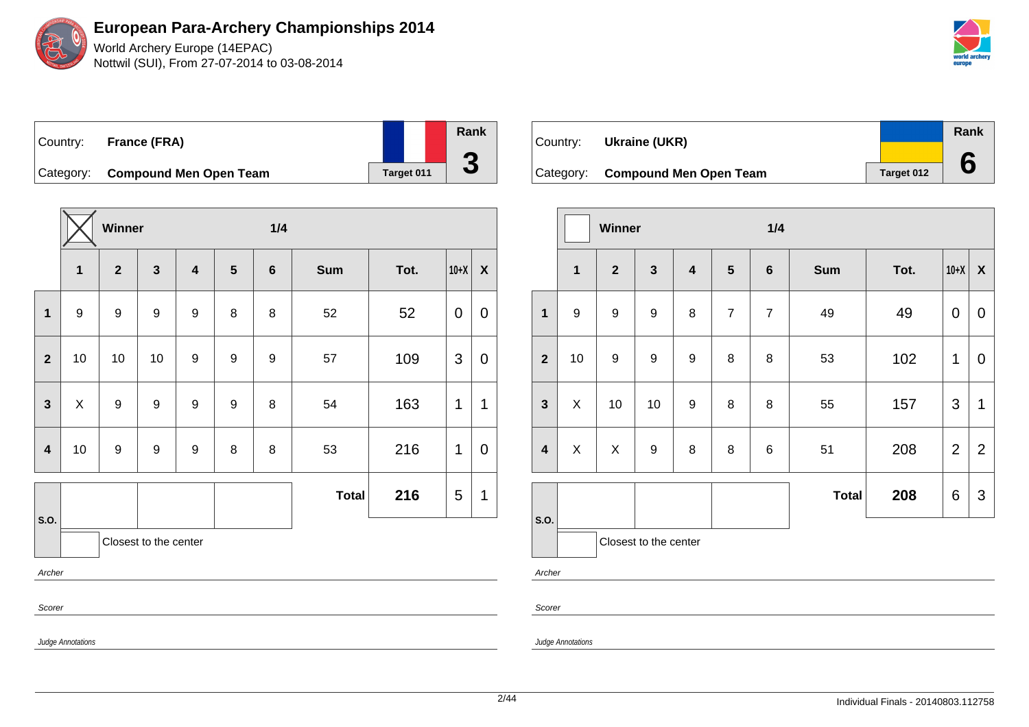# European Para-Archery Championships 2014

World Archery Europe (14EPAC)
Nottwil (SUI), From 27-07-2014 to 03-08-2014

| Country: | **France (FRA)** | | **Rank** |
|---|---|---|---|
| Category: | **Compound Men Open Team** | Target 011 | **3** |

| | ☒ Winner | | | | | 1/4 | | | | |
|---|---|---|---|---|---|---|---|---|---|---|
| | **1** | **2** | **3** | **4** | **5** | **6** | **Sum** | **Tot.** | **10+X** | **X** |
| **1** | 9 | 9 | 9 | 9 | 8 | 8 | 52 | 52 | 0 | 0 |
| **2** | 10 | 10 | 10 | 9 | 9 | 9 | 57 | 109 | 3 | 0 |
| **3** | X | 9 | 9 | 9 | 9 | 8 | 54 | 163 | 1 | 1 |
| **4** | 10 | 9 | 9 | 9 | 8 | 8 | 53 | 216 | 1 | 0 |
| **S.O.** | | | | | | | **Total** | **216** | 5 | 1 |

Closest to the center

*Archer*

*Scorer*

*Judge Annotations*

| Country: | **Ukraine (UKR)** | | **Rank** |
|---|---|---|---|
| Category: | **Compound Men Open Team** | Target 012 | **6** |

| | ☐ Winner | | | | | 1/4 | | | | |
|---|---|---|---|---|---|---|---|---|---|---|
| | **1** | **2** | **3** | **4** | **5** | **6** | **Sum** | **Tot.** | **10+X** | **X** |
| **1** | 9 | 9 | 9 | 8 | 7 | 7 | 49 | 49 | 0 | 0 |
| **2** | 10 | 9 | 9 | 9 | 8 | 8 | 53 | 102 | 1 | 0 |
| **3** | X | 10 | 10 | 9 | 8 | 8 | 55 | 157 | 3 | 1 |
| **4** | X | X | 9 | 8 | 8 | 6 | 51 | 208 | 2 | 2 |
| **S.O.** | | | | | | | **Total** | **208** | 6 | 3 |

Closest to the center

*Archer*

*Scorer*

*Judge Annotations*

Individual Finals - 20140803.112758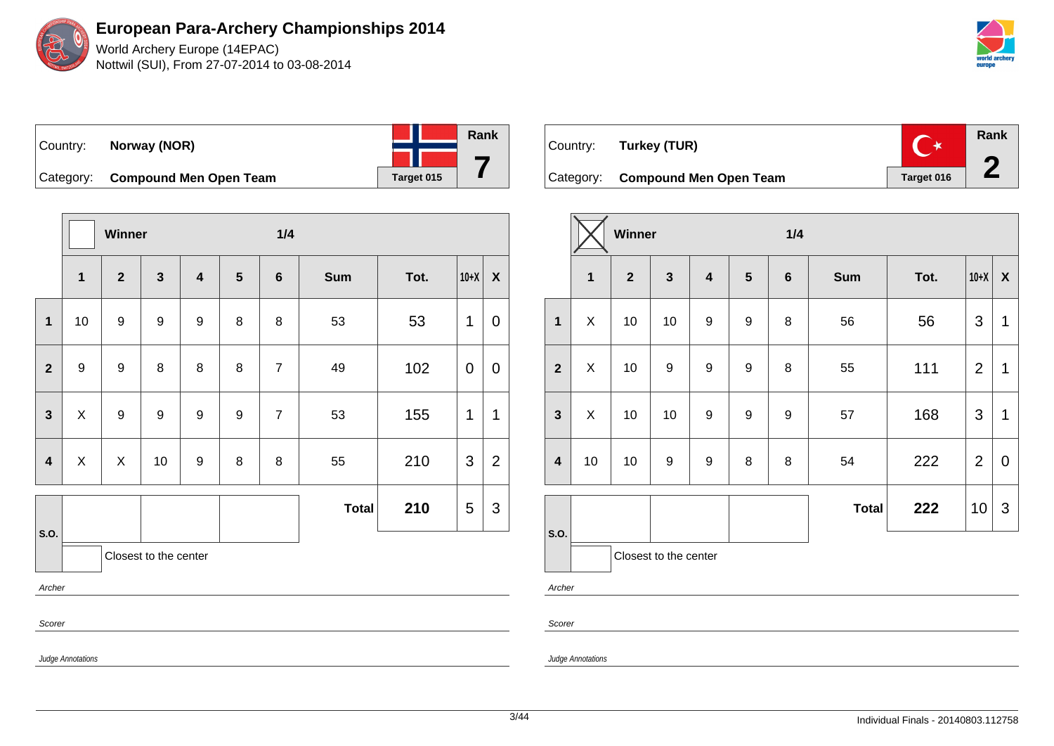# European Para-Archery Championships 2014

World Archery Europe (14EPAC)
Nottwil (SUI), From 27-07-2014 to 03-08-2014

| Country: | **Norway (NOR)** | | Rank |
|---|---|---|---|
| Category: | **Compound Men Open Team** | Target 015 | **7** |

| | Winner | | | | | 1/4 | | | | |
|---|---|---|---|---|---|---|---|---|---|---|
| | **1** | **2** | **3** | **4** | **5** | **6** | **Sum** | **Tot.** | **10+X** | **X** |
| **1** | 10 | 9 | 9 | 9 | 8 | 8 | 53 | 53 | 1 | 0 |
| **2** | 9 | 9 | 8 | 8 | 8 | 7 | 49 | 102 | 0 | 0 |
| **3** | X | 9 | 9 | 9 | 9 | 7 | 53 | 155 | 1 | 1 |
| **4** | X | X | 10 | 9 | 8 | 8 | 55 | 210 | 3 | 2 |
| **S.O.** | | | | | | | **Total** | **210** | 5 | 3 |

Closest to the center

*Archer*

*Scorer*

*Judge Annotations*

| Country: | **Turkey (TUR)** | | Rank |
|---|---|---|---|
| Category: | **Compound Men Open Team** | Target 016 | **2** |

| | Winner ☒ | | | | | 1/4 | | | | |
|---|---|---|---|---|---|---|---|---|---|---|
| | **1** | **2** | **3** | **4** | **5** | **6** | **Sum** | **Tot.** | **10+X** | **X** |
| **1** | X | 10 | 10 | 9 | 9 | 8 | 56 | 56 | 3 | 1 |
| **2** | X | 10 | 9 | 9 | 9 | 8 | 55 | 111 | 2 | 1 |
| **3** | X | 10 | 10 | 9 | 9 | 9 | 57 | 168 | 3 | 1 |
| **4** | 10 | 10 | 9 | 9 | 8 | 8 | 54 | 222 | 2 | 0 |
| **S.O.** | | | | | | | **Total** | **222** | 10 | 3 |

Closest to the center

*Archer*

*Scorer*

*Judge Annotations*

Individual Finals - 20140803.112758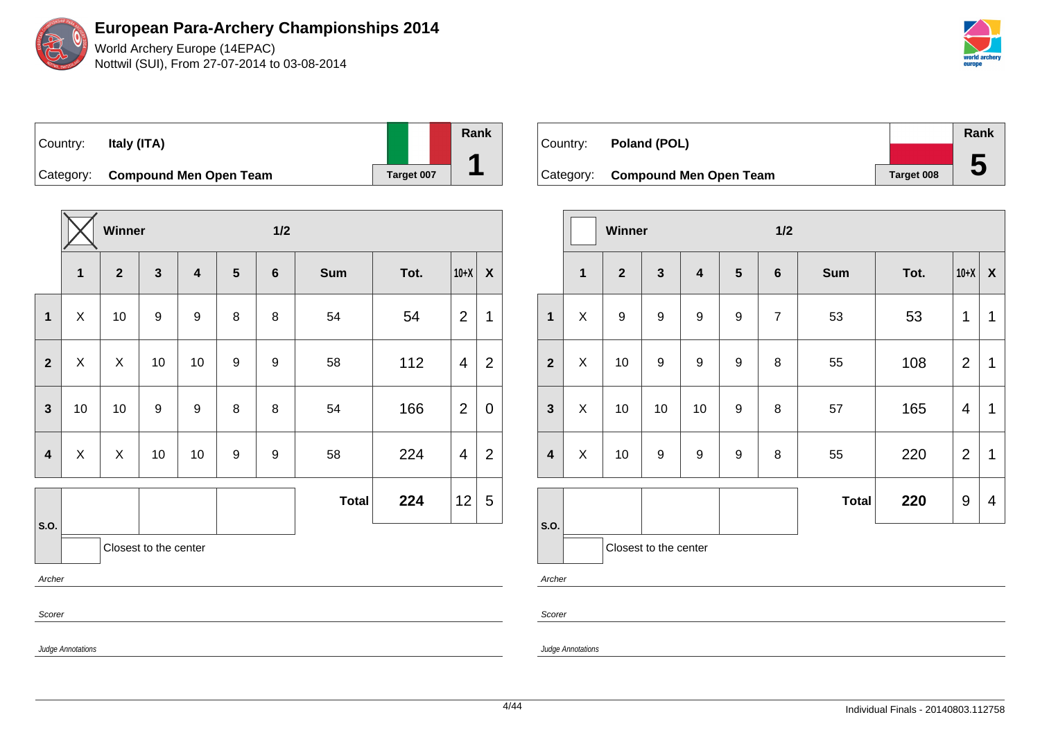# European Para-Archery Championships 2014

World Archery Europe (14EPAC)
Nottwil (SUI), From 27-07-2014 to 03-08-2014

| Country: | Italy (ITA) | Rank |
|---|---|---|
| Category: | Compound Men Open Team | 1 |
| | Target 007 | |

| | Winner (X) | | | | | 1/2 | | | | |
|---|---|---|---|---|---|---|---|---|---|---|
| | 1 | 2 | 3 | 4 | 5 | 6 | Sum | Tot. | 10+X | X |
| 1 | X | 10 | 9 | 9 | 8 | 8 | 54 | 54 | 2 | 1 |
| 2 | X | X | 10 | 10 | 9 | 9 | 58 | 112 | 4 | 2 |
| 3 | 10 | 10 | 9 | 9 | 8 | 8 | 54 | 166 | 2 | 0 |
| 4 | X | X | 10 | 10 | 9 | 9 | 58 | 224 | 4 | 2 |
| S.O. | | | | | | | Total | 224 | 12 | 5 |

Closest to the center

*Archer*

*Scorer*

*Judge Annotations*

| Country: | Poland (POL) | Rank |
|---|---|---|
| Category: | Compound Men Open Team | 5 |
| | Target 008 | |

| | Winner | | | | | 1/2 | | | | |
|---|---|---|---|---|---|---|---|---|---|---|
| | 1 | 2 | 3 | 4 | 5 | 6 | Sum | Tot. | 10+X | X |
| 1 | X | 9 | 9 | 9 | 9 | 7 | 53 | 53 | 1 | 1 |
| 2 | X | 10 | 9 | 9 | 9 | 8 | 55 | 108 | 2 | 1 |
| 3 | X | 10 | 10 | 10 | 9 | 8 | 57 | 165 | 4 | 1 |
| 4 | X | 10 | 9 | 9 | 9 | 8 | 55 | 220 | 2 | 1 |
| S.O. | | | | | | | Total | 220 | 9 | 4 |

Closest to the center

*Archer*

*Scorer*

*Judge Annotations*

Individual Finals - 20140803.112758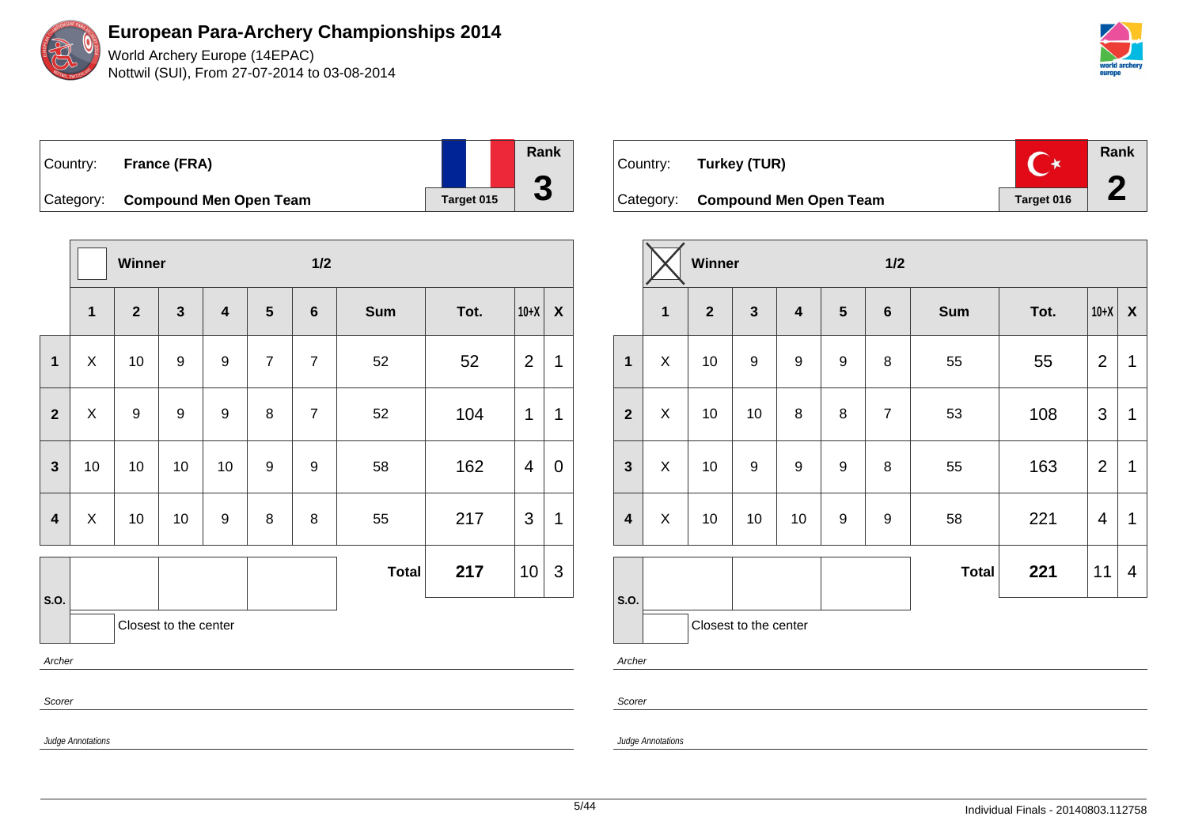# European Para-Archery Championships 2014

World Archery Europe (14EPAC)
Nottwil (SUI), From 27-07-2014 to 03-08-2014

| Country: | **France (FRA)** | Rank |
|---|---|---|
| Category: | **Compound Men Open Team** | **3** |
| | Target 015 | |

| | Winner | | | | | 1/2 | | | | |
|---|---|---|---|---|---|---|---|---|---|---|
| | **1** | **2** | **3** | **4** | **5** | **6** | **Sum** | **Tot.** | **10+X** | **X** |
| **1** | X | 10 | 9 | 9 | 7 | 7 | 52 | 52 | 2 | 1 |
| **2** | X | 9 | 9 | 9 | 8 | 7 | 52 | 104 | 1 | 1 |
| **3** | 10 | 10 | 10 | 10 | 9 | 9 | 58 | 162 | 4 | 0 |
| **4** | X | 10 | 10 | 9 | 8 | 8 | 55 | 217 | 3 | 1 |
| | | | | | | | **Total** | **217** | 10 | 3 |

S.O.

Closest to the center

*Archer*

*Scorer*

*Judge Annotations*

| Country: | **Turkey (TUR)** | Rank |
|---|---|---|
| Category: | **Compound Men Open Team** | **2** |
| | Target 016 | |

| | Winner ☒ | | | | | 1/2 | | | | |
|---|---|---|---|---|---|---|---|---|---|---|
| | **1** | **2** | **3** | **4** | **5** | **6** | **Sum** | **Tot.** | **10+X** | **X** |
| **1** | X | 10 | 9 | 9 | 9 | 8 | 55 | 55 | 2 | 1 |
| **2** | X | 10 | 10 | 8 | 8 | 7 | 53 | 108 | 3 | 1 |
| **3** | X | 10 | 9 | 9 | 9 | 8 | 55 | 163 | 2 | 1 |
| **4** | X | 10 | 10 | 10 | 9 | 9 | 58 | 221 | 4 | 1 |
| | | | | | | | **Total** | **221** | 11 | 4 |

S.O.

Closest to the center

*Archer*

*Scorer*

*Judge Annotations*

Individual Finals - 20140803.112758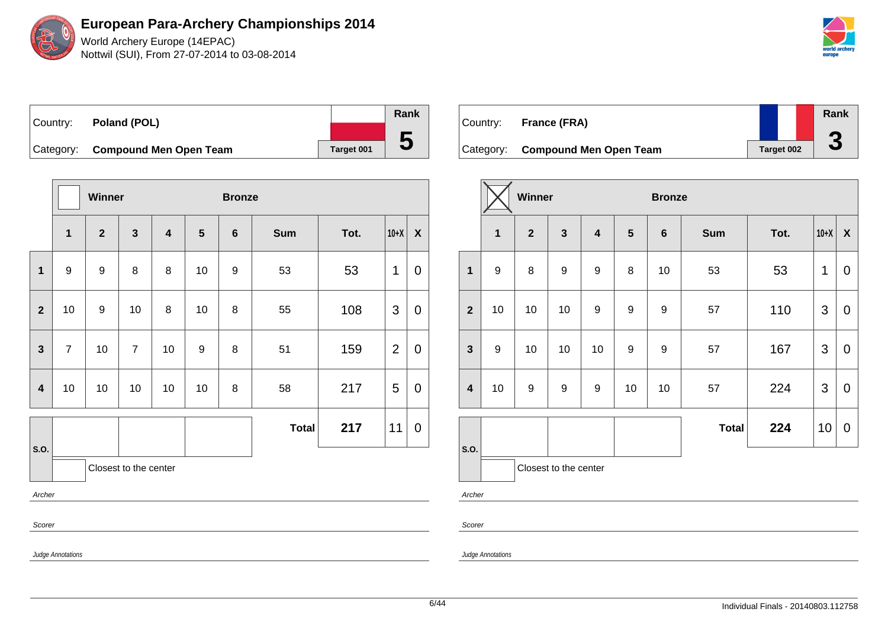# European Para-Archery Championships 2014

World Archery Europe (14EPAC)
Nottwil (SUI), From 27-07-2014 to 03-08-2014

| Country: | Poland (POL) | | Rank |
|---|---|---|---|
| Category: | Compound Men Open Team | Target 001 | 5 |

| | Winner | | | | | Bronze | | | |
|---|---|---|---|---|---|---|---|---|---|
| | 1 | 2 | 3 | 4 | 5 | 6 | Sum | Tot. | 10+X | X |
| 1 | 9 | 9 | 8 | 8 | 10 | 9 | 53 | 53 | 1 | 0 |
| 2 | 10 | 9 | 10 | 8 | 10 | 8 | 55 | 108 | 3 | 0 |
| 3 | 7 | 10 | 7 | 10 | 9 | 8 | 51 | 159 | 2 | 0 |
| 4 | 10 | 10 | 10 | 10 | 10 | 8 | 58 | 217 | 5 | 0 |
| S.O. | | | | | | | Total | 217 | 11 | 0 |

Closest to the center

*Archer*

*Scorer*

*Judge Annotations*

| Country: | France (FRA) | | Rank |
|---|---|---|---|
| Category: | Compound Men Open Team | Target 002 | 3 |

| | Winner (X) | | | | | Bronze | | | | |
|---|---|---|---|---|---|---|---|---|---|---|
| | 1 | 2 | 3 | 4 | 5 | 6 | Sum | Tot. | 10+X | X |
| 1 | 9 | 8 | 9 | 9 | 8 | 10 | 53 | 53 | 1 | 0 |
| 2 | 10 | 10 | 10 | 9 | 9 | 9 | 57 | 110 | 3 | 0 |
| 3 | 9 | 10 | 10 | 10 | 9 | 9 | 57 | 167 | 3 | 0 |
| 4 | 10 | 9 | 9 | 9 | 10 | 10 | 57 | 224 | 3 | 0 |
| S.O. | | | | | | | Total | 224 | 10 | 0 |

Closest to the center

*Archer*

*Scorer*

*Judge Annotations*

Individual Finals - 20140803.112758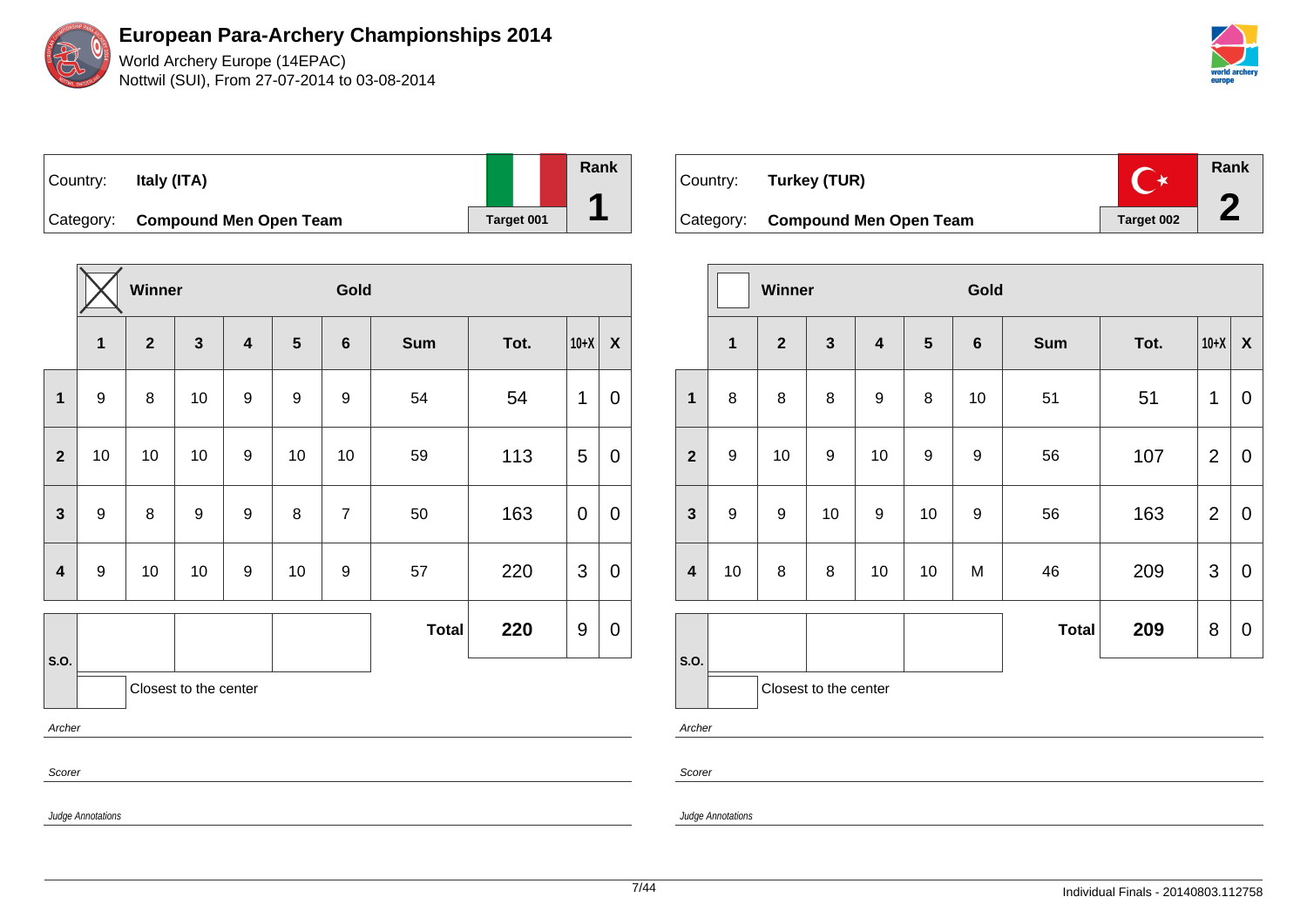# European Para-Archery Championships 2014

World Archery Europe (14EPAC)
Nottwil (SUI), From 27-07-2014 to 03-08-2014

| Country: | Italy (ITA) | | Rank |
|---|---|---|---|
| Category: | Compound Men Open Team | Target 001 | 1 |

Winner — Gold

| | 1 | 2 | 3 | 4 | 5 | 6 | Sum | Tot. | 10+X | X |
|---|---|---|---|---|---|---|---|---|---|---|
| 1 | 9 | 8 | 10 | 9 | 9 | 9 | 54 | 54 | 1 | 0 |
| 2 | 10 | 10 | 10 | 9 | 10 | 10 | 59 | 113 | 5 | 0 |
| 3 | 9 | 8 | 9 | 9 | 8 | 7 | 50 | 163 | 0 | 0 |
| 4 | 9 | 10 | 10 | 9 | 10 | 9 | 57 | 220 | 3 | 0 |
| S.O. | | | | | | | Total | 220 | 9 | 0 |

Closest to the center

Archer

Scorer

Judge Annotations

| Country: | Turkey (TUR) | | Rank |
|---|---|---|---|
| Category: | Compound Men Open Team | Target 002 | 2 |

Winner — Gold

| | 1 | 2 | 3 | 4 | 5 | 6 | Sum | Tot. | 10+X | X |
|---|---|---|---|---|---|---|---|---|---|---|
| 1 | 8 | 8 | 8 | 9 | 8 | 10 | 51 | 51 | 1 | 0 |
| 2 | 9 | 10 | 9 | 10 | 9 | 9 | 56 | 107 | 2 | 0 |
| 3 | 9 | 9 | 10 | 9 | 10 | 9 | 56 | 163 | 2 | 0 |
| 4 | 10 | 8 | 8 | 10 | 10 | M | 46 | 209 | 3 | 0 |
| S.O. | | | | | | | Total | 209 | 8 | 0 |

Closest to the center

Archer

Scorer

Judge Annotations

Individual Finals - 20140803.112758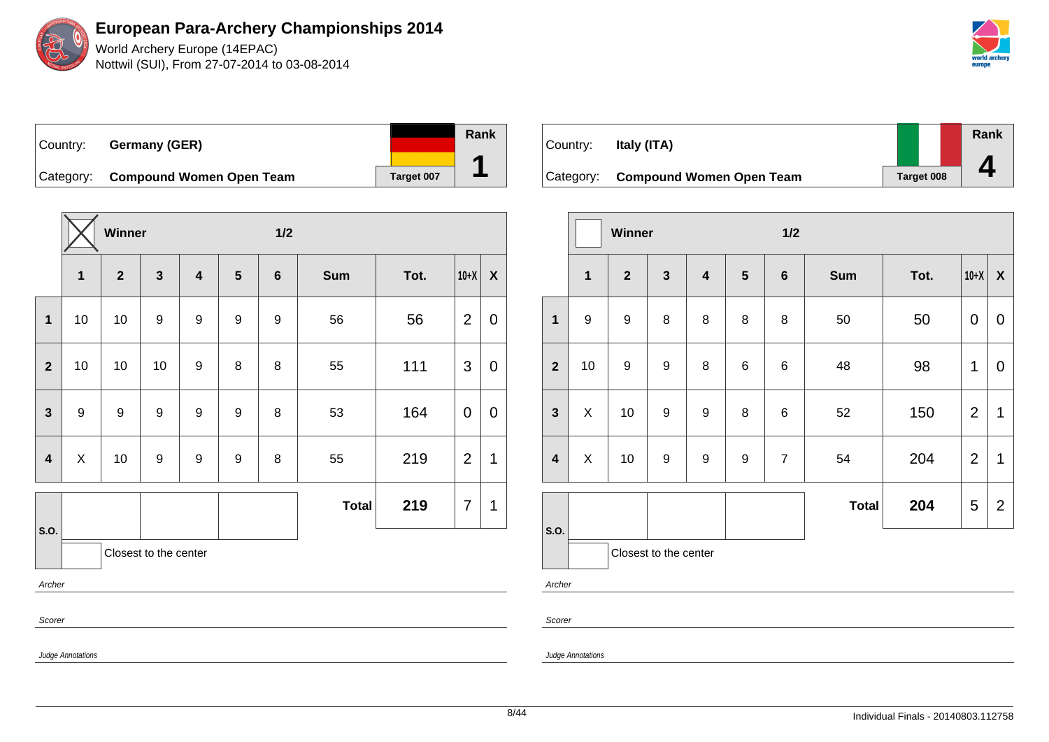# European Para-Archery Championships 2014

World Archery Europe (14EPAC)
Nottwil (SUI), From 27-07-2014 to 03-08-2014

| Country: | Germany (GER) | Rank |
|---|---|---|
| Category: | Compound Women Open Team | 1 |
| | Target 007 | |

**Winner** [X] — 1/2

| | 1 | 2 | 3 | 4 | 5 | 6 | Sum | Tot. | 10+X | X |
|---|---|---|---|---|---|---|---|---|---|---|
| 1 | 10 | 10 | 9 | 9 | 9 | 9 | 56 | 56 | 2 | 0 |
| 2 | 10 | 10 | 10 | 9 | 8 | 8 | 55 | 111 | 3 | 0 |
| 3 | 9 | 9 | 9 | 9 | 9 | 8 | 53 | 164 | 0 | 0 |
| 4 | X | 10 | 9 | 9 | 9 | 8 | 55 | 219 | 2 | 1 |
| | | | | | | | **Total** | **219** | 7 | 1 |

S.O.

Closest to the center

*Archer*

*Scorer*

*Judge Annotations*

| Country: | Italy (ITA) | Rank |
|---|---|---|
| Category: | Compound Women Open Team | 4 |
| | Target 008 | |

**Winner** [ ] — 1/2

| | 1 | 2 | 3 | 4 | 5 | 6 | Sum | Tot. | 10+X | X |
|---|---|---|---|---|---|---|---|---|---|---|
| 1 | 9 | 9 | 8 | 8 | 8 | 8 | 50 | 50 | 0 | 0 |
| 2 | 10 | 9 | 9 | 8 | 6 | 6 | 48 | 98 | 1 | 0 |
| 3 | X | 10 | 9 | 9 | 8 | 6 | 52 | 150 | 2 | 1 |
| 4 | X | 10 | 9 | 9 | 9 | 7 | 54 | 204 | 2 | 1 |
| | | | | | | | **Total** | **204** | 5 | 2 |

S.O.

Closest to the center

*Archer*

*Scorer*

*Judge Annotations*

Individual Finals - 20140803.112758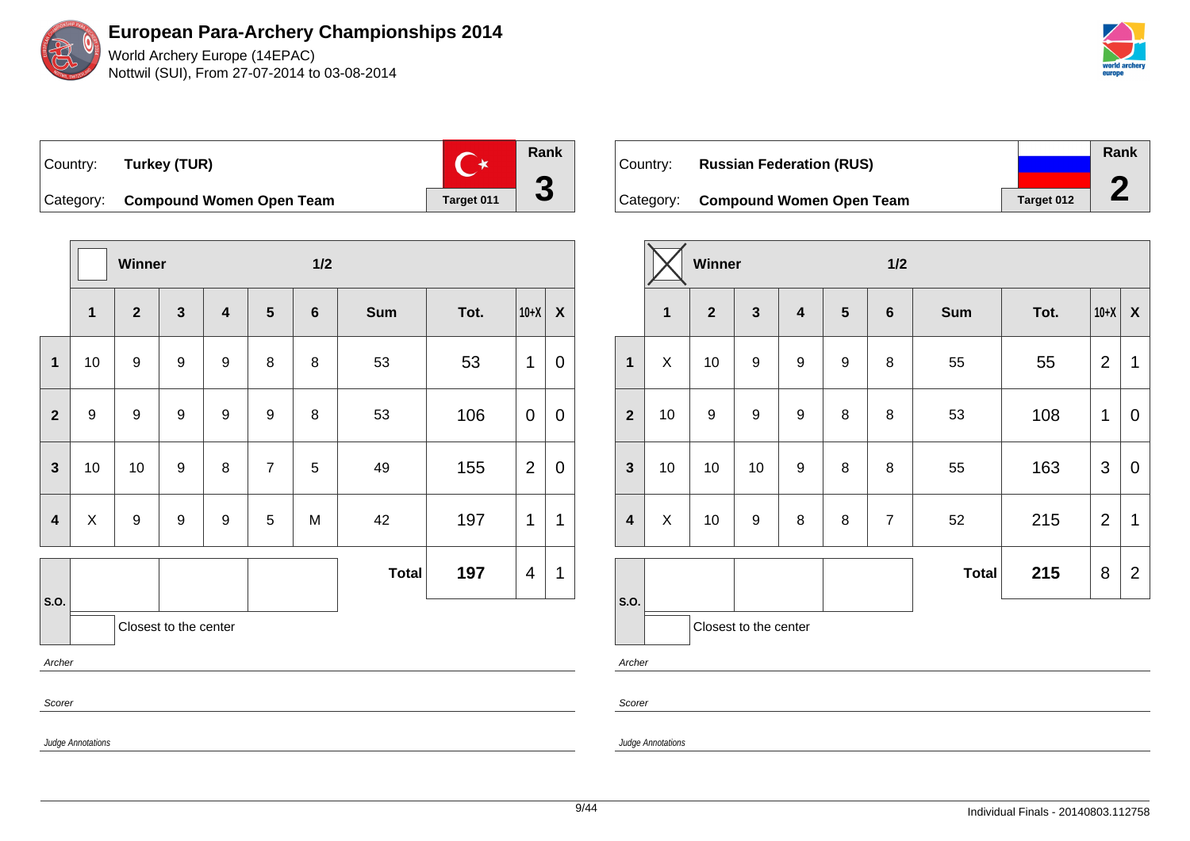# European Para-Archery Championships 2014

World Archery Europe (14EPAC)
Nottwil (SUI), From 27-07-2014 to 03-08-2014

| Country: | **Turkey (TUR)** | Rank |
|---|---|---|
| Category: | **Compound Women Open Team** | **3** |
| | Target 011 | |

| | Winner | | | | | 1/2 | | | | |
|---|---|---|---|---|---|---|---|---|---|---|
| | **1** | **2** | **3** | **4** | **5** | **6** | **Sum** | **Tot.** | **10+X** | **X** |
| **1** | 10 | 9 | 9 | 9 | 8 | 8 | 53 | 53 | 1 | 0 |
| **2** | 9 | 9 | 9 | 9 | 9 | 8 | 53 | 106 | 0 | 0 |
| **3** | 10 | 10 | 9 | 8 | 7 | 5 | 49 | 155 | 2 | 0 |
| **4** | X | 9 | 9 | 9 | 5 | M | 42 | 197 | 1 | 1 |
| **S.O.** | | | | | | | **Total** | **197** | 4 | 1 |

S.O.: Closest to the center

*Archer*

*Scorer*

*Judge Annotations*

| Country: | **Russian Federation (RUS)** | Rank |
|---|---|---|
| Category: | **Compound Women Open Team** | **2** |
| | Target 012 | |

| | Winner (X) | | | | | 1/2 | | | | |
|---|---|---|---|---|---|---|---|---|---|---|
| | **1** | **2** | **3** | **4** | **5** | **6** | **Sum** | **Tot.** | **10+X** | **X** |
| **1** | X | 10 | 9 | 9 | 9 | 8 | 55 | 55 | 2 | 1 |
| **2** | 10 | 9 | 9 | 9 | 8 | 8 | 53 | 108 | 1 | 0 |
| **3** | 10 | 10 | 10 | 9 | 8 | 8 | 55 | 163 | 3 | 0 |
| **4** | X | 10 | 9 | 8 | 8 | 7 | 52 | 215 | 2 | 1 |
| **S.O.** | | | | | | | **Total** | **215** | 8 | 2 |

S.O.: Closest to the center

*Archer*

*Scorer*

*Judge Annotations*

Individual Finals - 20140803.112758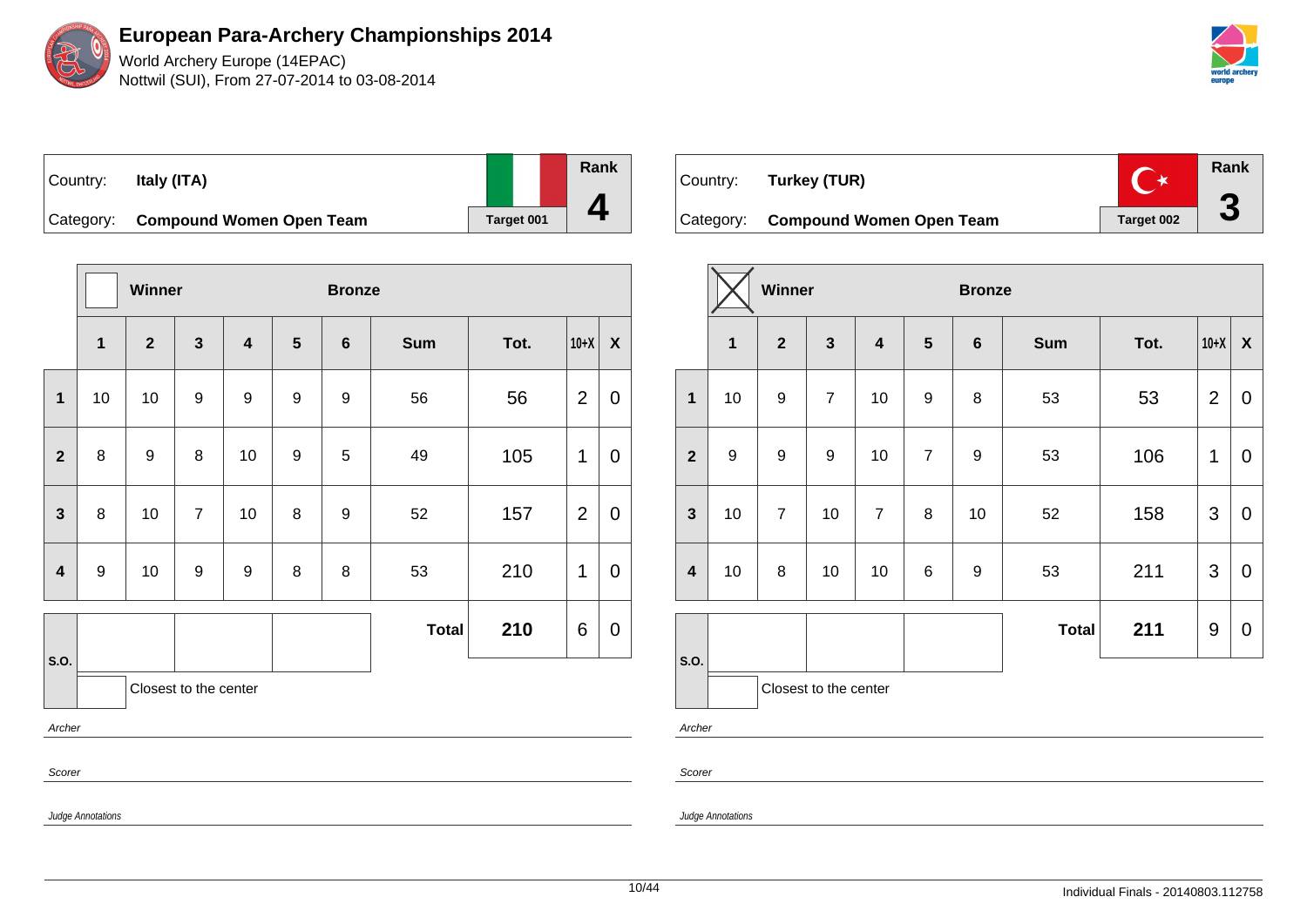# European Para-Archery Championships 2014

World Archery Europe (14EPAC)
Nottwil (SUI), From 27-07-2014 to 03-08-2014

| Country: | Italy (ITA) | | Rank |
|---|---|---|---|
| Category: | **Compound Women Open Team** | Target 001 | **4** |

| | ☐ Winner | | | Bronze | | | | | | |
|---|---|---|---|---|---|---|---|---|---|---|
| | **1** | **2** | **3** | **4** | **5** | **6** | **Sum** | **Tot.** | **10+X** | **X** |
| **1** | 10 | 10 | 9 | 9 | 9 | 9 | 56 | 56 | 2 | 0 |
| **2** | 8 | 9 | 8 | 10 | 9 | 5 | 49 | 105 | 1 | 0 |
| **3** | 8 | 10 | 7 | 10 | 8 | 9 | 52 | 157 | 2 | 0 |
| **4** | 9 | 10 | 9 | 9 | 8 | 8 | 53 | 210 | 1 | 0 |
| **S.O.** | | | | | | | **Total** | **210** | 6 | 0 |

S.O.: Closest to the center

*Archer*

*Scorer*

*Judge Annotations*

| Country: | Turkey (TUR) | | Rank |
|---|---|---|---|
| Category: | **Compound Women Open Team** | Target 002 | **3** |

| | ☒ Winner | | | Bronze | | | | | | |
|---|---|---|---|---|---|---|---|---|---|---|
| | **1** | **2** | **3** | **4** | **5** | **6** | **Sum** | **Tot.** | **10+X** | **X** |
| **1** | 10 | 9 | 7 | 10 | 9 | 8 | 53 | 53 | 2 | 0 |
| **2** | 9 | 9 | 9 | 10 | 7 | 9 | 53 | 106 | 1 | 0 |
| **3** | 10 | 7 | 10 | 7 | 8 | 10 | 52 | 158 | 3 | 0 |
| **4** | 10 | 8 | 10 | 10 | 6 | 9 | 53 | 211 | 3 | 0 |
| **S.O.** | | | | | | | **Total** | **211** | 9 | 0 |

S.O.: Closest to the center

*Archer*

*Scorer*

*Judge Annotations*

Individual Finals - 20140803.112758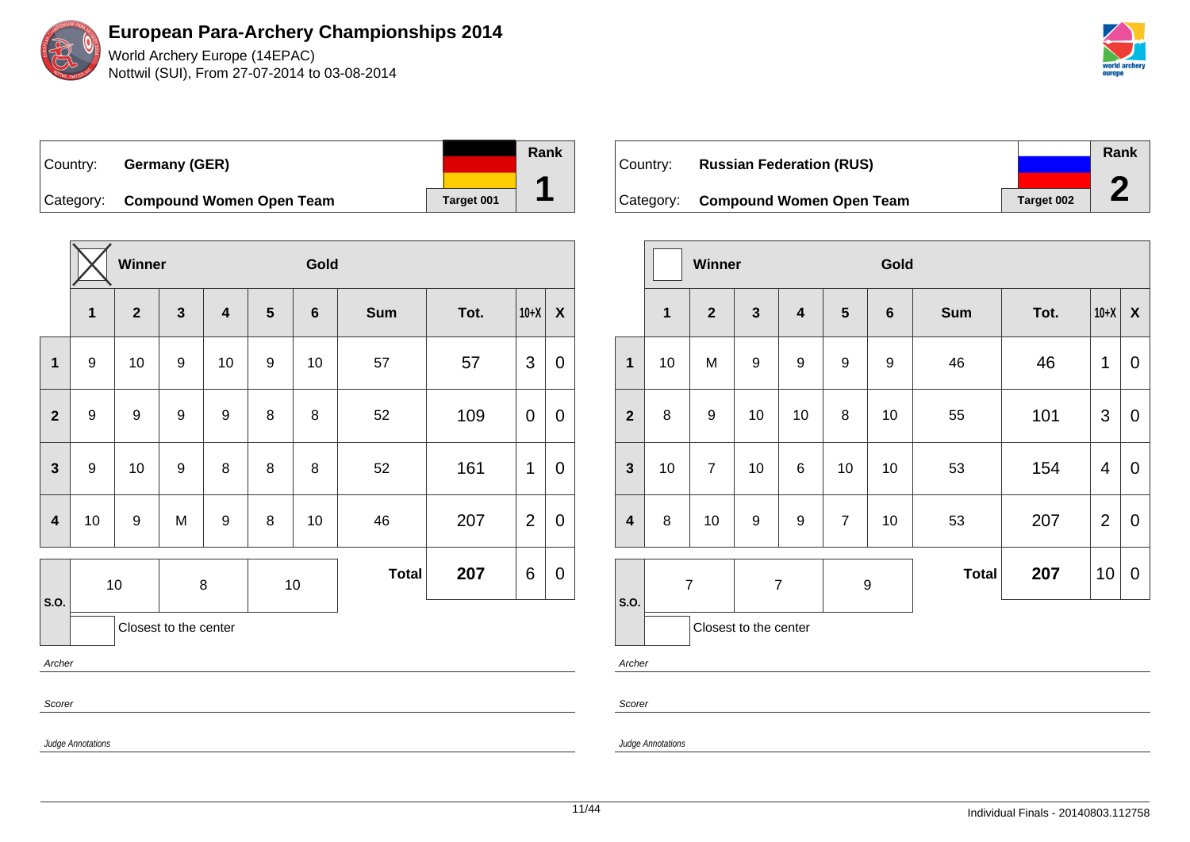# European Para-Archery Championships 2014

World Archery Europe (14EPAC)
Nottwil (SUI), From 27-07-2014 to 03-08-2014

| Country: | **Germany (GER)** | | Rank |
|---|---|---|---|
| Category: | **Compound Women Open Team** | Target 001 | **1** |

| | ☒ Winner | | | | Gold | | | | | |
|---|---|---|---|---|---|---|---|---|---|---|
| | **1** | **2** | **3** | **4** | **5** | **6** | **Sum** | **Tot.** | **10+X** | **X** |
| **1** | 9 | 10 | 9 | 10 | 9 | 10 | 57 | 57 | 3 | 0 |
| **2** | 9 | 9 | 9 | 9 | 8 | 8 | 52 | 109 | 0 | 0 |
| **3** | 9 | 10 | 9 | 8 | 8 | 8 | 52 | 161 | 1 | 0 |
| **4** | 10 | 9 | M | 9 | 8 | 10 | 46 | 207 | 2 | 0 |
| **S.O.** | 10 | | 8 | | 10 | | **Total** | **207** | 6 | 0 |

☐ Closest to the center

*Archer*

*Scorer*

*Judge Annotations*

| Country: | **Russian Federation (RUS)** | | Rank |
|---|---|---|---|
| Category: | **Compound Women Open Team** | Target 002 | **2** |

| | ☐ Winner | | | | Gold | | | | | |
|---|---|---|---|---|---|---|---|---|---|---|
| | **1** | **2** | **3** | **4** | **5** | **6** | **Sum** | **Tot.** | **10+X** | **X** |
| **1** | 10 | M | 9 | 9 | 9 | 9 | 46 | 46 | 1 | 0 |
| **2** | 8 | 9 | 10 | 10 | 8 | 10 | 55 | 101 | 3 | 0 |
| **3** | 10 | 7 | 10 | 6 | 10 | 10 | 53 | 154 | 4 | 0 |
| **4** | 8 | 10 | 9 | 9 | 7 | 10 | 53 | 207 | 2 | 0 |
| **S.O.** | 7 | | 7 | | 9 | | **Total** | **207** | 10 | 0 |

☐ Closest to the center

*Archer*

*Scorer*

*Judge Annotations*

Individual Finals - 20140803.112758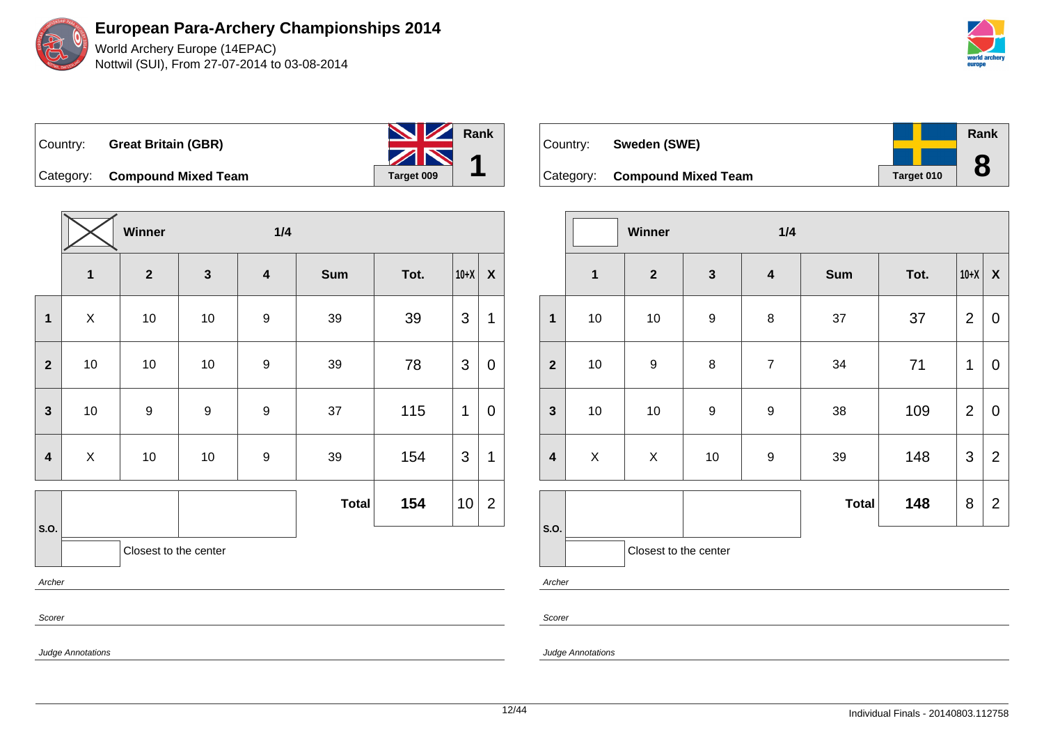# European Para-Archery Championships 2014

World Archery Europe (14EPAC)
Nottwil (SUI), From 27-07-2014 to 03-08-2014

| Country: | **Great Britain (GBR)** | Rank |
|---|---|---|
| Category: | **Compound Mixed Team** | **1** |
| | Target 009 | |

| | Winner ☒ | | 1/4 | | | | | |
|---|---|---|---|---|---|---|---|---|
| | **1** | **2** | **3** | **4** | **Sum** | **Tot.** | **10+X** | **X** |
| **1** | X | 10 | 10 | 9 | 39 | 39 | 3 | 1 |
| **2** | 10 | 10 | 10 | 9 | 39 | 78 | 3 | 0 |
| **3** | 10 | 9 | 9 | 9 | 37 | 115 | 1 | 0 |
| **4** | X | 10 | 10 | 9 | 39 | 154 | 3 | 1 |
| **S.O.** | | | | | **Total** | **154** | 10 | 2 |

Closest to the center

*Archer*

*Scorer*

*Judge Annotations*

| Country: | **Sweden (SWE)** | Rank |
|---|---|---|
| Category: | **Compound Mixed Team** | **8** |
| | Target 010 | |

| | Winner ☐ | | 1/4 | | | | | |
|---|---|---|---|---|---|---|---|---|
| | **1** | **2** | **3** | **4** | **Sum** | **Tot.** | **10+X** | **X** |
| **1** | 10 | 10 | 9 | 8 | 37 | 37 | 2 | 0 |
| **2** | 10 | 9 | 8 | 7 | 34 | 71 | 1 | 0 |
| **3** | 10 | 10 | 9 | 9 | 38 | 109 | 2 | 0 |
| **4** | X | X | 10 | 9 | 39 | 148 | 3 | 2 |
| **S.O.** | | | | | **Total** | **148** | 8 | 2 |

Closest to the center

*Archer*

*Scorer*

*Judge Annotations*

Individual Finals - 20140803.112758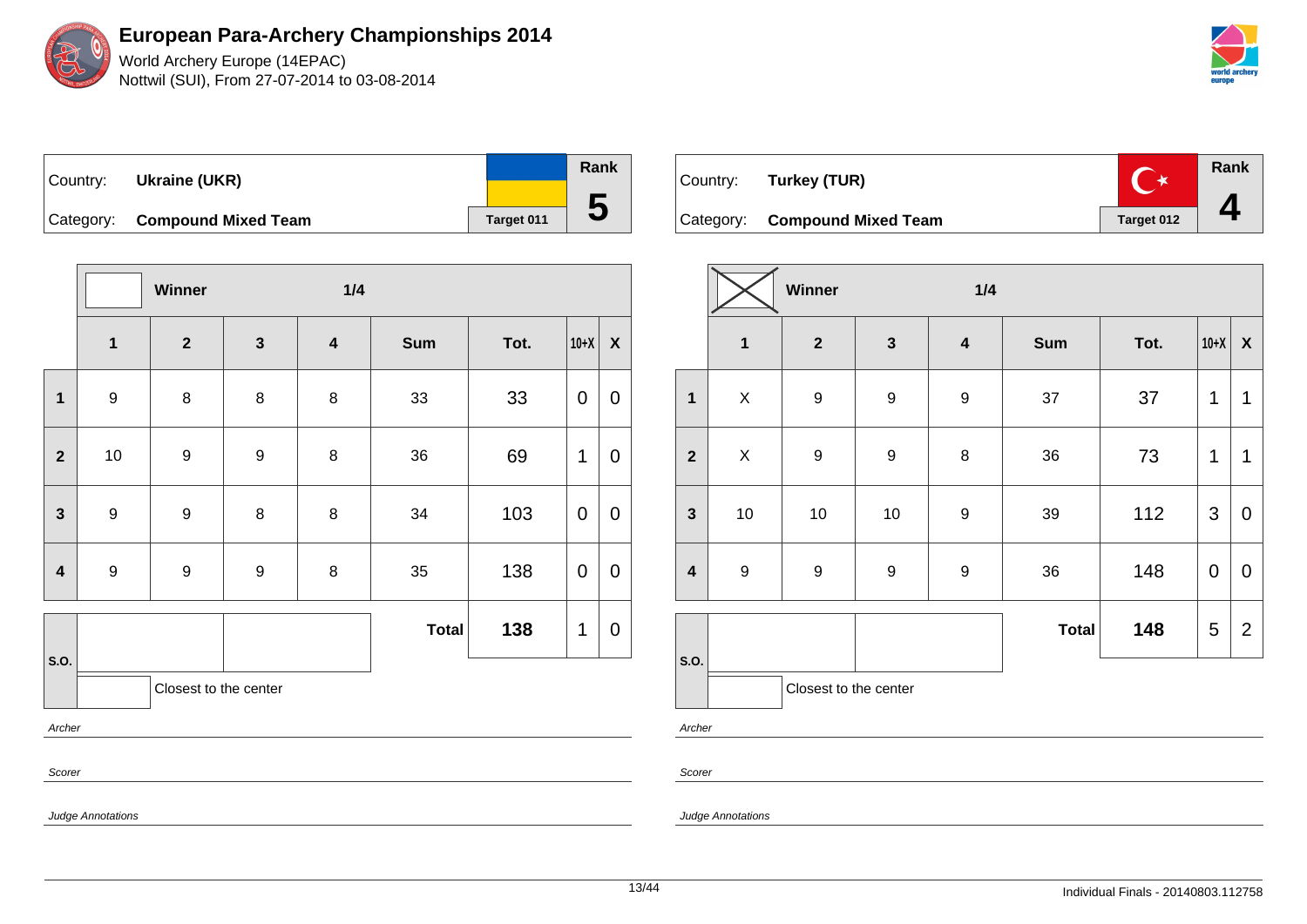# European Para-Archery Championships 2014

World Archery Europe (14EPAC)
Nottwil (SUI), From 27-07-2014 to 03-08-2014

| Country: | Ukraine (UKR) | Rank |
|---|---|---|
| Category: | Compound Mixed Team | 5 |
| | Target 011 | |

Winner — 1/4

| | 1 | 2 | 3 | 4 | Sum | Tot. | 10+X | X |
|---|---|---|---|---|---|---|---|---|
| 1 | 9 | 8 | 8 | 8 | 33 | 33 | 0 | 0 |
| 2 | 10 | 9 | 9 | 8 | 36 | 69 | 1 | 0 |
| 3 | 9 | 9 | 8 | 8 | 34 | 103 | 0 | 0 |
| 4 | 9 | 9 | 9 | 8 | 35 | 138 | 0 | 0 |
| S.O. | | | | | **Total** | **138** | 1 | 0 |

Closest to the center

*Archer*

*Scorer*

*Judge Annotations*

| Country: | Turkey (TUR) | Rank |
|---|---|---|
| Category: | Compound Mixed Team | 4 |
| | Target 012 | |

Winner (X) — 1/4

| | 1 | 2 | 3 | 4 | Sum | Tot. | 10+X | X |
|---|---|---|---|---|---|---|---|---|
| 1 | X | 9 | 9 | 9 | 37 | 37 | 1 | 1 |
| 2 | X | 9 | 9 | 8 | 36 | 73 | 1 | 1 |
| 3 | 10 | 10 | 10 | 9 | 39 | 112 | 3 | 0 |
| 4 | 9 | 9 | 9 | 9 | 36 | 148 | 0 | 0 |
| S.O. | | | | | **Total** | **148** | 5 | 2 |

Closest to the center

*Archer*

*Scorer*

*Judge Annotations*

Individual Finals - 20140803.112758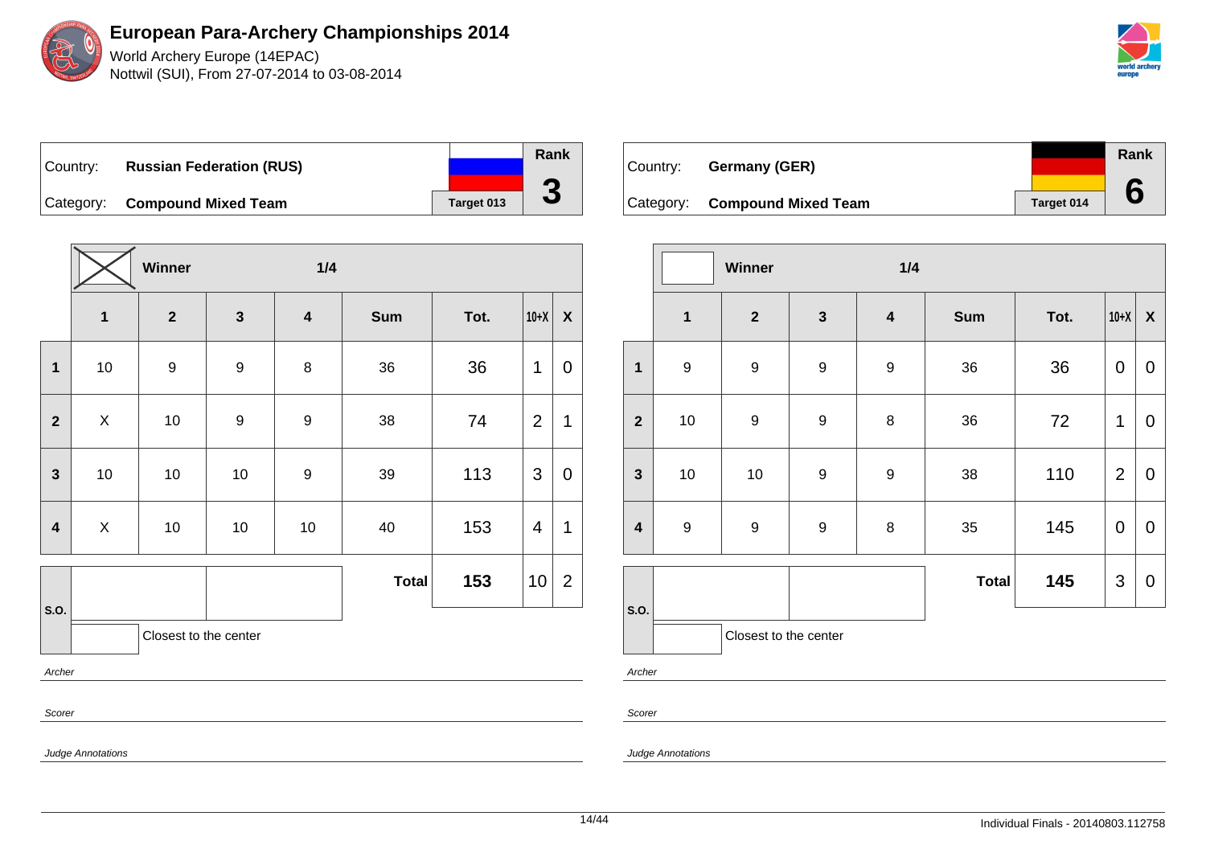# European Para-Archery Championships 2014

World Archery Europe (14EPAC)
Nottwil (SUI), From 27-07-2014 to 03-08-2014

| Country: | **Russian Federation (RUS)** | Rank |
|---|---|---|
| Category: | **Compound Mixed Team** | Target 013 | **3** |

Winner: ☒ — 1/4

| | 1 | 2 | 3 | 4 | Sum | Tot. | 10+X | X |
|---|---|---|---|---|---|---|---|---|
| **1** | 10 | 9 | 9 | 8 | 36 | 36 | 1 | 0 |
| **2** | X | 10 | 9 | 9 | 38 | 74 | 2 | 1 |
| **3** | 10 | 10 | 10 | 9 | 39 | 113 | 3 | 0 |
| **4** | X | 10 | 10 | 10 | 40 | 153 | 4 | 1 |
| **S.O.** | | | | | **Total** | **153** | 10 | 2 |

Closest to the center

*Archer*

*Scorer*

*Judge Annotations*

| Country: | **Germany (GER)** | Rank |
|---|---|---|
| Category: | **Compound Mixed Team** | Target 014 | **6** |

Winner: ☐ — 1/4

| | 1 | 2 | 3 | 4 | Sum | Tot. | 10+X | X |
|---|---|---|---|---|---|---|---|---|
| **1** | 9 | 9 | 9 | 9 | 36 | 36 | 0 | 0 |
| **2** | 10 | 9 | 9 | 8 | 36 | 72 | 1 | 0 |
| **3** | 10 | 10 | 9 | 9 | 38 | 110 | 2 | 0 |
| **4** | 9 | 9 | 9 | 8 | 35 | 145 | 0 | 0 |
| **S.O.** | | | | | **Total** | **145** | 3 | 0 |

Closest to the center

*Archer*

*Scorer*

*Judge Annotations*

Individual Finals - 20140803.112758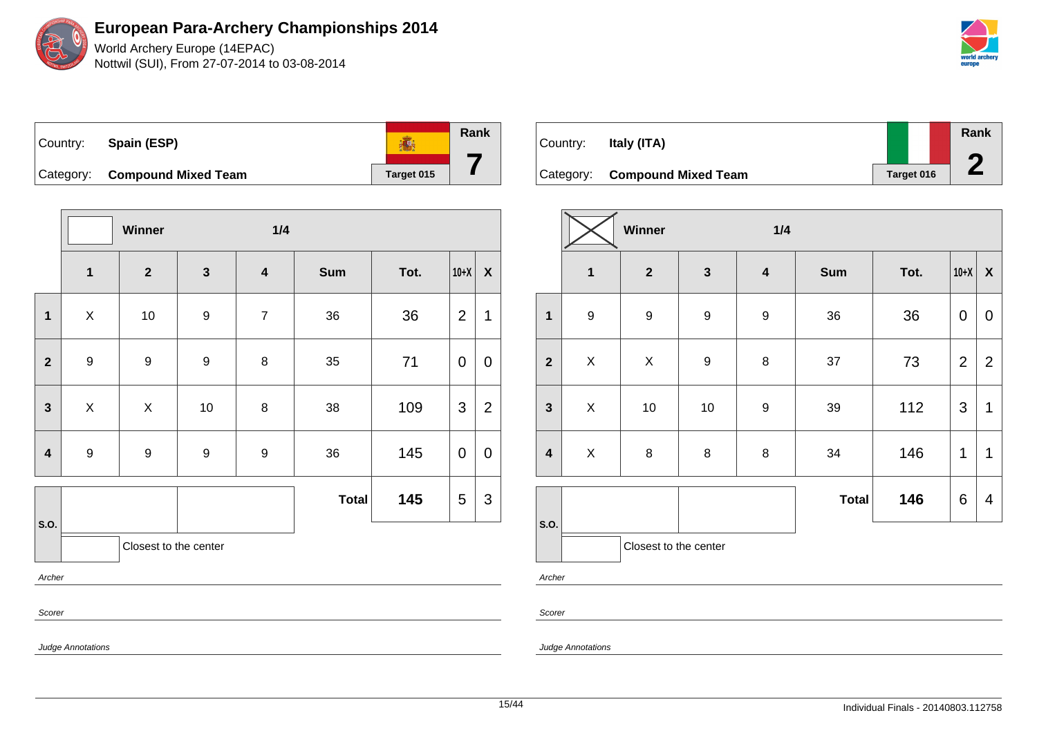# European Para-Archery Championships 2014

World Archery Europe (14EPAC)
Nottwil (SUI), From 27-07-2014 to 03-08-2014

| Country: | Spain (ESP) | Rank |
|---|---|---|
| Category: | Compound Mixed Team | 7 |
| | Target 015 | |

Winner — 1/4

| | 1 | 2 | 3 | 4 | Sum | Tot. | 10+X | X |
|---|---|---|---|---|---|---|---|---|
| 1 | X | 10 | 9 | 7 | 36 | 36 | 2 | 1 |
| 2 | 9 | 9 | 9 | 8 | 35 | 71 | 0 | 0 |
| 3 | X | X | 10 | 8 | 38 | 109 | 3 | 2 |
| 4 | 9 | 9 | 9 | 9 | 36 | 145 | 0 | 0 |
| S.O. | | | | | **Total** | **145** | 5 | 3 |

Closest to the center

*Archer*

*Scorer*

*Judge Annotations*

| Country: | Italy (ITA) | Rank |
|---|---|---|
| Category: | Compound Mixed Team | 2 |
| | Target 016 | |

Winner (X) — 1/4

| | 1 | 2 | 3 | 4 | Sum | Tot. | 10+X | X |
|---|---|---|---|---|---|---|---|---|
| 1 | 9 | 9 | 9 | 9 | 36 | 36 | 0 | 0 |
| 2 | X | X | 9 | 8 | 37 | 73 | 2 | 2 |
| 3 | X | 10 | 10 | 9 | 39 | 112 | 3 | 1 |
| 4 | X | 8 | 8 | 8 | 34 | 146 | 1 | 1 |
| S.O. | | | | | **Total** | **146** | 6 | 4 |

Closest to the center

*Archer*

*Scorer*

*Judge Annotations*

Individual Finals - 20140803.112758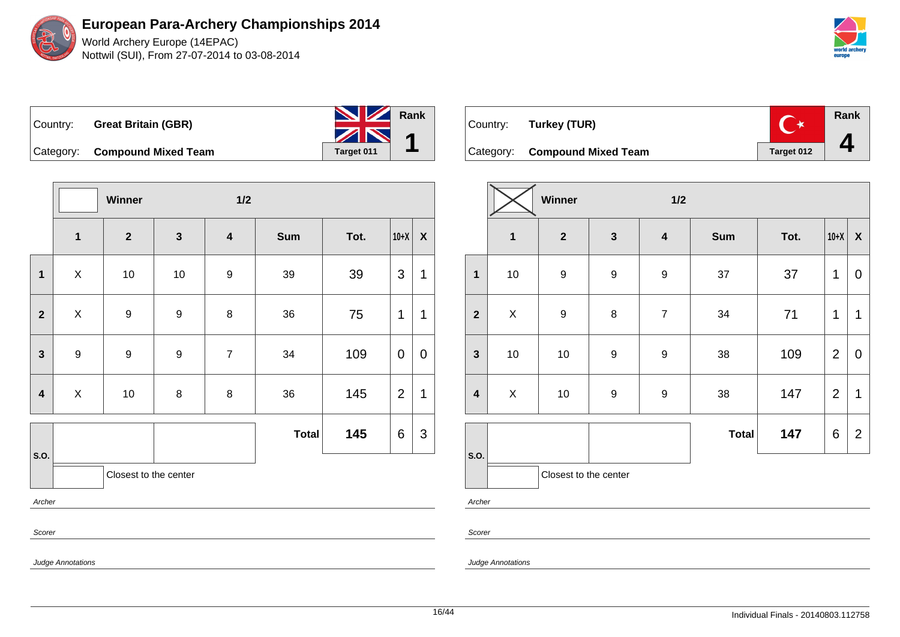# European Para-Archery Championships 2014

World Archery Europe (14EPAC)
Nottwil (SUI), From 27-07-2014 to 03-08-2014

| Country: | **Great Britain (GBR)** | | Rank |
|---|---|---|---|
| Category: | **Compound Mixed Team** | Target 011 | **1** |

| | Winner | | 1/2 | | | | | |
|---|---|---|---|---|---|---|---|---|
| | **1** | **2** | **3** | **4** | **Sum** | **Tot.** | **10+X** | **X** |
| **1** | X | 10 | 10 | 9 | 39 | 39 | 3 | 1 |
| **2** | X | 9 | 9 | 8 | 36 | 75 | 1 | 1 |
| **3** | 9 | 9 | 9 | 7 | 34 | 109 | 0 | 0 |
| **4** | X | 10 | 8 | 8 | 36 | 145 | 2 | 1 |
| **S.O.** | | | | | **Total** | **145** | 6 | 3 |

Closest to the center

*Archer*

*Scorer*

*Judge Annotations*

| Country: | **Turkey (TUR)** | | Rank |
|---|---|---|---|
| Category: | **Compound Mixed Team** | Target 012 | **4** |

| | Winner | | 1/2 | | | | | |
|---|---|---|---|---|---|---|---|---|
| | **1** | **2** | **3** | **4** | **Sum** | **Tot.** | **10+X** | **X** |
| **1** | 10 | 9 | 9 | 9 | 37 | 37 | 1 | 0 |
| **2** | X | 9 | 8 | 7 | 34 | 71 | 1 | 1 |
| **3** | 10 | 10 | 9 | 9 | 38 | 109 | 2 | 0 |
| **4** | X | 10 | 9 | 9 | 38 | 147 | 2 | 1 |
| **S.O.** | | | | | **Total** | **147** | 6 | 2 |

Closest to the center

*Archer*

*Scorer*

*Judge Annotations*

Individual Finals - 20140803.112758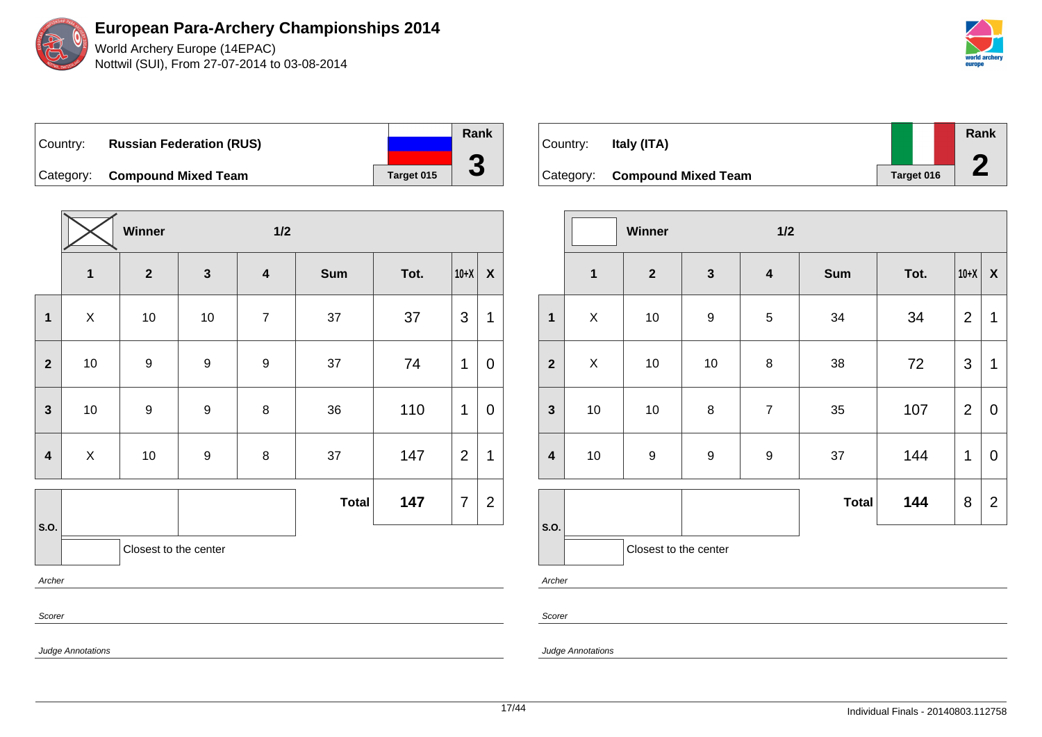# European Para-Archery Championships 2014

World Archery Europe (14EPAC)
Nottwil (SUI), From 27-07-2014 to 03-08-2014

| Country: | **Russian Federation (RUS)** | Rank |
|---|---|---|
| Category: | **Compound Mixed Team** | **3** |
| | Target 015 | |

| | Winner ☒ | | | 1/2 | | | | |
|---|---|---|---|---|---|---|---|---|
| | **1** | **2** | **3** | **4** | **Sum** | **Tot.** | **10+X** | **X** |
| **1** | X | 10 | 10 | 7 | 37 | 37 | 3 | 1 |
| **2** | 10 | 9 | 9 | 9 | 37 | 74 | 1 | 0 |
| **3** | 10 | 9 | 9 | 8 | 36 | 110 | 1 | 0 |
| **4** | X | 10 | 9 | 8 | 37 | 147 | 2 | 1 |
| | | | | | **Total** | **147** | 7 | 2 |

**S.O.**

Closest to the center

*Archer*

*Scorer*

*Judge Annotations*

| Country: | **Italy (ITA)** | Rank |
|---|---|---|
| Category: | **Compound Mixed Team** | **2** |
| | Target 016 | |

| | Winner ☐ | | | 1/2 | | | | |
|---|---|---|---|---|---|---|---|---|
| | **1** | **2** | **3** | **4** | **Sum** | **Tot.** | **10+X** | **X** |
| **1** | X | 10 | 9 | 5 | 34 | 34 | 2 | 1 |
| **2** | X | 10 | 10 | 8 | 38 | 72 | 3 | 1 |
| **3** | 10 | 10 | 8 | 7 | 35 | 107 | 2 | 0 |
| **4** | 10 | 9 | 9 | 9 | 37 | 144 | 1 | 0 |
| | | | | | **Total** | **144** | 8 | 2 |

**S.O.**

Closest to the center

*Archer*

*Scorer*

*Judge Annotations*

Individual Finals - 20140803.112758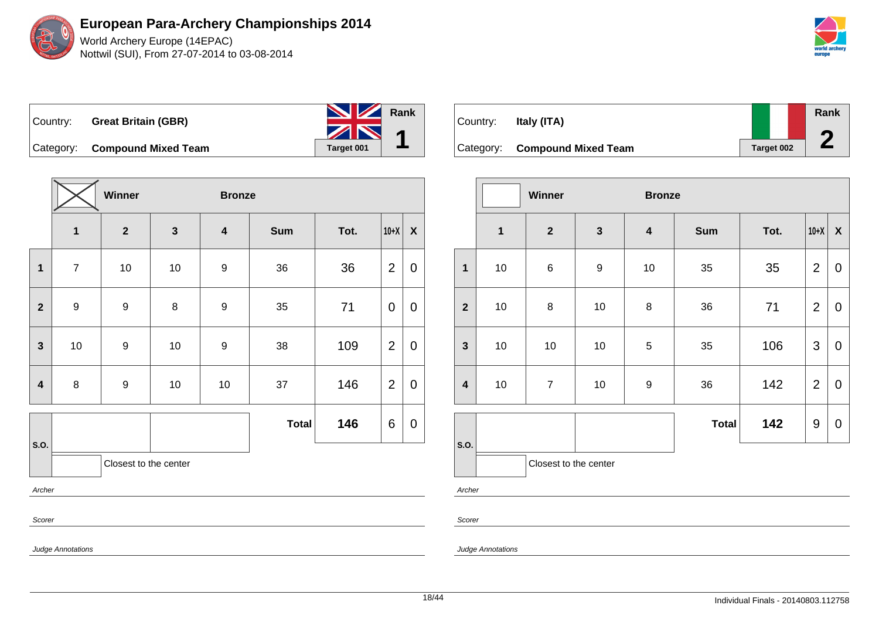# European Para-Archery Championships 2014

World Archery Europe (14EPAC)
Nottwil (SUI), From 27-07-2014 to 03-08-2014

| Country: | **Great Britain (GBR)** | Rank |
|---|---|---|
| Category: | **Compound Mixed Team** | **1** |
| | Target 001 | |

| | X | **Winner** | | **Bronze** | | | | |
|---|---|---|---|---|---|---|---|---|
| | **1** | **2** | **3** | **4** | **Sum** | **Tot.** | **10+X** | **X** |
| **1** | 7 | 10 | 10 | 9 | 36 | 36 | 2 | 0 |
| **2** | 9 | 9 | 8 | 9 | 35 | 71 | 0 | 0 |
| **3** | 10 | 9 | 10 | 9 | 38 | 109 | 2 | 0 |
| **4** | 8 | 9 | 10 | 10 | 37 | 146 | 2 | 0 |
| **S.O.** | | | | | **Total** | **146** | 6 | 0 |

Closest to the center

*Archer*

*Scorer*

*Judge Annotations*

| Country: | **Italy (ITA)** | Rank |
|---|---|---|
| Category: | **Compound Mixed Team** | **2** |
| | Target 002 | |

| | | **Winner** | | **Bronze** | | | | |
|---|---|---|---|---|---|---|---|---|
| | **1** | **2** | **3** | **4** | **Sum** | **Tot.** | **10+X** | **X** |
| **1** | 10 | 6 | 9 | 10 | 35 | 35 | 2 | 0 |
| **2** | 10 | 8 | 10 | 8 | 36 | 71 | 2 | 0 |
| **3** | 10 | 10 | 10 | 5 | 35 | 106 | 3 | 0 |
| **4** | 10 | 7 | 10 | 9 | 36 | 142 | 2 | 0 |
| **S.O.** | | | | | **Total** | **142** | 9 | 0 |

Closest to the center

*Archer*

*Scorer*

*Judge Annotations*

Individual Finals - 20140803.112758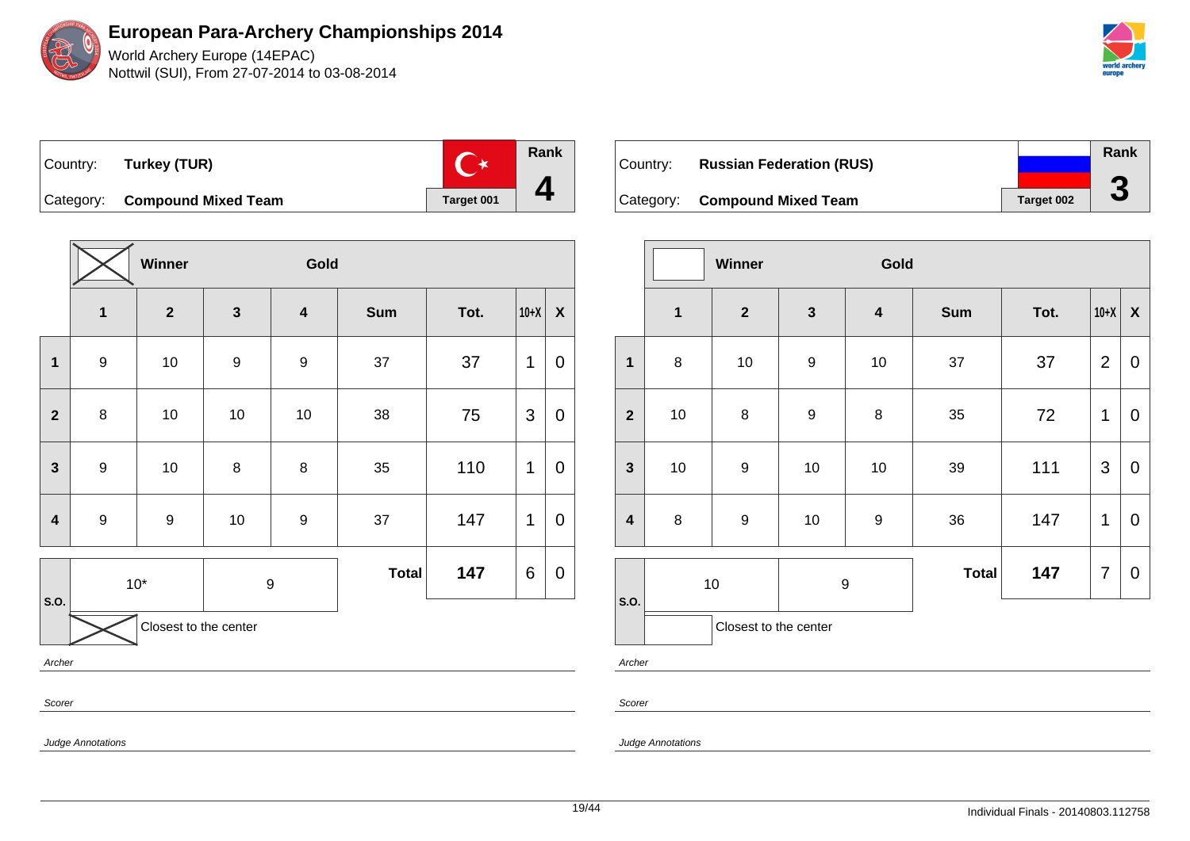# European Para-Archery Championships 2014

World Archery Europe (14EPAC)
Nottwil (SUI), From 27-07-2014 to 03-08-2014

| Country: | Turkey (TUR) | | Rank |
|---|---|---|---|
| Category: | Compound Mixed Team | Target 001 | 4 |

| | X Winner | | Gold | | | | | |
|---|---|---|---|---|---|---|---|---|
| | 1 | 2 | 3 | 4 | Sum | Tot. | 10+X | X |
| 1 | 9 | 10 | 9 | 9 | 37 | 37 | 1 | 0 |
| 2 | 8 | 10 | 10 | 10 | 38 | 75 | 3 | 0 |
| 3 | 9 | 10 | 8 | 8 | 35 | 110 | 1 | 0 |
| 4 | 9 | 9 | 10 | 9 | 37 | 147 | 1 | 0 |
| S.O. | 10* | | 9 | | Total | 147 | 6 | 0 |
| | X Closest to the center | | | | | | | |

*Archer*

*Scorer*

*Judge Annotations*

| Country: | Russian Federation (RUS) | | Rank |
|---|---|---|---|
| Category: | Compound Mixed Team | Target 002 | 3 |

| | Winner | | Gold | | | | | |
|---|---|---|---|---|---|---|---|---|
| | 1 | 2 | 3 | 4 | Sum | Tot. | 10+X | X |
| 1 | 8 | 10 | 9 | 10 | 37 | 37 | 2 | 0 |
| 2 | 10 | 8 | 9 | 8 | 35 | 72 | 1 | 0 |
| 3 | 10 | 9 | 10 | 10 | 39 | 111 | 3 | 0 |
| 4 | 8 | 9 | 10 | 9 | 36 | 147 | 1 | 0 |
| S.O. | 10 | | 9 | | Total | 147 | 7 | 0 |
| | Closest to the center | | | | | | | |

*Archer*

*Scorer*

*Judge Annotations*

Individual Finals - 20140803.112758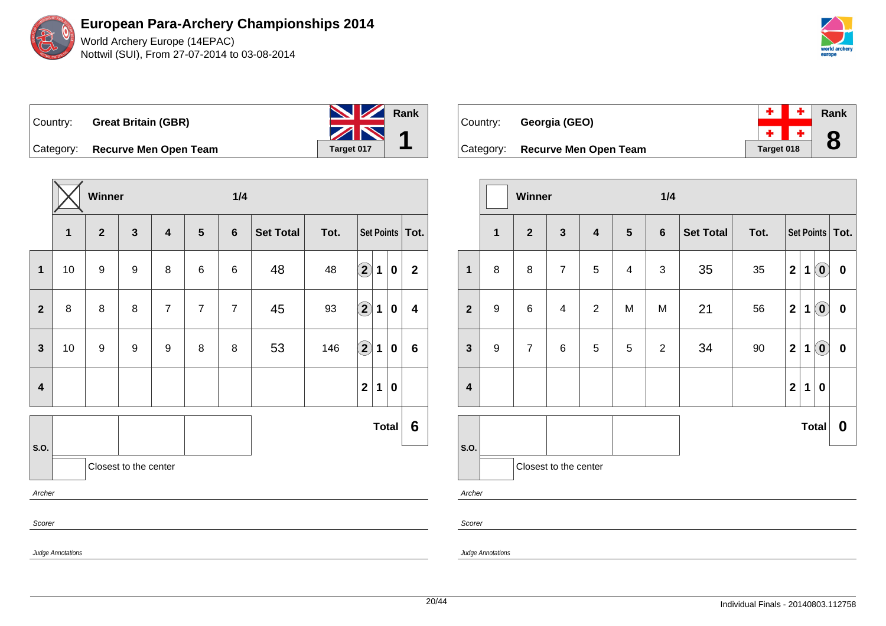# European Para-Archery Championships 2014

World Archery Europe (14EPAC)
Nottwil (SUI), From 27-07-2014 to 03-08-2014

| Country: | **Great Britain (GBR)** | Rank |
|---|---|---|
| Category: | **Recurve Men Open Team** | **1** |
| | Target 017 | |

| | ☒ Winner | | | | | 1/4 | | | | | | |
|---|---|---|---|---|---|---|---|---|---|---|---|---|
| | **1** | **2** | **3** | **4** | **5** | **6** | **Set Total** | **Tot.** | **Set Points** | | | **Tot.** |
| **1** | 10 | 9 | 9 | 8 | 6 | 6 | 48 | 48 | (2) | 1 | 0 | **2** |
| **2** | 8 | 8 | 8 | 7 | 7 | 7 | 45 | 93 | (2) | 1 | 0 | **4** |
| **3** | 10 | 9 | 9 | 9 | 8 | 8 | 53 | 146 | (2) | 1 | 0 | **6** |
| **4** | | | | | | | | | 2 | 1 | 0 | |
| | | | | | | | | | | | **Total** | **6** |

S.O.

Closest to the center

*Archer*

*Scorer*

*Judge Annotations*

| Country: | **Georgia (GEO)** | Rank |
|---|---|---|
| Category: | **Recurve Men Open Team** | **8** |
| | Target 018 | |

| | ☐ Winner | | | | | 1/4 | | | | | | |
|---|---|---|---|---|---|---|---|---|---|---|---|---|
| | **1** | **2** | **3** | **4** | **5** | **6** | **Set Total** | **Tot.** | **Set Points** | | | **Tot.** |
| **1** | 8 | 8 | 7 | 5 | 4 | 3 | 35 | 35 | 2 | 1 | (0) | **0** |
| **2** | 9 | 6 | 4 | 2 | M | M | 21 | 56 | 2 | 1 | (0) | **0** |
| **3** | 9 | 7 | 6 | 5 | 5 | 2 | 34 | 90 | 2 | 1 | (0) | **0** |
| **4** | | | | | | | | | 2 | 1 | 0 | |
| | | | | | | | | | | | **Total** | **0** |

S.O.

Closest to the center

*Archer*

*Scorer*

*Judge Annotations*

Individual Finals - 20140803.112758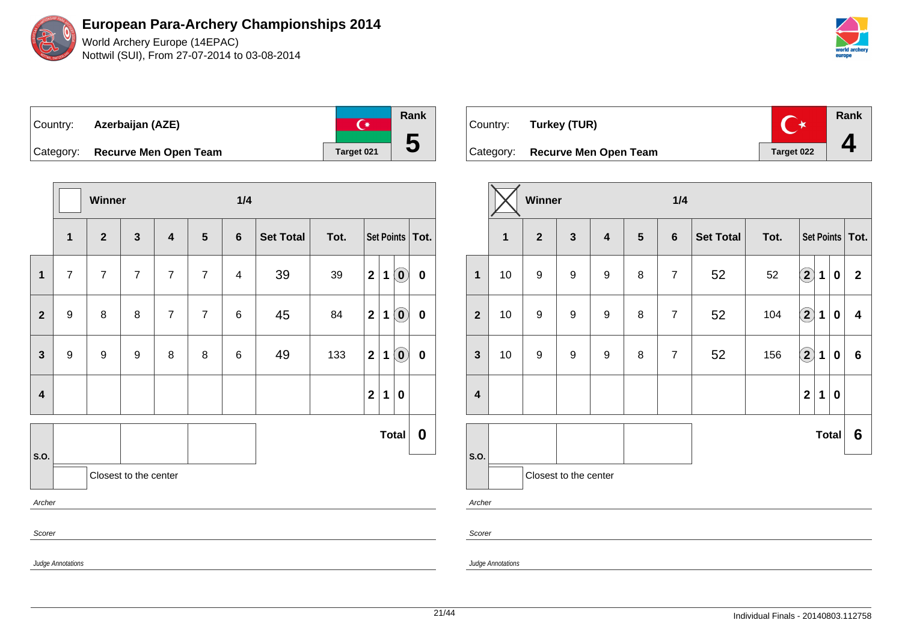# European Para-Archery Championships 2014

World Archery Europe (14EPAC)
Nottwil (SUI), From 27-07-2014 to 03-08-2014

| Country: | Azerbaijan (AZE) | | Rank |
|---|---|---|---|
| Category: | Recurve Men Open Team | Target 021 | 5 |

| | Winner | | | | | 1/4 | | | | | | |
|---|---|---|---|---|---|---|---|---|---|---|---|---|
| | 1 | 2 | 3 | 4 | 5 | 6 | Set Total | Tot. | Set Points | | | Tot. |
| 1 | 7 | 7 | 7 | 7 | 7 | 4 | 39 | 39 | 2 | 1 | (0) | 0 |
| 2 | 9 | 8 | 8 | 7 | 7 | 6 | 45 | 84 | 2 | 1 | (0) | 0 |
| 3 | 9 | 9 | 9 | 8 | 8 | 6 | 49 | 133 | 2 | 1 | (0) | 0 |
| 4 | | | | | | | | | 2 | 1 | 0 | |
| | | | | | | | | | | | Total | 0 |

S.O.

Closest to the center

*Archer*

*Scorer*

*Judge Annotations*

| Country: | Turkey (TUR) | | Rank |
|---|---|---|---|
| Category: | Recurve Men Open Team | Target 022 | 4 |

| | Winner (X) | | | | | 1/4 | | | | | | |
|---|---|---|---|---|---|---|---|---|---|---|---|---|
| | 1 | 2 | 3 | 4 | 5 | 6 | Set Total | Tot. | Set Points | | | Tot. |
| 1 | 10 | 9 | 9 | 9 | 8 | 7 | 52 | 52 | (2) | 1 | 0 | 2 |
| 2 | 10 | 9 | 9 | 9 | 8 | 7 | 52 | 104 | (2) | 1 | 0 | 4 |
| 3 | 10 | 9 | 9 | 9 | 8 | 7 | 52 | 156 | (2) | 1 | 0 | 6 |
| 4 | | | | | | | | | 2 | 1 | 0 | |
| | | | | | | | | | | | Total | 6 |

S.O.

Closest to the center

*Archer*

*Scorer*

*Judge Annotations*

Individual Finals - 20140803.112758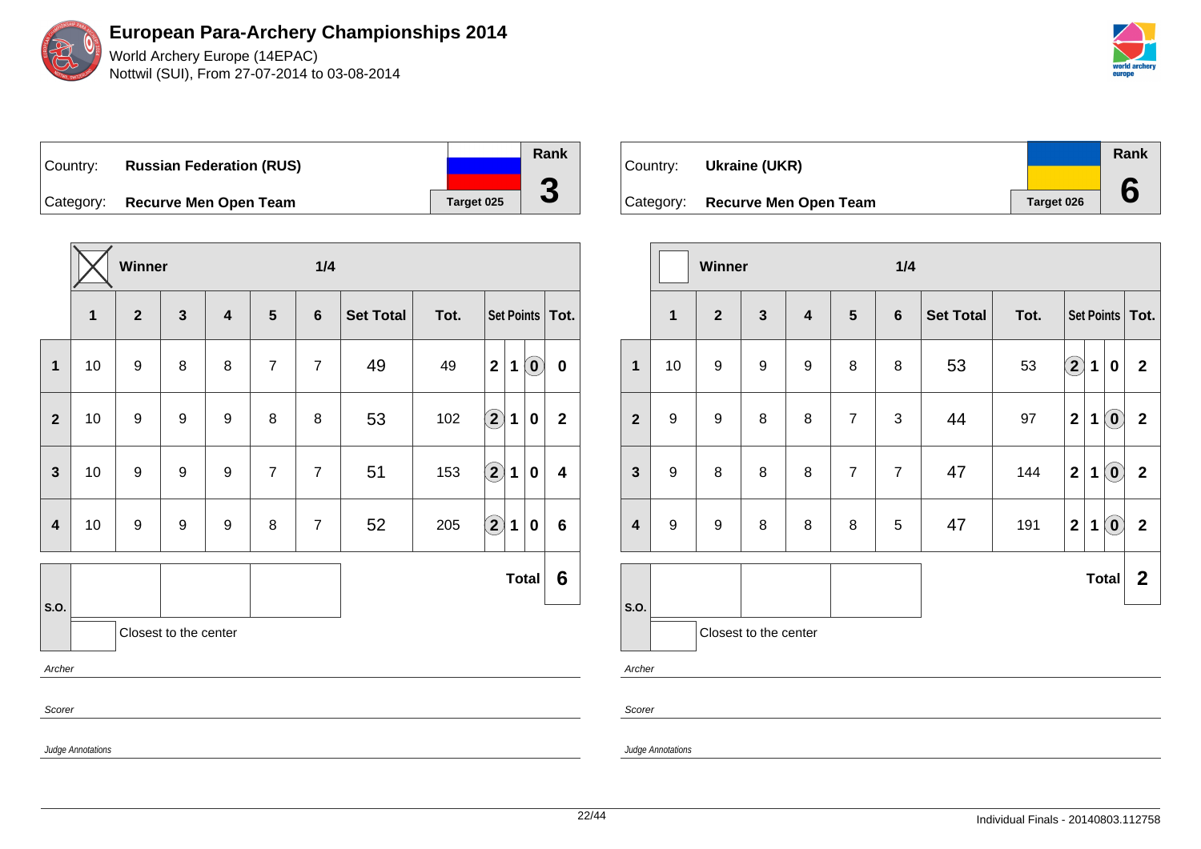# European Para-Archery Championships 2014

World Archery Europe (14EPAC)
Nottwil (SUI), From 27-07-2014 to 03-08-2014

| Country: | Russian Federation (RUS) | Rank |
|---|---|---|
| Category: | Recurve Men Open Team | Target 025 | 3 |

| | 1 | 2 | 3 | 4 | 5 | 6 | Set Total | Tot. | Set Points | | | Tot. |
|---|---|---|---|---|---|---|---|---|---|---|---|---|
| **Winner** ☒ | | | | | | 1/4 | | | | | | |
| **1** | 10 | 9 | 8 | 8 | 7 | 7 | 49 | 49 | 2 | 1 | (0) | 0 |
| **2** | 10 | 9 | 9 | 9 | 8 | 8 | 53 | 102 | (2) | 1 | 0 | 2 |
| **3** | 10 | 9 | 9 | 9 | 7 | 7 | 51 | 153 | (2) | 1 | 0 | 4 |
| **4** | 10 | 9 | 9 | 9 | 8 | 7 | 52 | 205 | (2) | 1 | 0 | 6 |
| **S.O.** | | | | | | | | | | | **Total** | **6** |

Closest to the center

*Archer*

*Scorer*

*Judge Annotations*

| Country: | Ukraine (UKR) | Rank |
|---|---|---|
| Category: | Recurve Men Open Team | Target 026 | 6 |

| | 1 | 2 | 3 | 4 | 5 | 6 | Set Total | Tot. | Set Points | | | Tot. |
|---|---|---|---|---|---|---|---|---|---|---|---|---|
| **Winner** ☐ | | | | | | 1/4 | | | | | | |
| **1** | 10 | 9 | 9 | 9 | 8 | 8 | 53 | 53 | (2) | 1 | 0 | 2 |
| **2** | 9 | 9 | 8 | 8 | 7 | 3 | 44 | 97 | 2 | 1 | (0) | 2 |
| **3** | 9 | 8 | 8 | 8 | 7 | 7 | 47 | 144 | 2 | 1 | (0) | 2 |
| **4** | 9 | 9 | 8 | 8 | 8 | 5 | 47 | 191 | 2 | 1 | (0) | 2 |
| **S.O.** | | | | | | | | | | | **Total** | **2** |

Closest to the center

*Archer*

*Scorer*

*Judge Annotations*

Individual Finals - 20140803.112758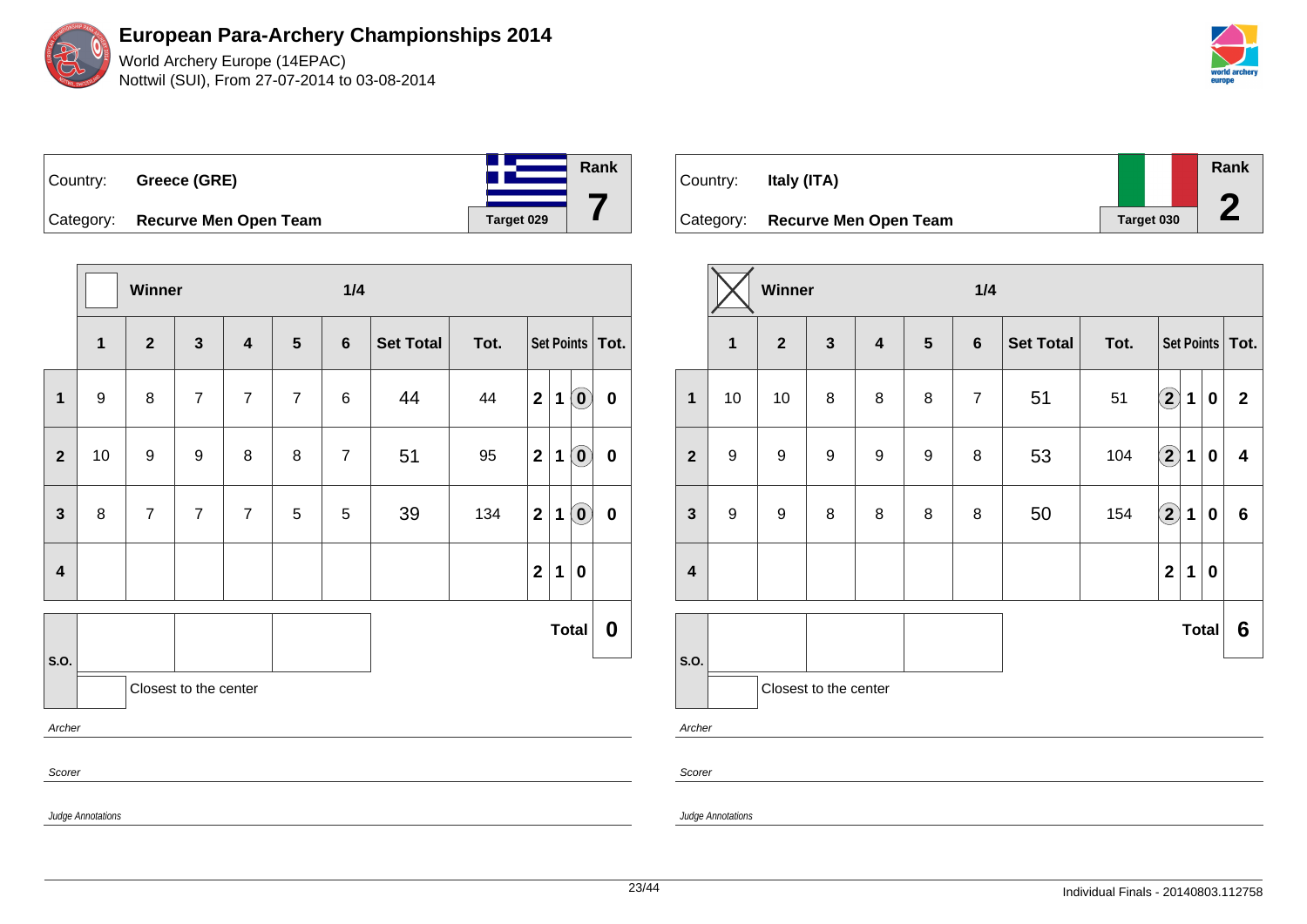# European Para-Archery Championships 2014

World Archery Europe (14EPAC)
Nottwil (SUI), From 27-07-2014 to 03-08-2014

| Country: | Greece (GRE) | Rank |
|---|---|---|
| Category: | Recurve Men Open Team | 7 |
| | Target 029 | |

Winner — 1/4

| | 1 | 2 | 3 | 4 | 5 | 6 | Set Total | Tot. | Set Points | | | Tot. |
|---|---|---|---|---|---|---|---|---|---|---|---|---|
| 1 | 9 | 8 | 7 | 7 | 7 | 6 | 44 | 44 | 2 | 1 | (0) | 0 |
| 2 | 10 | 9 | 9 | 8 | 8 | 7 | 51 | 95 | 2 | 1 | (0) | 0 |
| 3 | 8 | 7 | 7 | 7 | 5 | 5 | 39 | 134 | 2 | 1 | (0) | 0 |
| 4 | | | | | | | | | 2 | 1 | 0 | |

S.O.: | | | |

Closest to the center

**Total: 0**

*Archer*

*Scorer*

*Judge Annotations*

---

| Country: | Italy (ITA) | Rank |
|---|---|---|
| Category: | Recurve Men Open Team | 2 |
| | Target 030 | |

Winner: ☒ — 1/4

| | 1 | 2 | 3 | 4 | 5 | 6 | Set Total | Tot. | Set Points | | | Tot. |
|---|---|---|---|---|---|---|---|---|---|---|---|---|
| 1 | 10 | 10 | 8 | 8 | 8 | 7 | 51 | 51 | (2) | 1 | 0 | 2 |
| 2 | 9 | 9 | 9 | 9 | 9 | 8 | 53 | 104 | (2) | 1 | 0 | 4 |
| 3 | 9 | 9 | 8 | 8 | 8 | 8 | 50 | 154 | (2) | 1 | 0 | 6 |
| 4 | | | | | | | | | 2 | 1 | 0 | |

S.O.: | | | |

Closest to the center

**Total: 6**

*Archer*

*Scorer*

*Judge Annotations*

Individual Finals - 20140803.112758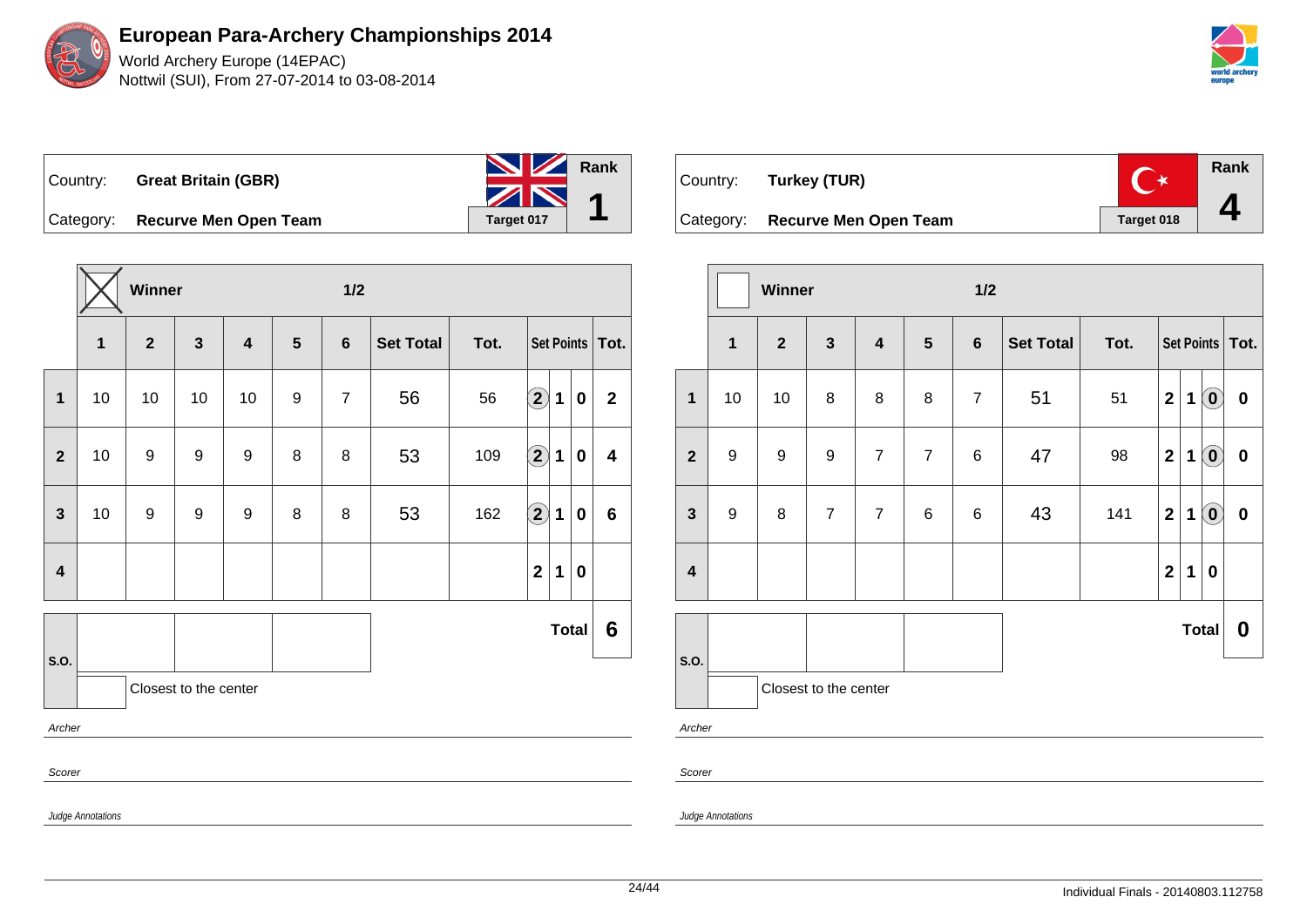# European Para-Archery Championships 2014

World Archery Europe (14EPAC)
Nottwil (SUI), From 27-07-2014 to 03-08-2014

| Country: | **Great Britain (GBR)** | Rank |
|---|---|---|
| Category: | **Recurve Men Open Team** | **1** |
| | Target 017 | |

| | Winner ☒ | | | | | 1/2 | | | | | | |
|---|---|---|---|---|---|---|---|---|---|---|---|---|
| | **1** | **2** | **3** | **4** | **5** | **6** | **Set Total** | **Tot.** | **Set Points** | | | **Tot.** |
| **1** | 10 | 10 | 10 | 10 | 9 | 7 | 56 | 56 | (2) | 1 | 0 | **2** |
| **2** | 10 | 9 | 9 | 9 | 8 | 8 | 53 | 109 | (2) | 1 | 0 | **4** |
| **3** | 10 | 9 | 9 | 9 | 8 | 8 | 53 | 162 | (2) | 1 | 0 | **6** |
| **4** | | | | | | | | | 2 | 1 | 0 | |
| | | | | | | | | | | | **Total** | **6** |

S.O.

Closest to the center

*Archer*

*Scorer*

*Judge Annotations*

| Country: | **Turkey (TUR)** | Rank |
|---|---|---|
| Category: | **Recurve Men Open Team** | **4** |
| | Target 018 | |

| | Winner ☐ | | | | | 1/2 | | | | | | |
|---|---|---|---|---|---|---|---|---|---|---|---|---|
| | **1** | **2** | **3** | **4** | **5** | **6** | **Set Total** | **Tot.** | **Set Points** | | | **Tot.** |
| **1** | 10 | 10 | 8 | 8 | 8 | 7 | 51 | 51 | 2 | 1 | (0) | **0** |
| **2** | 9 | 9 | 9 | 7 | 7 | 6 | 47 | 98 | 2 | 1 | (0) | **0** |
| **3** | 9 | 8 | 7 | 7 | 6 | 6 | 43 | 141 | 2 | 1 | (0) | **0** |
| **4** | | | | | | | | | 2 | 1 | 0 | |
| | | | | | | | | | | | **Total** | **0** |

S.O.

Closest to the center

*Archer*

*Scorer*

*Judge Annotations*

Individual Finals - 20140803.112758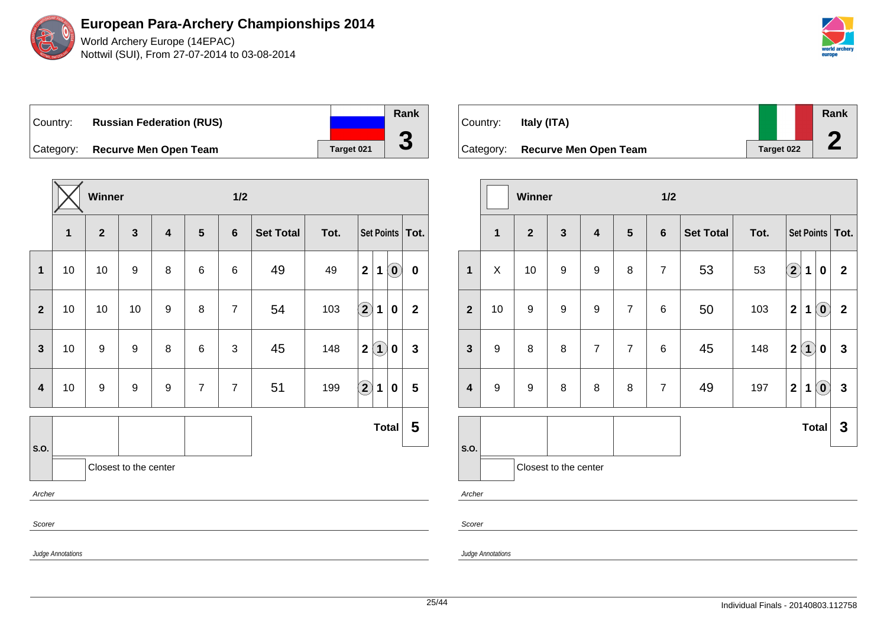# European Para-Archery Championships 2014

World Archery Europe (14EPAC)
Nottwil (SUI), From 27-07-2014 to 03-08-2014

| Country: | **Russian Federation (RUS)** | Rank |
|---|---|---|
| Category: | **Recurve Men Open Team** | **3** |
| | Target 021 | |

Winner: ☒ — 1/2

| | 1 | 2 | 3 | 4 | 5 | 6 | Set Total | Tot. | Set Points | | | Tot. |
|---|---|---|---|---|---|---|---|---|---|---|---|---|
| **1** | 10 | 10 | 9 | 8 | 6 | 6 | 49 | 49 | 2 | 1 | (0) | 0 |
| **2** | 10 | 10 | 10 | 9 | 8 | 7 | 54 | 103 | (2) | 1 | 0 | 2 |
| **3** | 10 | 9 | 9 | 8 | 6 | 3 | 45 | 148 | 2 | (1) | 0 | 3 |
| **4** | 10 | 9 | 9 | 9 | 7 | 7 | 51 | 199 | (2) | 1 | 0 | 5 |

**Total** 5

S.O.

Closest to the center

*Archer*

*Scorer*

*Judge Annotations*

| Country: | **Italy (ITA)** | Rank |
|---|---|---|
| Category: | **Recurve Men Open Team** | **2** |
| | Target 022 | |

Winner: ☐ — 1/2

| | 1 | 2 | 3 | 4 | 5 | 6 | Set Total | Tot. | Set Points | | | Tot. |
|---|---|---|---|---|---|---|---|---|---|---|---|---|
| **1** | X | 10 | 9 | 9 | 8 | 7 | 53 | 53 | (2) | 1 | 0 | 2 |
| **2** | 10 | 9 | 9 | 9 | 7 | 6 | 50 | 103 | 2 | 1 | (0) | 2 |
| **3** | 9 | 8 | 8 | 7 | 7 | 6 | 45 | 148 | 2 | (1) | 0 | 3 |
| **4** | 9 | 9 | 8 | 8 | 8 | 7 | 49 | 197 | 2 | 1 | (0) | 3 |

**Total** 3

S.O.

Closest to the center

*Archer*

*Scorer*

*Judge Annotations*

Individual Finals - 20140803.112758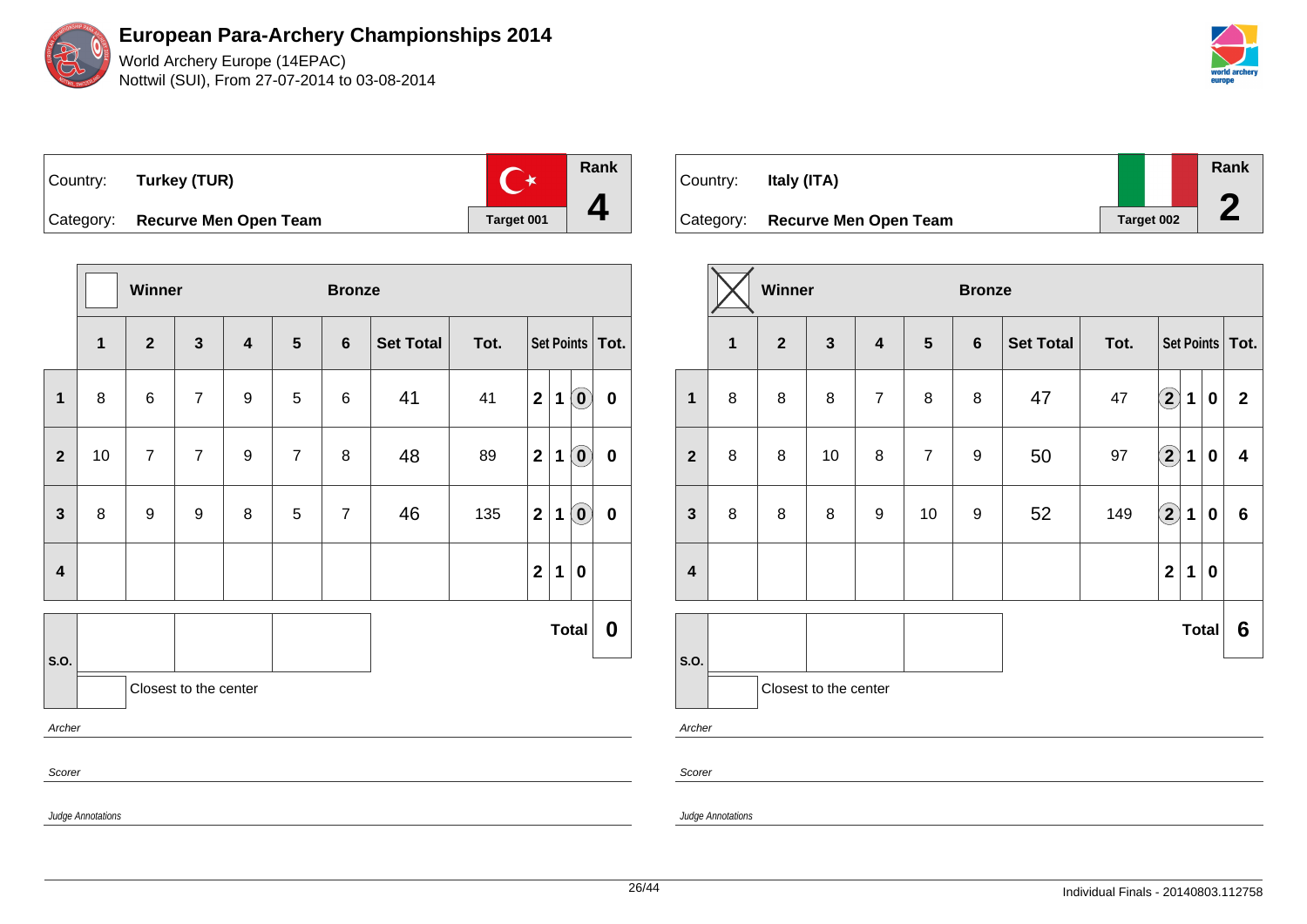# European Para-Archery Championships 2014

World Archery Europe (14EPAC)

Nottwil (SUI), From 27-07-2014 to 03-08-2014

| Country: | Turkey (TUR) | Rank |
|---|---|---|
| Category: | Recurve Men Open Team | 4 |
| | Target 001 | |

| | Winner | | | | | Bronze | | | | | | |
|---|---|---|---|---|---|---|---|---|---|---|---|---|
| | 1 | 2 | 3 | 4 | 5 | 6 | Set Total | Tot. | Set Points | | | Tot. |
| 1 | 8 | 6 | 7 | 9 | 5 | 6 | 41 | 41 | 2 | 1 | (0) | 0 |
| 2 | 10 | 7 | 7 | 9 | 7 | 8 | 48 | 89 | 2 | 1 | (0) | 0 |
| 3 | 8 | 9 | 9 | 8 | 5 | 7 | 46 | 135 | 2 | 1 | (0) | 0 |
| 4 | | | | | | | | | 2 | 1 | 0 | |
| | | | | | | | | | | | Total | 0 |

S.O.

Closest to the center

*Archer*

*Scorer*

*Judge Annotations*

| Country: | Italy (ITA) | Rank |
|---|---|---|
| Category: | Recurve Men Open Team | 2 |
| | Target 002 | |

| | Winner (X) | | | | | Bronze | | | | | | |
|---|---|---|---|---|---|---|---|---|---|---|---|---|
| | 1 | 2 | 3 | 4 | 5 | 6 | Set Total | Tot. | Set Points | | | Tot. |
| 1 | 8 | 8 | 8 | 7 | 8 | 8 | 47 | 47 | (2) | 1 | 0 | 2 |
| 2 | 8 | 8 | 10 | 8 | 7 | 9 | 50 | 97 | (2) | 1 | 0 | 4 |
| 3 | 8 | 8 | 8 | 9 | 10 | 9 | 52 | 149 | (2) | 1 | 0 | 6 |
| 4 | | | | | | | | | 2 | 1 | 0 | |
| | | | | | | | | | | | Total | 6 |

S.O.

Closest to the center

*Archer*

*Scorer*

*Judge Annotations*

Individual Finals - 20140803.112758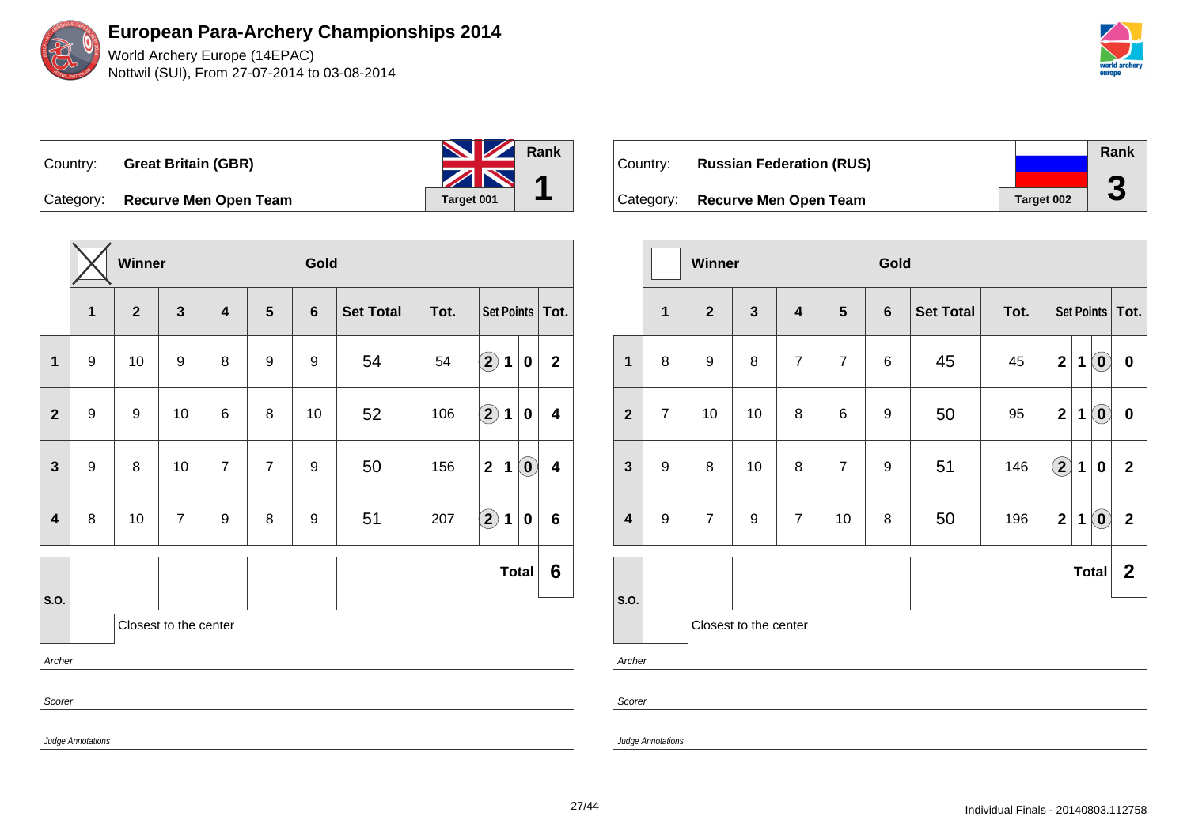# European Para-Archery Championships 2014

World Archery Europe (14EPAC)
Nottwil (SUI), From 27-07-2014 to 03-08-2014

| Country: | **Great Britain (GBR)** | Rank |
|---|---|---|
| Category: | **Recurve Men Open Team** | **1** |
| | Target 001 | |

| | ☒ Winner | | | | Gold | | | | | | | |
|---|---|---|---|---|---|---|---|---|---|---|---|---|
| | **1** | **2** | **3** | **4** | **5** | **6** | **Set Total** | **Tot.** | **Set Points** | | | **Tot.** |
| **1** | 9 | 10 | 9 | 8 | 9 | 9 | 54 | 54 | (2) | 1 | 0 | **2** |
| **2** | 9 | 9 | 10 | 6 | 8 | 10 | 52 | 106 | (2) | 1 | 0 | **4** |
| **3** | 9 | 8 | 10 | 7 | 7 | 9 | 50 | 156 | 2 | 1 | (0) | **4** |
| **4** | 8 | 10 | 7 | 9 | 8 | 9 | 51 | 207 | (2) | 1 | 0 | **6** |
| | | | | | | | | | | | **Total** | **6** |

S.O.

Closest to the center

*Archer*

*Scorer*

*Judge Annotations*

| Country: | **Russian Federation (RUS)** | Rank |
|---|---|---|
| Category: | **Recurve Men Open Team** | **3** |
| | Target 002 | |

| | ☐ Winner | | | | Gold | | | | | | | |
|---|---|---|---|---|---|---|---|---|---|---|---|---|
| | **1** | **2** | **3** | **4** | **5** | **6** | **Set Total** | **Tot.** | **Set Points** | | | **Tot.** |
| **1** | 8 | 9 | 8 | 7 | 7 | 6 | 45 | 45 | 2 | 1 | (0) | **0** |
| **2** | 7 | 10 | 10 | 8 | 6 | 9 | 50 | 95 | 2 | 1 | (0) | **0** |
| **3** | 9 | 8 | 10 | 8 | 7 | 9 | 51 | 146 | (2) | 1 | 0 | **2** |
| **4** | 9 | 7 | 9 | 7 | 10 | 8 | 50 | 196 | 2 | 1 | (0) | **2** |
| | | | | | | | | | | | **Total** | **2** |

S.O.

Closest to the center

*Archer*

*Scorer*

*Judge Annotations*

Individual Finals - 20140803.112758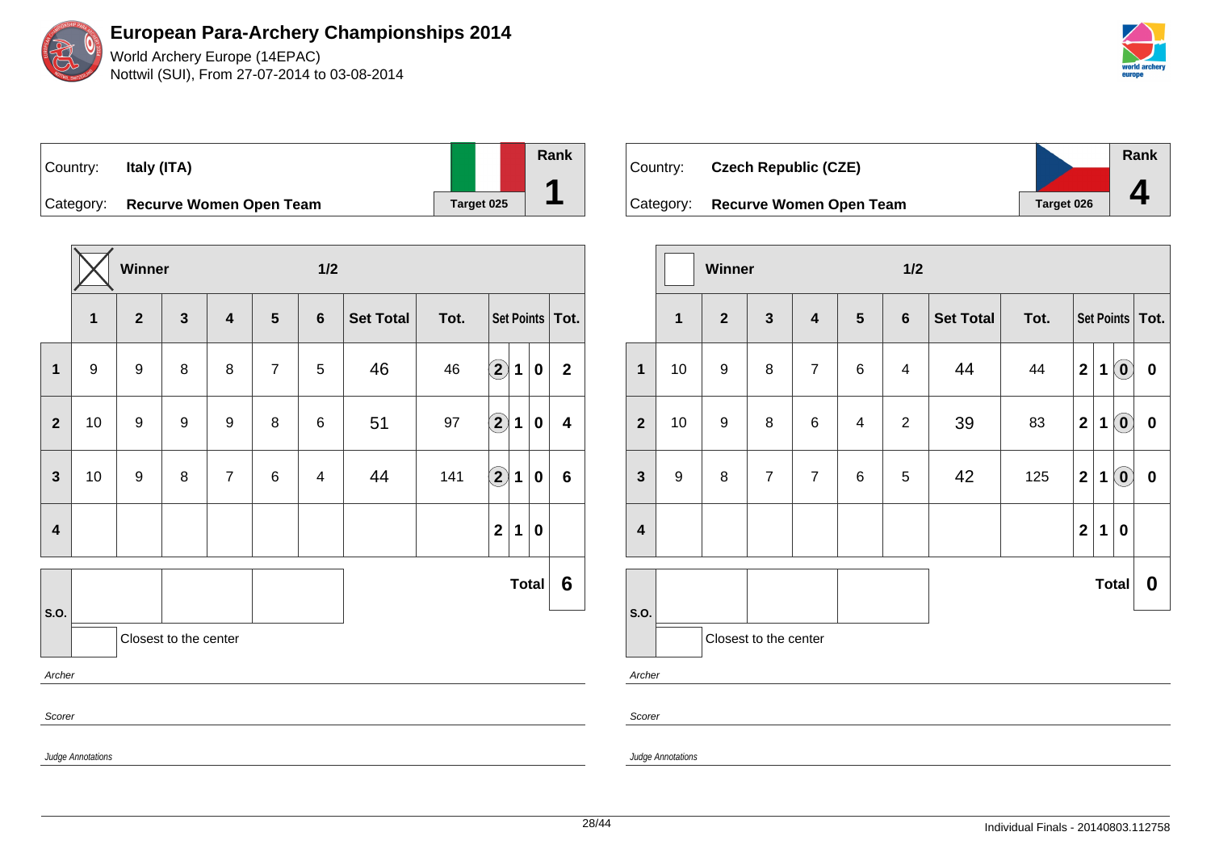# European Para-Archery Championships 2014

World Archery Europe (14EPAC)

Nottwil (SUI), From 27-07-2014 to 03-08-2014

| Country: | Italy (ITA) | Rank |
|---|---|---|
| Category: | Recurve Women Open Team | 1 |
| | Target 025 | |

Winner: X — 1/2

| | 1 | 2 | 3 | 4 | 5 | 6 | Set Total | Tot. | Set Points | | | Tot. |
|---|---|---|---|---|---|---|---|---|---|---|---|---|
| 1 | 9 | 9 | 8 | 8 | 7 | 5 | 46 | 46 | (2) | 1 | 0 | 2 |
| 2 | 10 | 9 | 9 | 9 | 8 | 6 | 51 | 97 | (2) | 1 | 0 | 4 |
| 3 | 10 | 9 | 8 | 7 | 6 | 4 | 44 | 141 | (2) | 1 | 0 | 6 |
| 4 | | | | | | | | | 2 | 1 | 0 | |

S.O.: | | | |

Closest to the center

**Total 6**

Archer

Scorer

Judge Annotations

| Country: | Czech Republic (CZE) | Rank |
|---|---|---|
| Category: | Recurve Women Open Team | 4 |
| | Target 026 | |

Winner: — 1/2

| | 1 | 2 | 3 | 4 | 5 | 6 | Set Total | Tot. | Set Points | | | Tot. |
|---|---|---|---|---|---|---|---|---|---|---|---|---|
| 1 | 10 | 9 | 8 | 7 | 6 | 4 | 44 | 44 | 2 | 1 | (0) | 0 |
| 2 | 10 | 9 | 8 | 6 | 4 | 2 | 39 | 83 | 2 | 1 | (0) | 0 |
| 3 | 9 | 8 | 7 | 7 | 6 | 5 | 42 | 125 | 2 | 1 | (0) | 0 |
| 4 | | | | | | | | | 2 | 1 | 0 | |

S.O.: | | | |

Closest to the center

**Total 0**

Archer

Scorer

Judge Annotations

Individual Finals - 20140803.112758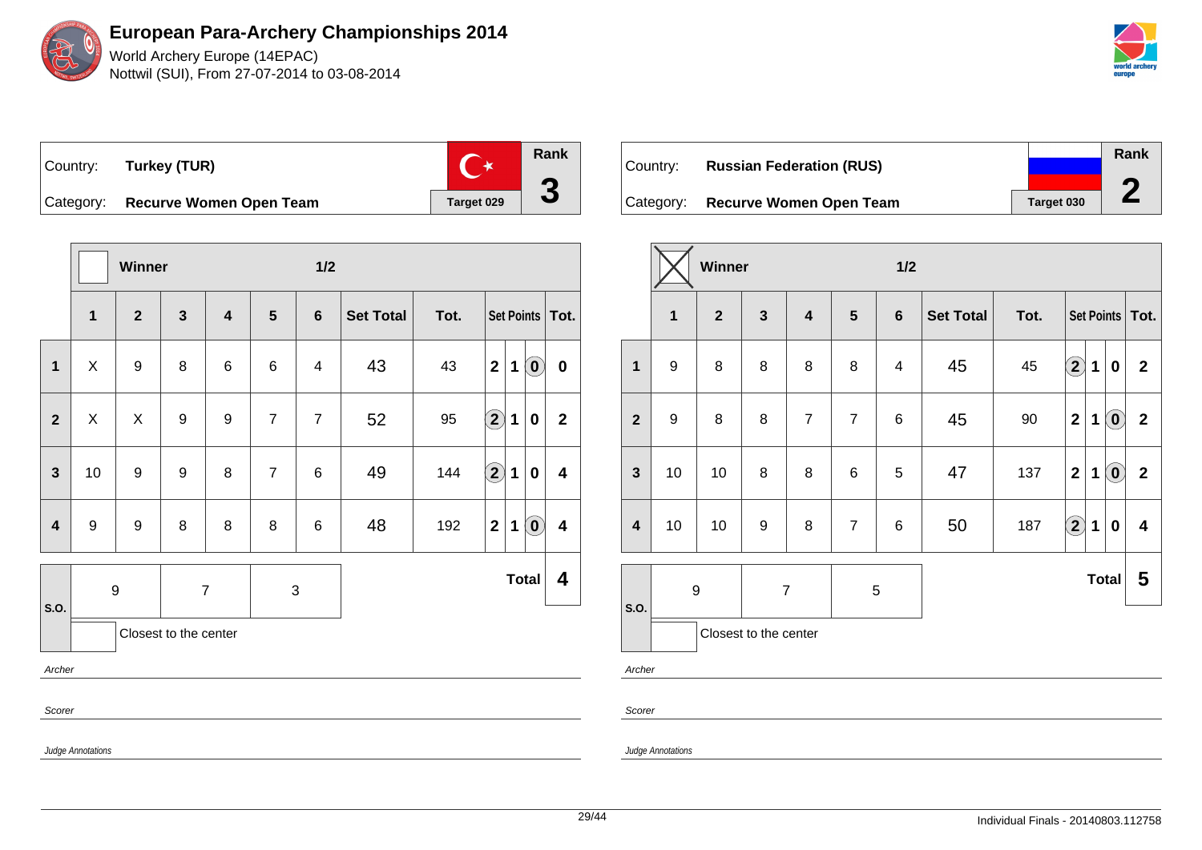# European Para-Archery Championships 2014

World Archery Europe (14EPAC)
Nottwil (SUI), From 27-07-2014 to 03-08-2014

| Country: | Turkey (TUR) | | Rank |
|---|---|---|---|
| Category: | Recurve Women Open Team | Target 029 | 3 |

| | Winner | | | | | 1/2 | | | | | | |
|---|---|---|---|---|---|---|---|---|---|---|---|---|
| | 1 | 2 | 3 | 4 | 5 | 6 | Set Total | Tot. | Set Points | | | Tot. |
| 1 | X | 9 | 8 | 6 | 6 | 4 | 43 | 43 | 2 | 1 | (0) | 0 |
| 2 | X | X | 9 | 9 | 7 | 7 | 52 | 95 | (2) | 1 | 0 | 2 |
| 3 | 10 | 9 | 9 | 8 | 7 | 6 | 49 | 144 | (2) | 1 | 0 | 4 |
| 4 | 9 | 9 | 8 | 8 | 8 | 6 | 48 | 192 | 2 | 1 | (0) | 4 |
| S.O. | 9 | 7 | 3 | | | | | | | | Total | 4 |

Closest to the center

Archer

Scorer

Judge Annotations

| Country: | Russian Federation (RUS) | | Rank |
|---|---|---|---|
| Category: | Recurve Women Open Team | Target 030 | 2 |

| | Winner (X) | | | | | 1/2 | | | | | | |
|---|---|---|---|---|---|---|---|---|---|---|---|---|
| | 1 | 2 | 3 | 4 | 5 | 6 | Set Total | Tot. | Set Points | | | Tot. |
| 1 | 9 | 8 | 8 | 8 | 8 | 4 | 45 | 45 | (2) | 1 | 0 | 2 |
| 2 | 9 | 8 | 8 | 7 | 7 | 6 | 45 | 90 | 2 | 1 | (0) | 2 |
| 3 | 10 | 10 | 8 | 8 | 6 | 5 | 47 | 137 | 2 | 1 | (0) | 2 |
| 4 | 10 | 10 | 9 | 8 | 7 | 6 | 50 | 187 | (2) | 1 | 0 | 4 |
| S.O. | 9 | 7 | 5 | | | | | | | | Total | 5 |

Closest to the center

Archer

Scorer

Judge Annotations

Individual Finals - 20140803.112758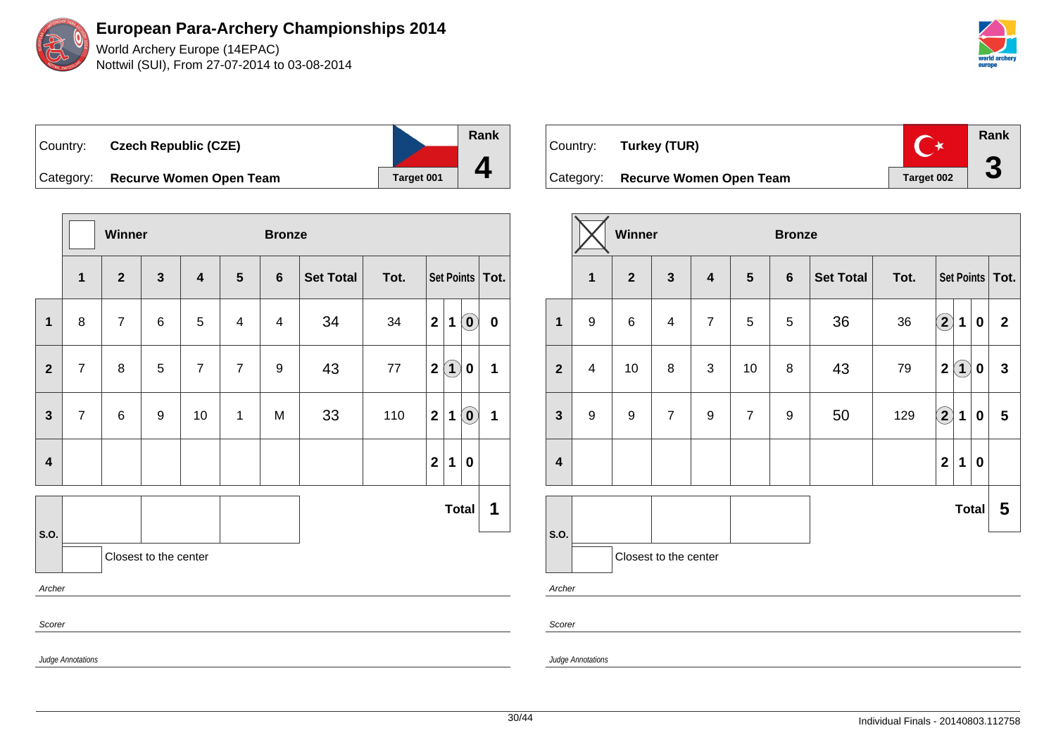# European Para-Archery Championships 2014

World Archery Europe (14EPAC)
Nottwil (SUI), From 27-07-2014 to 03-08-2014

| Country: | **Czech Republic (CZE)** | Rank |
|---|---|---|
| Category: | **Recurve Women Open Team** | **4** |
| | Target 001 | |

| | Winner | | | Bronze | | | | | | | |
|---|---|---|---|---|---|---|---|---|---|---|---|
| | **1** | **2** | **3** | **4** | **5** | **6** | **Set Total** | **Tot.** | **Set Points** | | **Tot.** |
| **1** | 8 | 7 | 6 | 5 | 4 | 4 | 34 | 34 | 2 1 (0) | | 0 |
| **2** | 7 | 8 | 5 | 7 | 7 | 9 | 43 | 77 | 2 (1) 0 | | 1 |
| **3** | 7 | 6 | 9 | 10 | 1 | M | 33 | 110 | 2 1 (0) | | 1 |
| **4** | | | | | | | | | 2 1 0 | | |
| | | | | | | | | | **Total** | | **1** |

S.O.

Closest to the center

*Archer*

*Scorer*

*Judge Annotations*

| Country: | **Turkey (TUR)** | Rank |
|---|---|---|
| Category: | **Recurve Women Open Team** | **3** |
| | Target 002 | |

| | Winner (X) | | | Bronze | | | | | | | |
|---|---|---|---|---|---|---|---|---|---|---|---|
| | **1** | **2** | **3** | **4** | **5** | **6** | **Set Total** | **Tot.** | **Set Points** | | **Tot.** |
| **1** | 9 | 6 | 4 | 7 | 5 | 5 | 36 | 36 | (2) 1 0 | | 2 |
| **2** | 4 | 10 | 8 | 3 | 10 | 8 | 43 | 79 | 2 (1) 0 | | 3 |
| **3** | 9 | 9 | 7 | 9 | 7 | 9 | 50 | 129 | (2) 1 0 | | 5 |
| **4** | | | | | | | | | 2 1 0 | | |
| | | | | | | | | | **Total** | | **5** |

S.O.

Closest to the center

*Archer*

*Scorer*

*Judge Annotations*

Individual Finals - 20140803.112758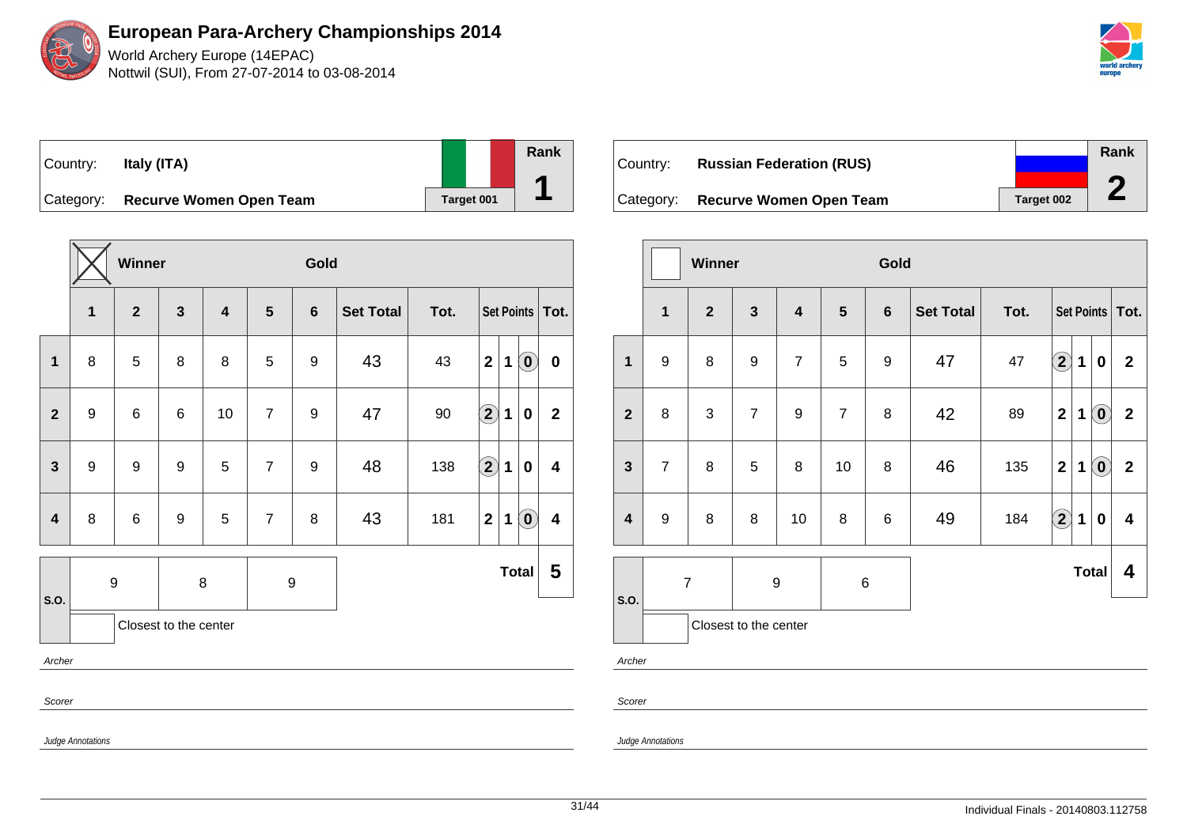# European Para-Archery Championships 2014

World Archery Europe (14EPAC)
Nottwil (SUI), From 27-07-2014 to 03-08-2014

| Country: | **Italy (ITA)** | Rank |
|---|---|---|
| Category: | **Recurve Women Open Team** | **1** |
| | Target 001 | |

| | ☒ Winner | | | | Gold | | | | | | | |
|---|---|---|---|---|---|---|---|---|---|---|---|---|
| | **1** | **2** | **3** | **4** | **5** | **6** | **Set Total** | **Tot.** | **Set Points** | | | **Tot.** |
| **1** | 8 | 5 | 8 | 8 | 5 | 9 | 43 | 43 | 2 | 1 | (0) | 0 |
| **2** | 9 | 6 | 6 | 10 | 7 | 9 | 47 | 90 | (2) | 1 | 0 | 2 |
| **3** | 9 | 9 | 9 | 5 | 7 | 9 | 48 | 138 | (2) | 1 | 0 | 4 |
| **4** | 8 | 6 | 9 | 5 | 7 | 8 | 43 | 181 | 2 | 1 | (0) | 4 |
| **S.O.** | 9 | 8 | 9 | | | | | | | | **Total** | **5** |

Closest to the center

*Archer*

*Scorer*

*Judge Annotations*

| Country: | **Russian Federation (RUS)** | Rank |
|---|---|---|
| Category: | **Recurve Women Open Team** | **2** |
| | Target 002 | |

| | ☐ Winner | | | | Gold | | | | | | | |
|---|---|---|---|---|---|---|---|---|---|---|---|---|
| | **1** | **2** | **3** | **4** | **5** | **6** | **Set Total** | **Tot.** | **Set Points** | | | **Tot.** |
| **1** | 9 | 8 | 9 | 7 | 5 | 9 | 47 | 47 | (2) | 1 | 0 | 2 |
| **2** | 8 | 3 | 7 | 9 | 7 | 8 | 42 | 89 | 2 | 1 | (0) | 2 |
| **3** | 7 | 8 | 5 | 8 | 10 | 8 | 46 | 135 | 2 | 1 | (0) | 2 |
| **4** | 9 | 8 | 8 | 10 | 8 | 6 | 49 | 184 | (2) | 1 | 0 | 4 |
| **S.O.** | 7 | 9 | 6 | | | | | | | | **Total** | **4** |

Closest to the center

*Archer*

*Scorer*

*Judge Annotations*

Individual Finals - 20140803.112758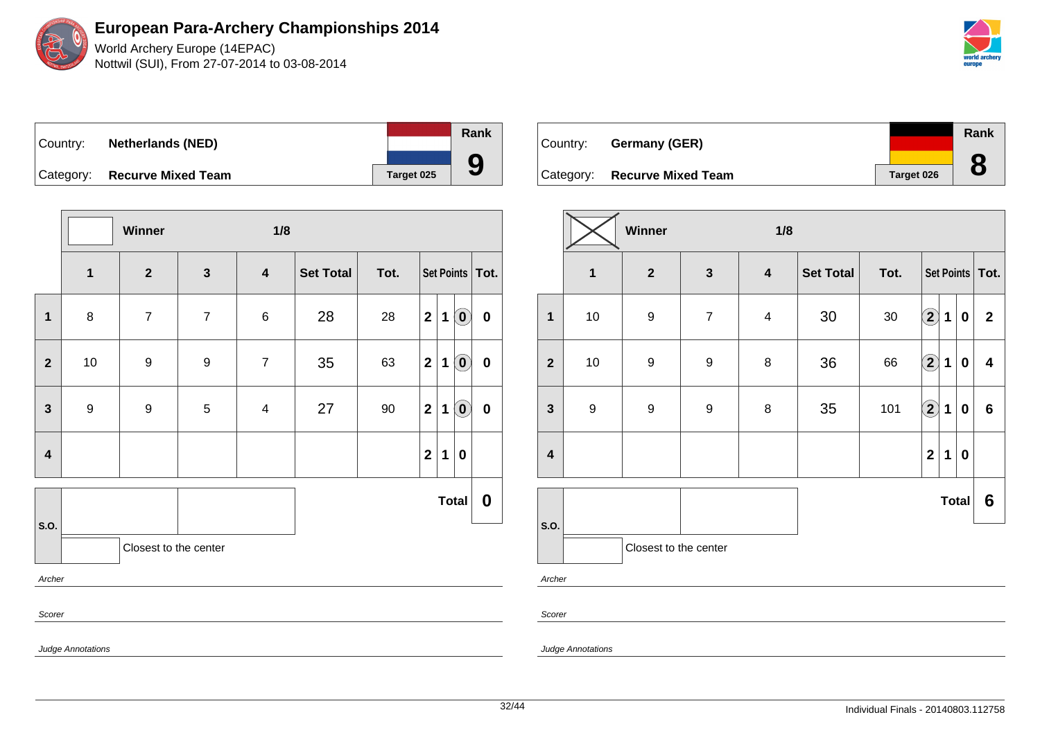# European Para-Archery Championships 2014

World Archery Europe (14EPAC)
Nottwil (SUI), From 27-07-2014 to 03-08-2014

| Country: | Netherlands (NED) | Rank |
|---|---|---|
| Category: | Recurve Mixed Team | 9 |
| | Target 025 | |

Winner — 1/8

| | 1 | 2 | 3 | 4 | Set Total | Tot. | Set Points | | | Tot. |
|---|---|---|---|---|---|---|---|---|---|---|
| 1 | 8 | 7 | 7 | 6 | 28 | 28 | 2 | 1 | (0) | 0 |
| 2 | 10 | 9 | 9 | 7 | 35 | 63 | 2 | 1 | (0) | 0 |
| 3 | 9 | 9 | 5 | 4 | 27 | 90 | 2 | 1 | (0) | 0 |
| 4 | | | | | | | 2 | 1 | 0 | |
| | | | | | | | | | Total | 0 |

S.O.

Closest to the center

*Archer*

*Scorer*

*Judge Annotations*

| Country: | Germany (GER) | Rank |
|---|---|---|
| Category: | Recurve Mixed Team | 8 |
| | Target 026 | |

Winner ☒ — 1/8

| | 1 | 2 | 3 | 4 | Set Total | Tot. | Set Points | | | Tot. |
|---|---|---|---|---|---|---|---|---|---|---|
| 1 | 10 | 9 | 7 | 4 | 30 | 30 | (2) | 1 | 0 | 2 |
| 2 | 10 | 9 | 9 | 8 | 36 | 66 | (2) | 1 | 0 | 4 |
| 3 | 9 | 9 | 9 | 8 | 35 | 101 | (2) | 1 | 0 | 6 |
| 4 | | | | | | | 2 | 1 | 0 | |
| | | | | | | | | | Total | 6 |

S.O.

Closest to the center

*Archer*

*Scorer*

*Judge Annotations*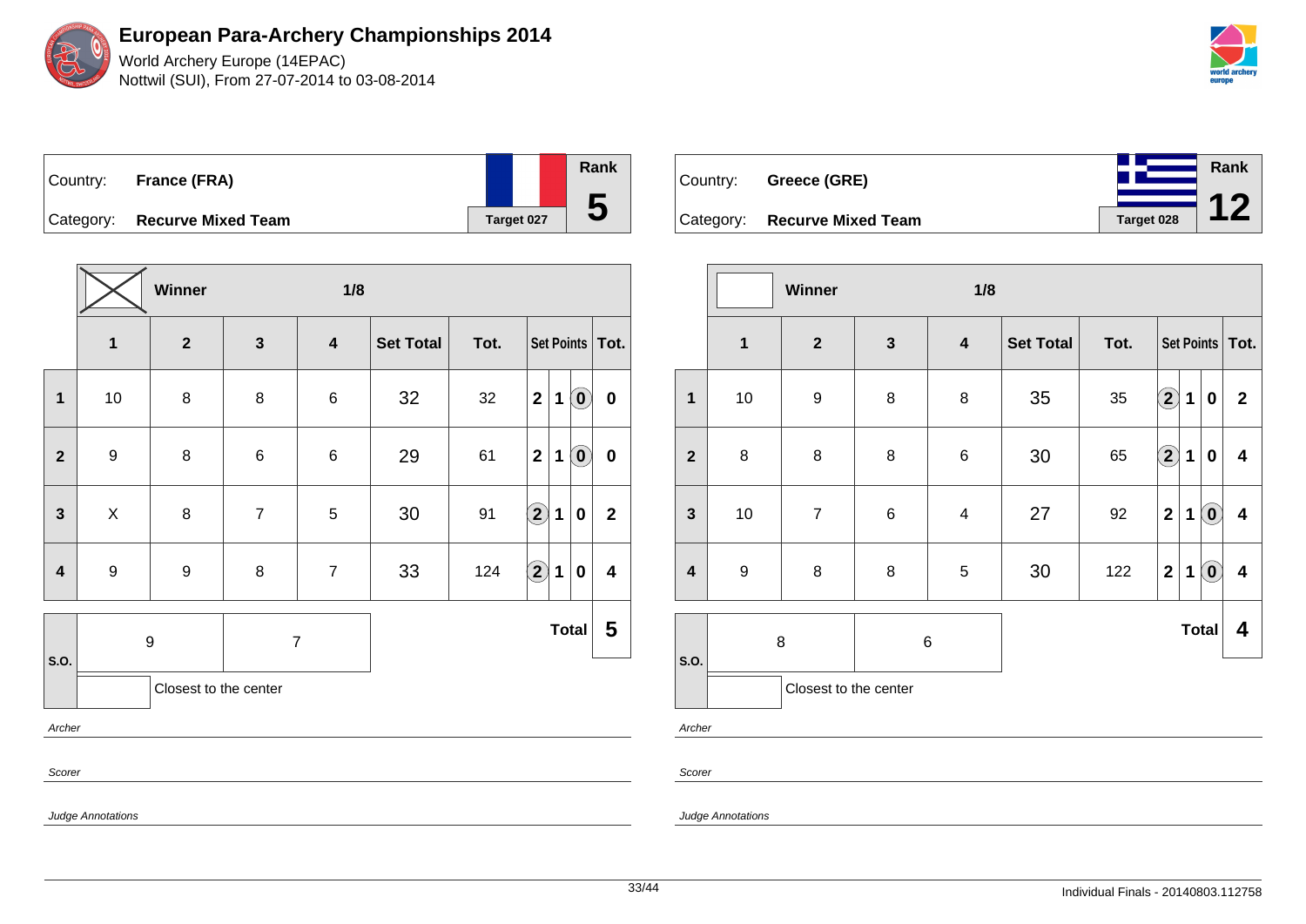# European Para-Archery Championships 2014

World Archery Europe (14EPAC)
Nottwil (SUI), From 27-07-2014 to 03-08-2014

| Country: | **France (FRA)** | Rank |
|---|---|---|
| Category: | **Recurve Mixed Team** | **5** |
| | Target 027 | |

**Winner** — 1/8

| | 1 | 2 | 3 | 4 | Set Total | Tot. | Set Points | | | Tot. |
|---|---|---|---|---|---|---|---|---|---|---|
| 1 | 10 | 8 | 8 | 6 | 32 | 32 | 2 | 1 | (0) | 0 |
| 2 | 9 | 8 | 6 | 6 | 29 | 61 | 2 | 1 | (0) | 0 |
| 3 | X | 8 | 7 | 5 | 30 | 91 | (2) | 1 | 0 | 2 |
| 4 | 9 | 9 | 8 | 7 | 33 | 124 | (2) | 1 | 0 | 4 |
| S.O. | 9 | 7 | | | | | | | Total | 5 |

Closest to the center

Archer

Scorer

Judge Annotations

| Country: | **Greece (GRE)** | Rank |
|---|---|---|
| Category: | **Recurve Mixed Team** | **12** |
| | Target 028 | |

**Winner** — 1/8

| | 1 | 2 | 3 | 4 | Set Total | Tot. | Set Points | | | Tot. |
|---|---|---|---|---|---|---|---|---|---|---|
| 1 | 10 | 9 | 8 | 8 | 35 | 35 | (2) | 1 | 0 | 2 |
| 2 | 8 | 8 | 8 | 6 | 30 | 65 | (2) | 1 | 0 | 4 |
| 3 | 10 | 7 | 6 | 4 | 27 | 92 | 2 | 1 | (0) | 4 |
| 4 | 9 | 8 | 8 | 5 | 30 | 122 | 2 | 1 | (0) | 4 |
| S.O. | 8 | 6 | | | | | | | Total | 4 |

Closest to the center

Archer

Scorer

Judge Annotations

Individual Finals - 20140803.112758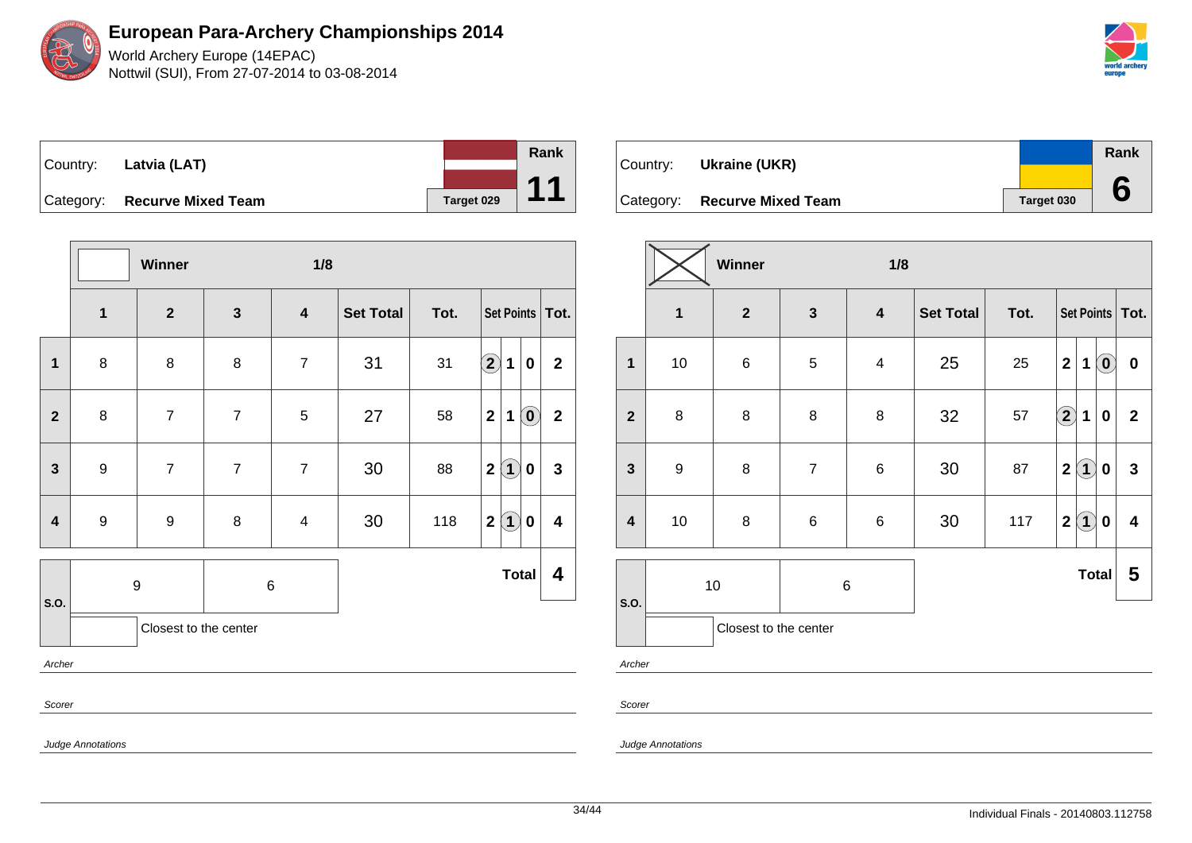# European Para-Archery Championships 2014

World Archery Europe (14EPAC)
Nottwil (SUI), From 27-07-2014 to 03-08-2014

Country: **Latvia (LAT)**
Category: **Recurve Mixed Team**
Target 029
Rank **11**

| | Winner | | 1/8 | | | | | | | |
|---|---|---|---|---|---|---|---|---|---|---|
| | **1** | **2** | **3** | **4** | **Set Total** | **Tot.** | **Set Points** | | | **Tot.** |
| **1** | 8 | 8 | 8 | 7 | 31 | 31 | (2) | 1 | 0 | 2 |
| **2** | 8 | 7 | 7 | 5 | 27 | 58 | 2 | 1 | (0) | 2 |
| **3** | 9 | 7 | 7 | 7 | 30 | 88 | 2 | (1) | 0 | 3 |
| **4** | 9 | 9 | 8 | 4 | 30 | 118 | 2 | (1) | 0 | 4 |
| **S.O.** | 9 | 6 | | | | | | | **Total** | **4** |

Closest to the center

*Archer*

*Scorer*

*Judge Annotations*

Country: **Ukraine (UKR)**
Category: **Recurve Mixed Team**
Target 030
Rank **6**

| | Winner (X) | | 1/8 | | | | | | | |
|---|---|---|---|---|---|---|---|---|---|---|
| | **1** | **2** | **3** | **4** | **Set Total** | **Tot.** | **Set Points** | | | **Tot.** |
| **1** | 10 | 6 | 5 | 4 | 25 | 25 | 2 | 1 | (0) | 0 |
| **2** | 8 | 8 | 8 | 8 | 32 | 57 | (2) | 1 | 0 | 2 |
| **3** | 9 | 8 | 7 | 6 | 30 | 87 | 2 | (1) | 0 | 3 |
| **4** | 10 | 8 | 6 | 6 | 30 | 117 | 2 | (1) | 0 | 4 |
| **S.O.** | 10 | 6 | | | | | | | **Total** | **5** |

Closest to the center

*Archer*

*Scorer*

*Judge Annotations*

Individual Finals - 20140803.112758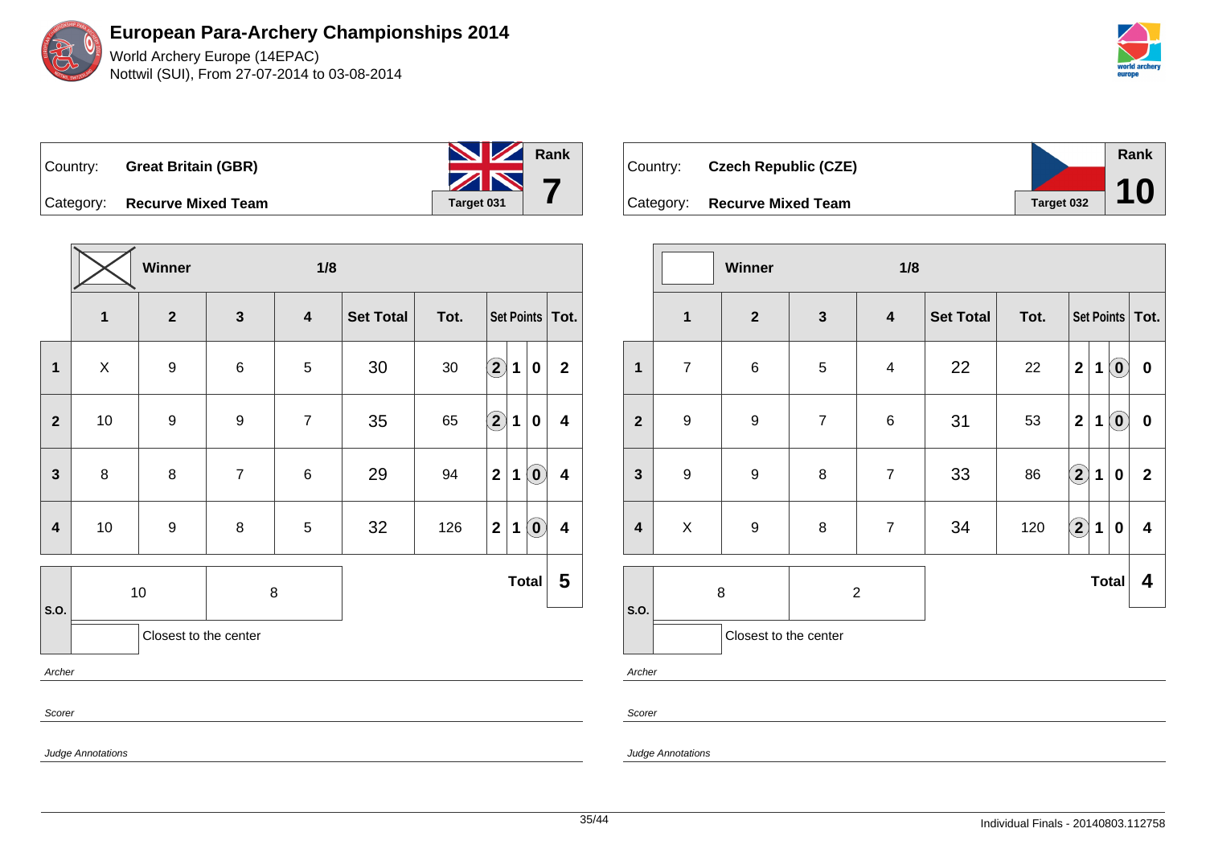# European Para-Archery Championships 2014

World Archery Europe (14EPAC)
Nottwil (SUI), From 27-07-2014 to 03-08-2014

| Country: | **Great Britain (GBR)** | Rank |
|---|---|---|
| Category: | **Recurve Mixed Team** | **7** |
| | Target 031 | |

| | Winner: X | | | 1/8 | | | | | | |
|---|---|---|---|---|---|---|---|---|---|---|
| | **1** | **2** | **3** | **4** | **Set Total** | **Tot.** | **Set Points** | | | **Tot.** |
| **1** | X | 9 | 6 | 5 | 30 | 30 | (2) | 1 | 0 | **2** |
| **2** | 10 | 9 | 9 | 7 | 35 | 65 | (2) | 1 | 0 | **4** |
| **3** | 8 | 8 | 7 | 6 | 29 | 94 | 2 | 1 | (0) | **4** |
| **4** | 10 | 9 | 8 | 5 | 32 | 126 | 2 | 1 | (0) | **4** |
| **S.O.** | 10 | 8 | | | | | | | **Total** | **5** |
| | | Closest to the center | | | | | | | | |

*Archer*

*Scorer*

*Judge Annotations*

| Country: | **Czech Republic (CZE)** | Rank |
|---|---|---|
| Category: | **Recurve Mixed Team** | **10** |
| | Target 032 | |

| | Winner: | | | 1/8 | | | | | | |
|---|---|---|---|---|---|---|---|---|---|---|
| | **1** | **2** | **3** | **4** | **Set Total** | **Tot.** | **Set Points** | | | **Tot.** |
| **1** | 7 | 6 | 5 | 4 | 22 | 22 | 2 | 1 | (0) | **0** |
| **2** | 9 | 9 | 7 | 6 | 31 | 53 | 2 | 1 | (0) | **0** |
| **3** | 9 | 9 | 8 | 7 | 33 | 86 | (2) | 1 | 0 | **2** |
| **4** | X | 9 | 8 | 7 | 34 | 120 | (2) | 1 | 0 | **4** |
| **S.O.** | 8 | 2 | | | | | | | **Total** | **4** |
| | | Closest to the center | | | | | | | | |

*Archer*

*Scorer*

*Judge Annotations*

Individual Finals - 20140803.112758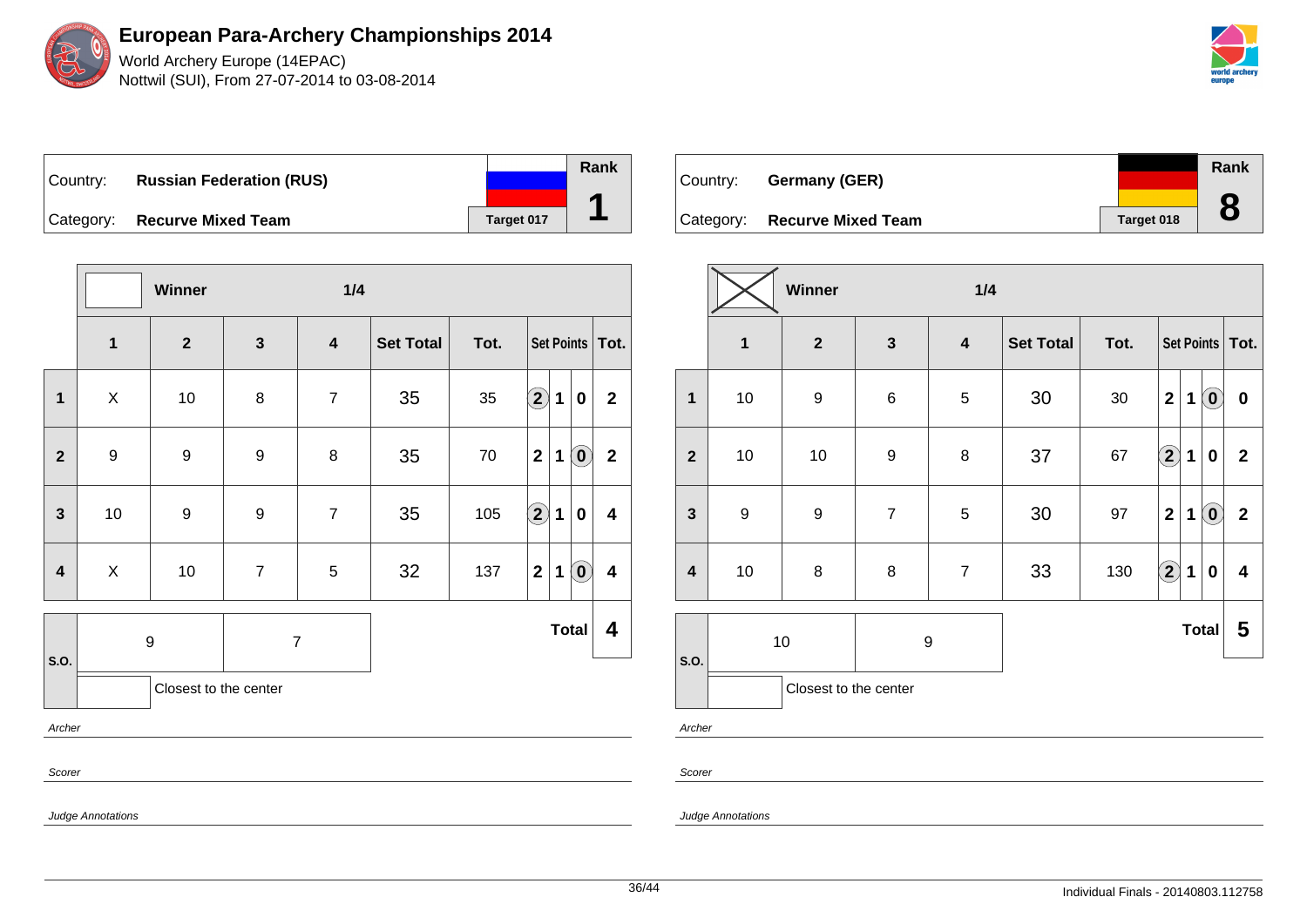# European Para-Archery Championships 2014

World Archery Europe (14EPAC)
Nottwil (SUI), From 27-07-2014 to 03-08-2014

| Country: | **Russian Federation (RUS)** | Rank |
|---|---|---|
| Category: | **Recurve Mixed Team** | Target 017 | **1** |

| | Winner | | | 1/4 | | | | | | |
|---|---|---|---|---|---|---|---|---|---|---|
| | **1** | **2** | **3** | **4** | **Set Total** | **Tot.** | **Set Points** | | | **Tot.** |
| **1** | X | 10 | 8 | 7 | 35 | 35 | (2) | 1 | 0 | **2** |
| **2** | 9 | 9 | 9 | 8 | 35 | 70 | 2 | 1 | (0) | **2** |
| **3** | 10 | 9 | 9 | 7 | 35 | 105 | (2) | 1 | 0 | **4** |
| **4** | X | 10 | 7 | 5 | 32 | 137 | 2 | 1 | (0) | **4** |

| S.O. | 9 | 7 | **Total** | **4** |
|---|---|---|---|---|
| | | Closest to the center | | |

*Archer*

*Scorer*

*Judge Annotations*

| Country: | **Germany (GER)** | Rank |
|---|---|---|
| Category: | **Recurve Mixed Team** | Target 018 | **8** |

| | Winner | | | 1/4 | | | | | | |
|---|---|---|---|---|---|---|---|---|---|---|
| | **1** | **2** | **3** | **4** | **Set Total** | **Tot.** | **Set Points** | | | **Tot.** |
| **1** | 10 | 9 | 6 | 5 | 30 | 30 | 2 | 1 | (0) | **0** |
| **2** | 10 | 10 | 9 | 8 | 37 | 67 | (2) | 1 | 0 | **2** |
| **3** | 9 | 9 | 7 | 5 | 30 | 97 | 2 | 1 | (0) | **2** |
| **4** | 10 | 8 | 8 | 7 | 33 | 130 | (2) | 1 | 0 | **4** |

| S.O. | 10 | 9 | **Total** | **5** |
|---|---|---|---|---|
| | | Closest to the center | | |

*Archer*

*Scorer*

*Judge Annotations*

Individual Finals - 20140803.112758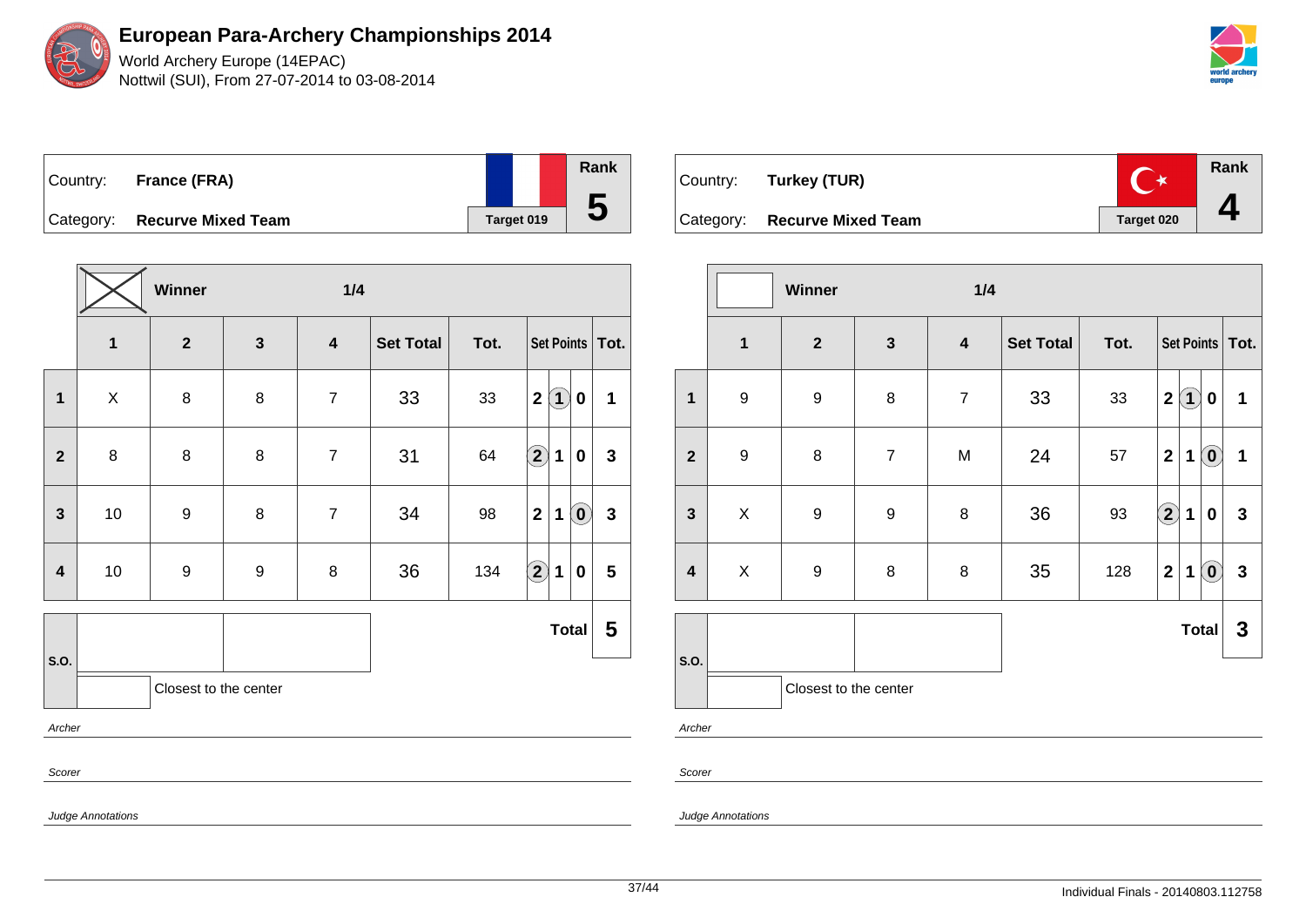# European Para-Archery Championships 2014

World Archery Europe (14EPAC)
Nottwil (SUI), From 27-07-2014 to 03-08-2014

| Country: | France (FRA) | Rank |
|---|---|---|
| Category: | Recurve Mixed Team | 5 |
| | Target 019 | |

Winner — 1/4

| | 1 | 2 | 3 | 4 | Set Total | Tot. | Set Points | | | Tot. |
|---|---|---|---|---|---|---|---|---|---|---|
| 1 | X | 8 | 8 | 7 | 33 | 33 | 2 | (1) | 0 | 1 |
| 2 | 8 | 8 | 8 | 7 | 31 | 64 | (2) | 1 | 0 | 3 |
| 3 | 10 | 9 | 8 | 7 | 34 | 98 | 2 | 1 | (0) | 3 |
| 4 | 10 | 9 | 9 | 8 | 36 | 134 | (2) | 1 | 0 | 5 |
| | | | | | | | | | Total | 5 |

S.O.

Closest to the center

*Archer*

*Scorer*

*Judge Annotations*

| Country: | Turkey (TUR) | Rank |
|---|---|---|
| Category: | Recurve Mixed Team | 4 |
| | Target 020 | |

Winner — 1/4

| | 1 | 2 | 3 | 4 | Set Total | Tot. | Set Points | | | Tot. |
|---|---|---|---|---|---|---|---|---|---|---|
| 1 | 9 | 9 | 8 | 7 | 33 | 33 | 2 | (1) | 0 | 1 |
| 2 | 9 | 8 | 7 | M | 24 | 57 | 2 | 1 | (0) | 1 |
| 3 | X | 9 | 9 | 8 | 36 | 93 | (2) | 1 | 0 | 3 |
| 4 | X | 9 | 8 | 8 | 35 | 128 | 2 | 1 | (0) | 3 |
| | | | | | | | | | Total | 3 |

S.O.

Closest to the center

*Archer*

*Scorer*

*Judge Annotations*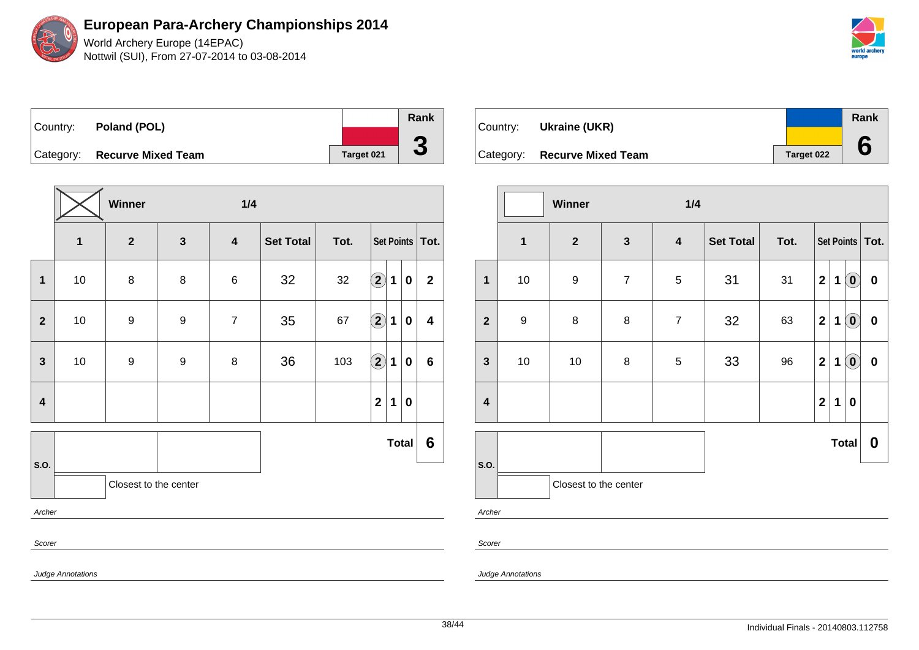# European Para-Archery Championships 2014

World Archery Europe (14EPAC)
Nottwil (SUI), From 27-07-2014 to 03-08-2014

| Country: | Poland (POL) | | Rank |
|---|---|---|---|
| Category: | Recurve Mixed Team | Target 021 | 3 |

| | Winner (X) | | 1/4 | | | | | | | |
|---|---|---|---|---|---|---|---|---|---|---|
| | 1 | 2 | 3 | 4 | Set Total | Tot. | Set Points | | | Tot. |
| 1 | 10 | 8 | 8 | 6 | 32 | 32 | (2) | 1 | 0 | 2 |
| 2 | 10 | 9 | 9 | 7 | 35 | 67 | (2) | 1 | 0 | 4 |
| 3 | 10 | 9 | 9 | 8 | 36 | 103 | (2) | 1 | 0 | 6 |
| 4 | | | | | | | 2 | 1 | 0 | |
| | | | | | | | | | Total | 6 |

S.O.

Closest to the center

*Archer*

*Scorer*

*Judge Annotations*

| Country: | Ukraine (UKR) | | Rank |
|---|---|---|---|
| Category: | Recurve Mixed Team | Target 022 | 6 |

| | Winner | | 1/4 | | | | | | | |
|---|---|---|---|---|---|---|---|---|---|---|
| | 1 | 2 | 3 | 4 | Set Total | Tot. | Set Points | | | Tot. |
| 1 | 10 | 9 | 7 | 5 | 31 | 31 | 2 | 1 | (0) | 0 |
| 2 | 9 | 8 | 8 | 7 | 32 | 63 | 2 | 1 | (0) | 0 |
| 3 | 10 | 10 | 8 | 5 | 33 | 96 | 2 | 1 | (0) | 0 |
| 4 | | | | | | | 2 | 1 | 0 | |
| | | | | | | | | | Total | 0 |

S.O.

Closest to the center

*Archer*

*Scorer*

*Judge Annotations*

Individual Finals - 20140803.112758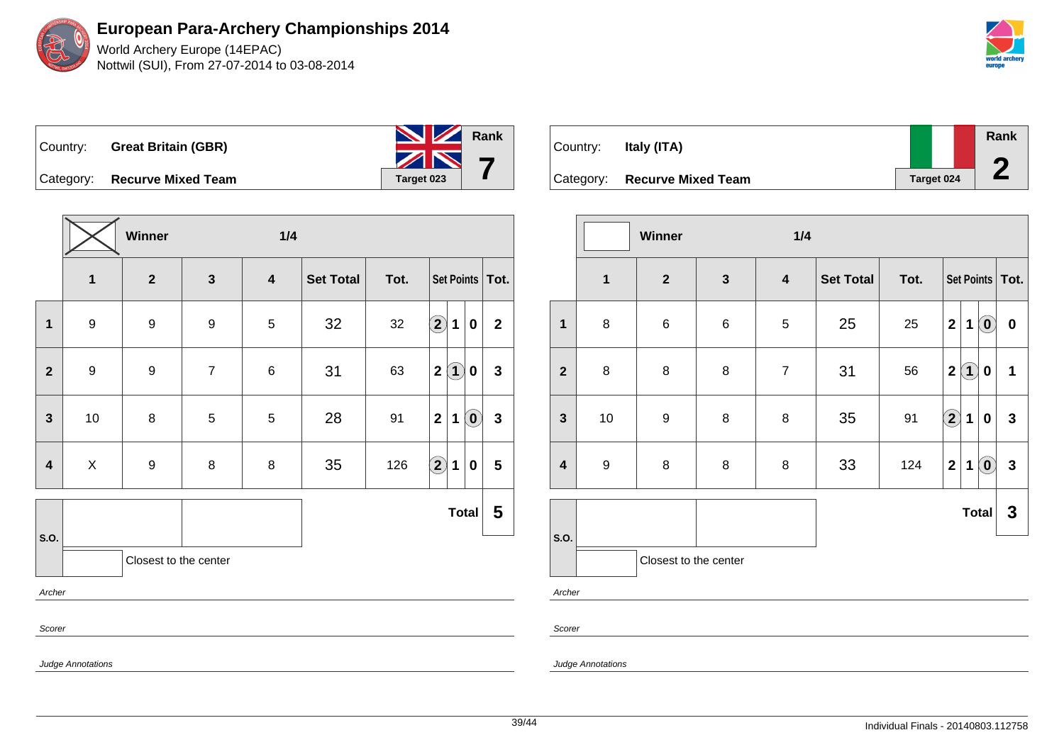# European Para-Archery Championships 2014

World Archery Europe (14EPAC)
Nottwil (SUI), From 27-07-2014 to 03-08-2014

| Country: | Great Britain (GBR) | Rank |
|---|---|---|
| Category: | Recurve Mixed Team | 7 |
| | Target 023 | |

| | Winner: X | | | 1/4 | | | | | | |
|---|---|---|---|---|---|---|---|---|---|---|
| | 1 | 2 | 3 | 4 | Set Total | Tot. | Set Points | | | Tot. |
| 1 | 9 | 9 | 9 | 5 | 32 | 32 | (2) | 1 | 0 | 2 |
| 2 | 9 | 9 | 7 | 6 | 31 | 63 | 2 | (1) | 0 | 3 |
| 3 | 10 | 8 | 5 | 5 | 28 | 91 | 2 | 1 | (0) | 3 |
| 4 | X | 9 | 8 | 8 | 35 | 126 | (2) | 1 | 0 | 5 |
| S.O. | | | | | | | | | Total | 5 |

Closest to the center

*Archer*

*Scorer*

*Judge Annotations*

| Country: | Italy (ITA) | Rank |
|---|---|---|
| Category: | Recurve Mixed Team | 2 |
| | Target 024 | |

| | Winner: | | | 1/4 | | | | | | |
|---|---|---|---|---|---|---|---|---|---|---|
| | 1 | 2 | 3 | 4 | Set Total | Tot. | Set Points | | | Tot. |
| 1 | 8 | 6 | 6 | 5 | 25 | 25 | 2 | 1 | (0) | 0 |
| 2 | 8 | 8 | 8 | 7 | 31 | 56 | 2 | (1) | 0 | 1 |
| 3 | 10 | 9 | 8 | 8 | 35 | 91 | (2) | 1 | 0 | 3 |
| 4 | 9 | 8 | 8 | 8 | 33 | 124 | 2 | 1 | (0) | 3 |
| S.O. | | | | | | | | | Total | 3 |

Closest to the center

*Archer*

*Scorer*

*Judge Annotations*

Individual Finals - 20140803.112758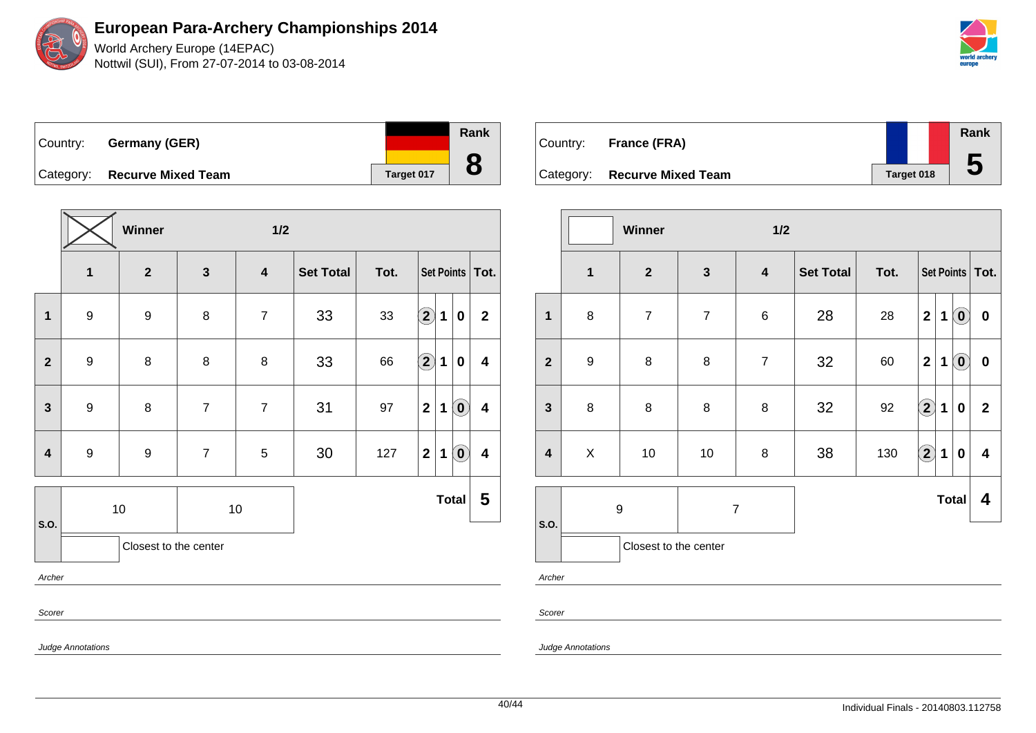# European Para-Archery Championships 2014

World Archery Europe (14EPAC)
Nottwil (SUI), From 27-07-2014 to 03-08-2014

| Country: | Germany (GER) | Rank |
|---|---|---|
| Category: | Recurve Mixed Team | 8 |
| | Target 017 | |

**Winner** ☒ — **1/2**

| | 1 | 2 | 3 | 4 | Set Total | Tot. | Set Points | | | Tot. |
|---|---|---|---|---|---|---|---|---|---|---|
| 1 | 9 | 9 | 8 | 7 | 33 | 33 | (2) | 1 | 0 | 2 |
| 2 | 9 | 8 | 8 | 8 | 33 | 66 | (2) | 1 | 0 | 4 |
| 3 | 9 | 8 | 7 | 7 | 31 | 97 | 2 | 1 | (0) | 4 |
| 4 | 9 | 9 | 7 | 5 | 30 | 127 | 2 | 1 | (0) | 4 |
| S.O. | 10 | 10 | | | | | | | Total | 5 |

Closest to the center

*Archer*

*Scorer*

*Judge Annotations*

| Country: | France (FRA) | Rank |
|---|---|---|
| Category: | Recurve Mixed Team | 5 |
| | Target 018 | |

**Winner** ☐ — **1/2**

| | 1 | 2 | 3 | 4 | Set Total | Tot. | Set Points | | | Tot. |
|---|---|---|---|---|---|---|---|---|---|---|
| 1 | 8 | 7 | 7 | 6 | 28 | 28 | 2 | 1 | (0) | 0 |
| 2 | 9 | 8 | 8 | 7 | 32 | 60 | 2 | 1 | (0) | 0 |
| 3 | 8 | 8 | 8 | 8 | 32 | 92 | (2) | 1 | 0 | 2 |
| 4 | X | 10 | 10 | 8 | 38 | 130 | (2) | 1 | 0 | 4 |
| S.O. | 9 | 7 | | | | | | | Total | 4 |

Closest to the center

*Archer*

*Scorer*

*Judge Annotations*

Individual Finals - 20140803.112758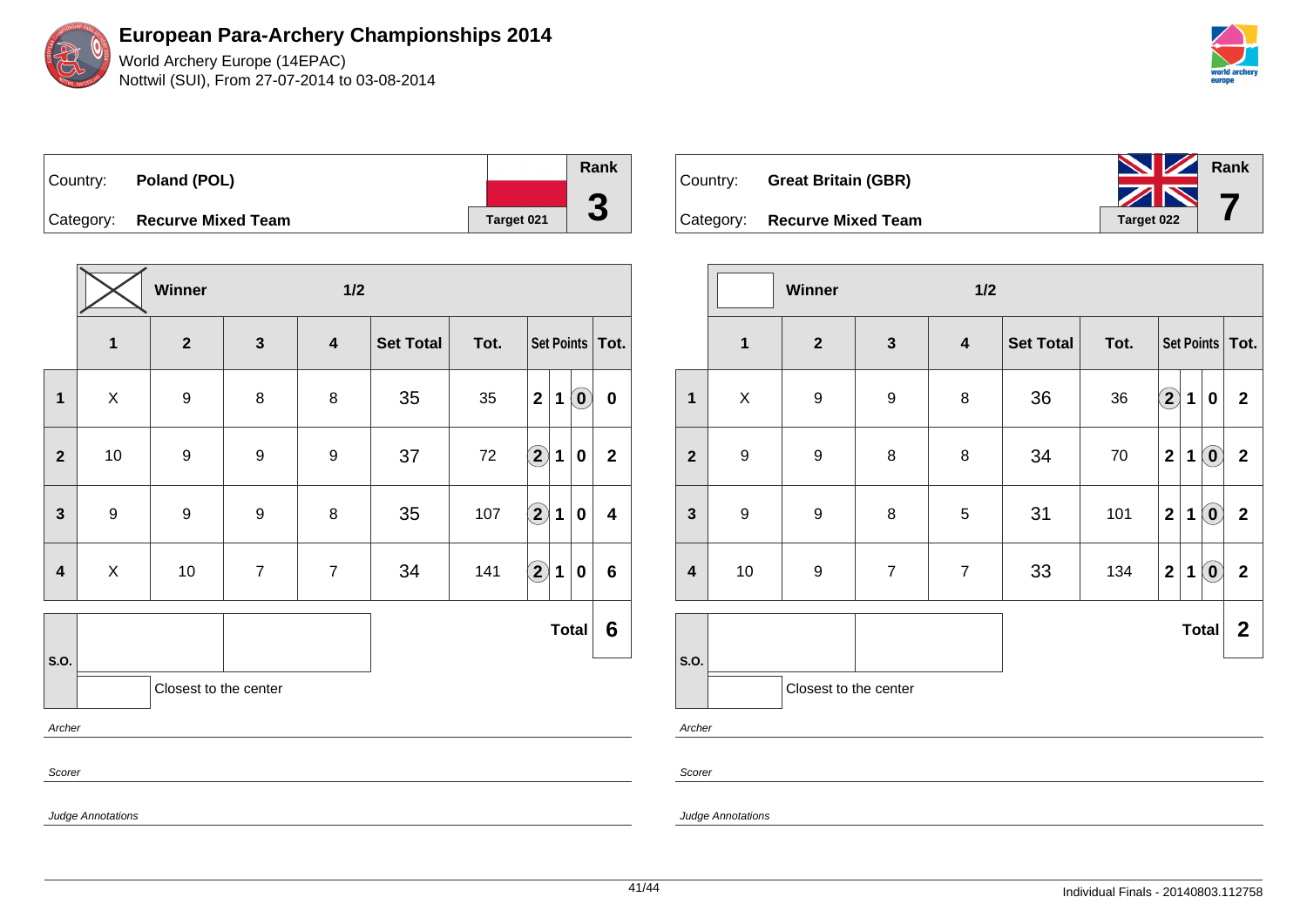# European Para-Archery Championships 2014

World Archery Europe (14EPAC)
Nottwil (SUI), From 27-07-2014 to 03-08-2014

| Country: | **Poland (POL)** | Rank |
|---|---|---|
| Category: | **Recurve Mixed Team** | **3** |
| | Target 021 | |

| | Winner | | | 1/2 | | | | | | |
|---|---|---|---|---|---|---|---|---|---|---|
| | **1** | **2** | **3** | **4** | **Set Total** | **Tot.** | **Set Points** | | | **Tot.** |
| **1** | X | 9 | 8 | 8 | 35 | 35 | 2 | 1 | (0) | 0 |
| **2** | 10 | 9 | 9 | 9 | 37 | 72 | (2) | 1 | 0 | 2 |
| **3** | 9 | 9 | 9 | 8 | 35 | 107 | (2) | 1 | 0 | 4 |
| **4** | X | 10 | 7 | 7 | 34 | 141 | (2) | 1 | 0 | 6 |
| | | | | | | | | | **Total** | **6** |

S.O.

Closest to the center

*Archer*

*Scorer*

*Judge Annotations*

| Country: | **Great Britain (GBR)** | Rank |
|---|---|---|
| Category: | **Recurve Mixed Team** | **7** |
| | Target 022 | |

| | Winner | | | 1/2 | | | | | | |
|---|---|---|---|---|---|---|---|---|---|---|
| | **1** | **2** | **3** | **4** | **Set Total** | **Tot.** | **Set Points** | | | **Tot.** |
| **1** | X | 9 | 9 | 8 | 36 | 36 | (2) | 1 | 0 | 2 |
| **2** | 9 | 9 | 8 | 8 | 34 | 70 | 2 | 1 | (0) | 2 |
| **3** | 9 | 9 | 8 | 5 | 31 | 101 | 2 | 1 | (0) | 2 |
| **4** | 10 | 9 | 7 | 7 | 33 | 134 | 2 | 1 | (0) | 2 |
| | | | | | | | | | **Total** | **2** |

S.O.

Closest to the center

*Archer*

*Scorer*

*Judge Annotations*

Individual Finals - 20140803.112758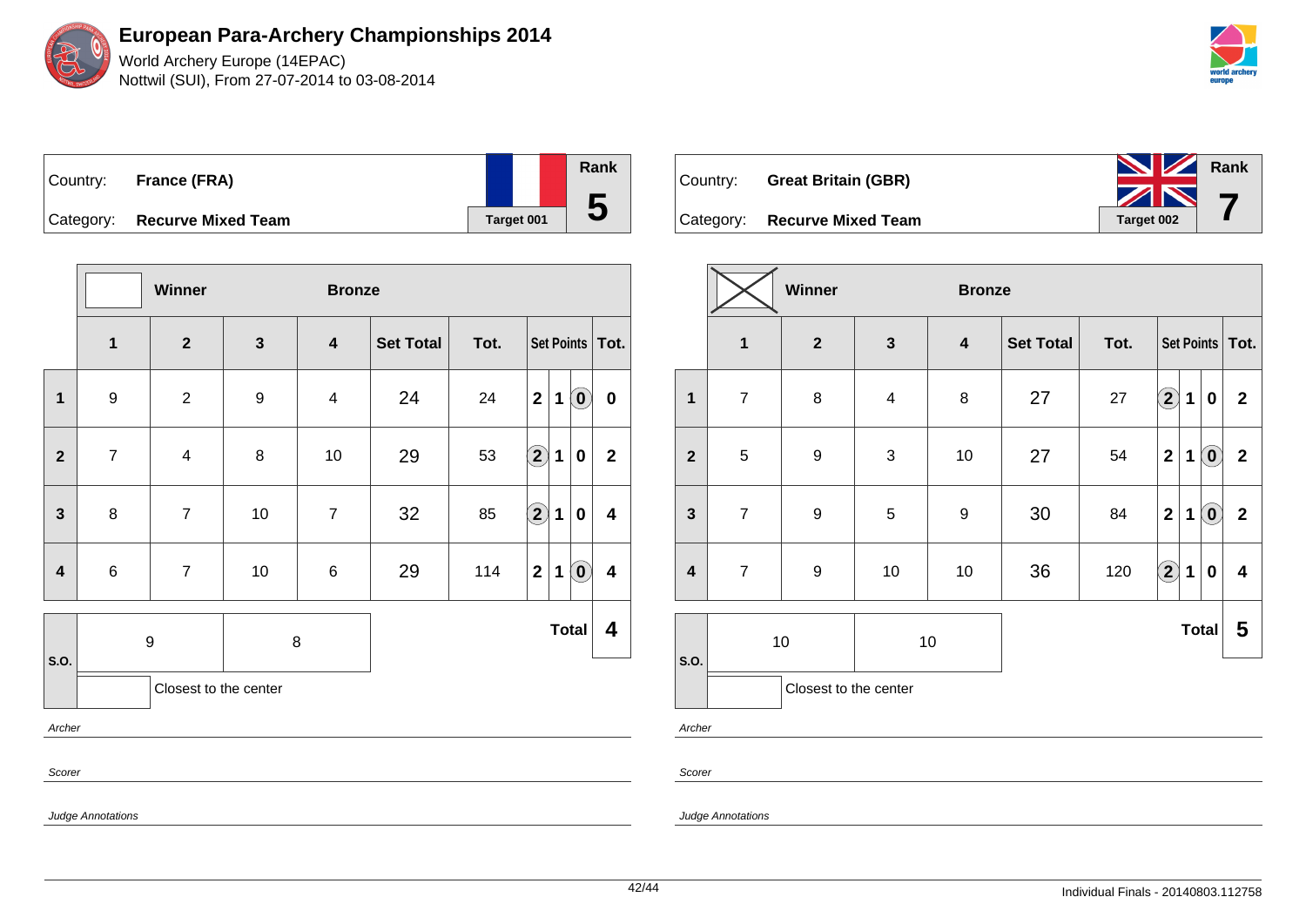# European Para-Archery Championships 2014

World Archery Europe (14EPAC)
Nottwil (SUI), From 27-07-2014 to 03-08-2014

| Country: | **France (FRA)** | Rank |
|---|---|---|
| Category: | **Recurve Mixed Team** | **5** |
| | Target 001 | |

| | Winner | | Bronze | | | | | | | |
|---|---|---|---|---|---|---|---|---|---|---|
| | **1** | **2** | **3** | **4** | **Set Total** | **Tot.** | **Set Points** | | | **Tot.** |
| **1** | 9 | 2 | 9 | 4 | 24 | 24 | 2 | 1 | (0) | **0** |
| **2** | 7 | 4 | 8 | 10 | 29 | 53 | (2) | 1 | 0 | **2** |
| **3** | 8 | 7 | 10 | 7 | 32 | 85 | (2) | 1 | 0 | **4** |
| **4** | 6 | 7 | 10 | 6 | 29 | 114 | 2 | 1 | (0) | **4** |
| **S.O.** | 9 | 8 | | | | | | | **Total** | **4** |

Closest to the center

*Archer*

*Scorer*

*Judge Annotations*

| Country: | **Great Britain (GBR)** | Rank |
|---|---|---|
| Category: | **Recurve Mixed Team** | **7** |
| | Target 002 | |

| | Winner | | Bronze | | | | | | | |
|---|---|---|---|---|---|---|---|---|---|---|
| | **1** | **2** | **3** | **4** | **Set Total** | **Tot.** | **Set Points** | | | **Tot.** |
| **1** | 7 | 8 | 4 | 8 | 27 | 27 | (2) | 1 | 0 | **2** |
| **2** | 5 | 9 | 3 | 10 | 27 | 54 | 2 | 1 | (0) | **2** |
| **3** | 7 | 9 | 5 | 9 | 30 | 84 | 2 | 1 | (0) | **2** |
| **4** | 7 | 9 | 10 | 10 | 36 | 120 | (2) | 1 | 0 | **4** |
| **S.O.** | 10 | 10 | | | | | | | **Total** | **5** |

Closest to the center

*Archer*

*Scorer*

*Judge Annotations*

Individual Finals - 20140803.112758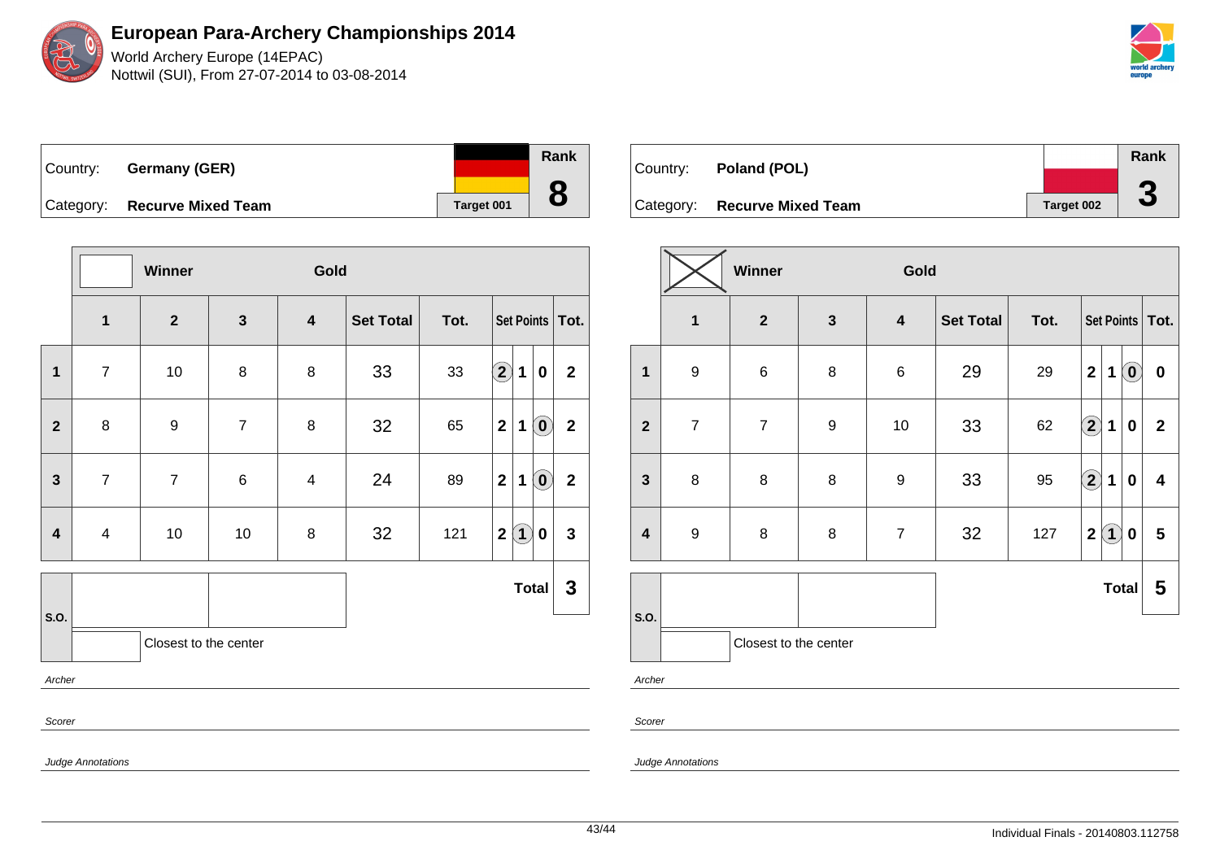# European Para-Archery Championships 2014

World Archery Europe (14EPAC)
Nottwil (SUI), From 27-07-2014 to 03-08-2014

| Country: | Germany (GER) | | Rank |
|---|---|---|---|
| Category: | Recurve Mixed Team | Target 001 | 8 |

| | Winner | | Gold | | | | | | | |
|---|---|---|---|---|---|---|---|---|---|---|
| | 1 | 2 | 3 | 4 | Set Total | Tot. | Set Points | | | Tot. |
| 1 | 7 | 10 | 8 | 8 | 33 | 33 | (2) | 1 | 0 | 2 |
| 2 | 8 | 9 | 7 | 8 | 32 | 65 | 2 | 1 | (0) | 2 |
| 3 | 7 | 7 | 6 | 4 | 24 | 89 | 2 | 1 | (0) | 2 |
| 4 | 4 | 10 | 10 | 8 | 32 | 121 | 2 | (1) | 0 | 3 |
| S.O. | | | | | | | | | Total | 3 |

Closest to the center

*Archer*

*Scorer*

*Judge Annotations*

| Country: | Poland (POL) | | Rank |
|---|---|---|---|
| Category: | Recurve Mixed Team | Target 002 | 3 |

| | Winner | | Gold | | | | | | | |
|---|---|---|---|---|---|---|---|---|---|---|
| | 1 | 2 | 3 | 4 | Set Total | Tot. | Set Points | | | Tot. |
| 1 | 9 | 6 | 8 | 6 | 29 | 29 | 2 | 1 | (0) | 0 |
| 2 | 7 | 7 | 9 | 10 | 33 | 62 | (2) | 1 | 0 | 2 |
| 3 | 8 | 8 | 8 | 9 | 33 | 95 | (2) | 1 | 0 | 4 |
| 4 | 9 | 8 | 8 | 7 | 32 | 127 | 2 | (1) | 0 | 5 |
| S.O. | | | | | | | | | Total | 5 |

Closest to the center

*Archer*

*Scorer*

*Judge Annotations*

Individual Finals - 20140803.112758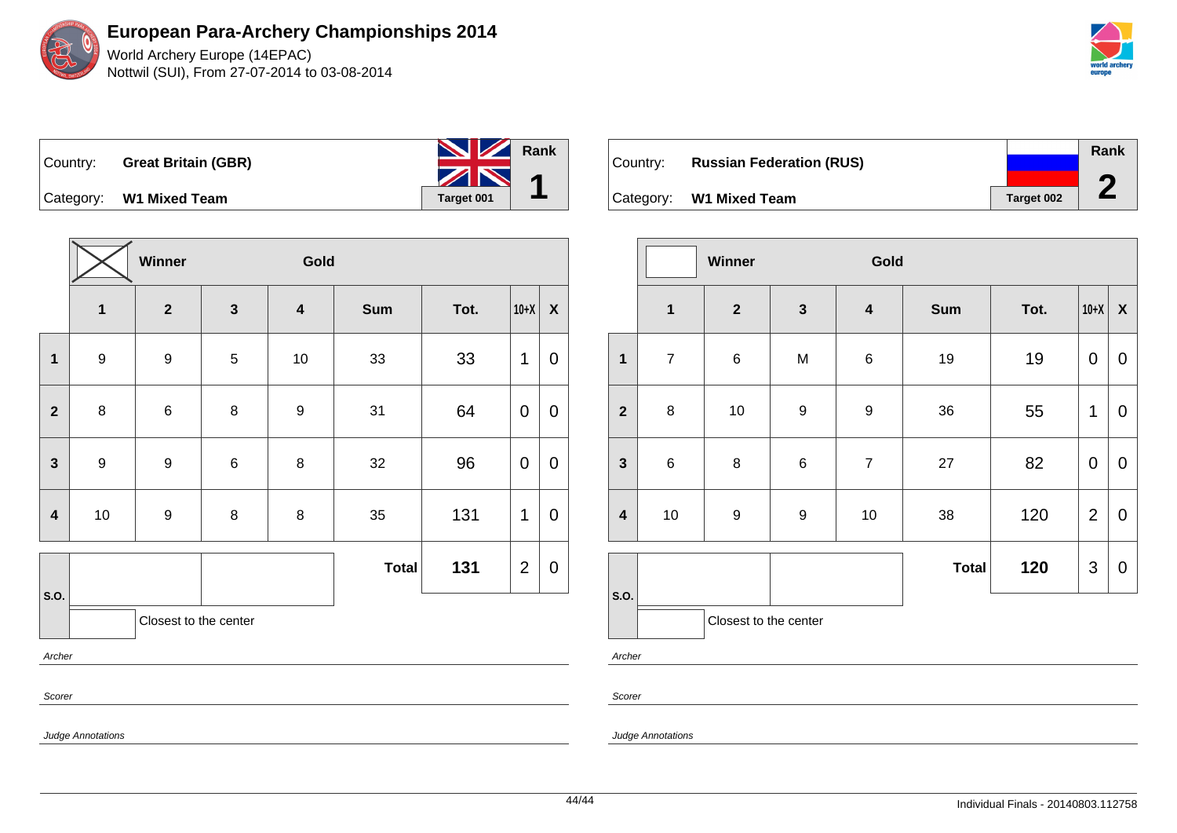# European Para-Archery Championships 2014

World Archery Europe (14EPAC)
Nottwil (SUI), From 27-07-2014 to 03-08-2014

| | |
|---|---|
| Country: | **Great Britain (GBR)** |
| Category: | **W1 Mixed Team** |
| Target 001 | **Rank 1** |

| | Winner | | | Gold | | | | |
|---|---|---|---|---|---|---|---|---|
| | **1** | **2** | **3** | **4** | **Sum** | **Tot.** | **10+X** | **X** |
| **1** | 9 | 9 | 5 | 10 | 33 | 33 | 1 | 0 |
| **2** | 8 | 6 | 8 | 9 | 31 | 64 | 0 | 0 |
| **3** | 9 | 9 | 6 | 8 | 32 | 96 | 0 | 0 |
| **4** | 10 | 9 | 8 | 8 | 35 | 131 | 1 | 0 |
| **S.O.** | | | | | **Total** | **131** | 2 | 0 |

Closest to the center

*Archer*

*Scorer*

*Judge Annotations*

| | |
|---|---|
| Country: | **Russian Federation (RUS)** |
| Category: | **W1 Mixed Team** |
| Target 002 | **Rank 2** |

| | Winner | | | Gold | | | | |
|---|---|---|---|---|---|---|---|---|
| | **1** | **2** | **3** | **4** | **Sum** | **Tot.** | **10+X** | **X** |
| **1** | 7 | 6 | M | 6 | 19 | 19 | 0 | 0 |
| **2** | 8 | 10 | 9 | 9 | 36 | 55 | 1 | 0 |
| **3** | 6 | 8 | 6 | 7 | 27 | 82 | 0 | 0 |
| **4** | 10 | 9 | 9 | 10 | 38 | 120 | 2 | 0 |
| **S.O.** | | | | | **Total** | **120** | 3 | 0 |

Closest to the center

*Archer*

*Scorer*

*Judge Annotations*

Individual Finals - 20140803.112758